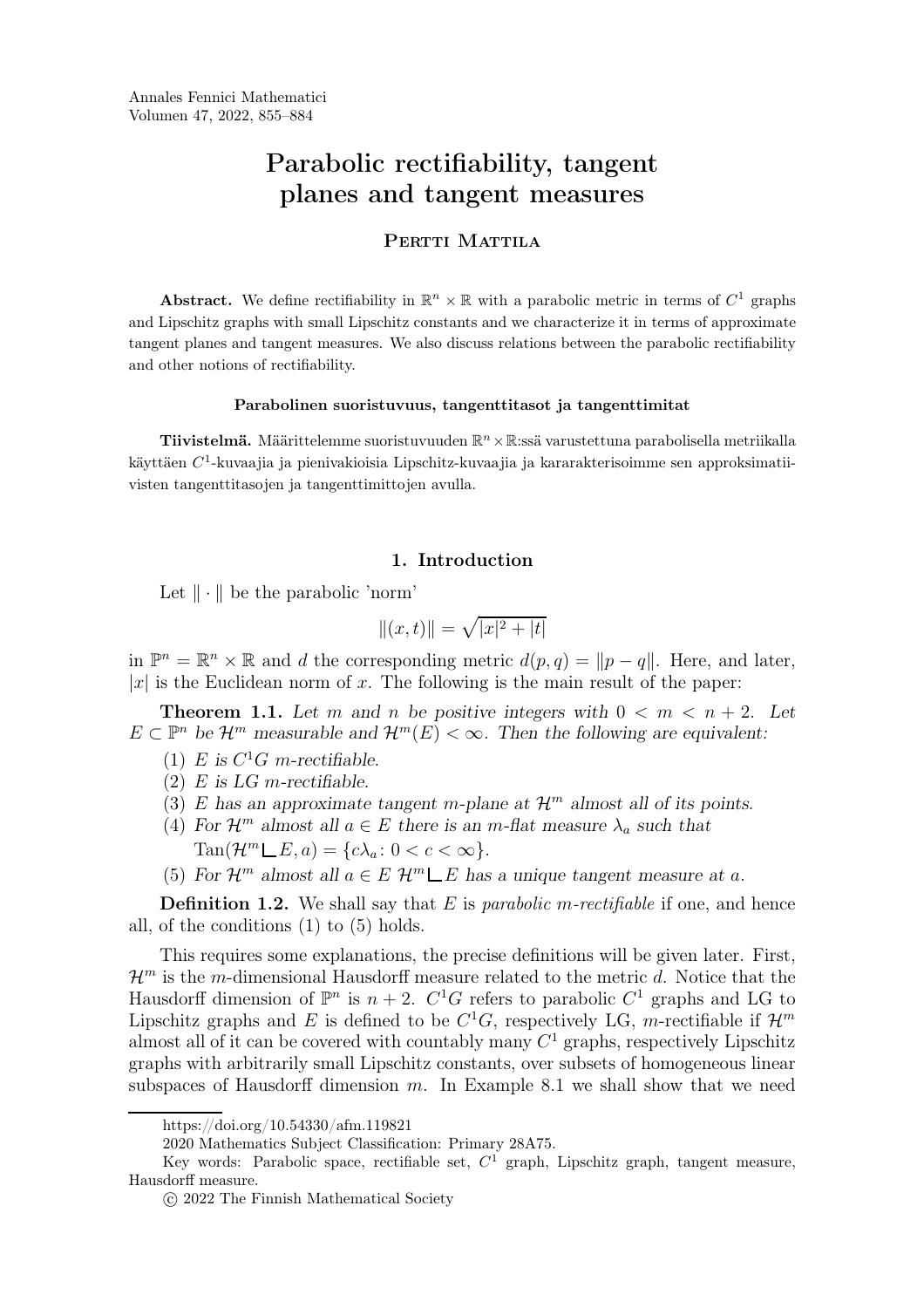# Parabolic rectifiability, tangent planes and tangent measures

## Pertti Mattila

**Abstract.** We define rectifiability in $\mathbb{R}^n \times \mathbb{R}$ with a parabolic metric in terms of $C^1$ graphs and Lipschitz graphs with small Lipschitz constants and we characterize it in terms of approximate tangent planes and tangent measures. We also discuss relations between the parabolic rectifiability and other notions of rectifiability.

**Parabolinen suoristuvuus, tangenttitasot ja tangenttimitat**

**Tiivistelmä.** Määrittelemme suoristuvuuden $\mathbb{R}^n \times \mathbb{R}$:ssä varustettuna parabolisella metriikalla käyttäen $C^1$-kuvaajia ja pienivakioisia Lipschitz-kuvaajia ja kararakterisoimme sen approksimatiivisten tangenttitasojen ja tangenttimittojen avulla.

## 1. Introduction

Let $\|\cdot\|$ be the parabolic 'norm'

$$\|(x,t)\| = \sqrt{|x|^2 + |t|}$$

in $\mathbb{P}^n = \mathbb{R}^n \times \mathbb{R}$ and $d$ the corresponding metric $d(p,q) = \|p - q\|$. Here, and later, $|x|$ is the Euclidean norm of $x$. The following is the main result of the paper:

**Theorem 1.1.** *Let $m$ and $n$ be positive integers with $0 < m < n + 2$. Let $E \subset \mathbb{P}^n$ be $\mathcal{H}^m$ measurable and $\mathcal{H}^m(E) < \infty$. Then the following are equivalent:*

1. *$E$ is $C^1G$ $m$-rectifiable.*
2. *$E$ is LG $m$-rectifiable.*
3. *$E$ has an approximate tangent $m$-plane at $\mathcal{H}^m$ almost all of its points.*
4. *For $\mathcal{H}^m$ almost all $a \in E$ there is an $m$-flat measure $\lambda_a$ such that $\operatorname{Tan}(\mathcal{H}^m \llcorner E, a) = \{c\lambda_a : 0 < c < \infty\}$.*
5. *For $\mathcal{H}^m$ almost all $a \in E$ $\mathcal{H}^m \llcorner E$ has a unique tangent measure at $a$.*

**Definition 1.2.** We shall say that $E$ is *parabolic $m$-rectifiable* if one, and hence all, of the conditions (1) to (5) holds.

This requires some explanations, the precise definitions will be given later. First, $\mathcal{H}^m$ is the $m$-dimensional Hausdorff measure related to the metric $d$. Notice that the Hausdorff dimension of $\mathbb{P}^n$ is $n + 2$. $C^1G$ refers to parabolic $C^1$ graphs and LG to Lipschitz graphs and $E$ is defined to be $C^1G$, respectively LG, $m$-rectifiable if $\mathcal{H}^m$ almost all of it can be covered with countably many $C^1$ graphs, respectively Lipschitz graphs with arbitrarily small Lipschitz constants, over subsets of homogeneous linear subspaces of Hausdorff dimension $m$. In Example 8.1 we shall show that we need

---

https://doi.org/10.54330/afm.119821

2020 Mathematics Subject Classification: Primary 28A75.

Key words: Parabolic space, rectifiable set, $C^1$ graph, Lipschitz graph, tangent measure, Hausdorff measure.

© 2022 The Finnish Mathematical Society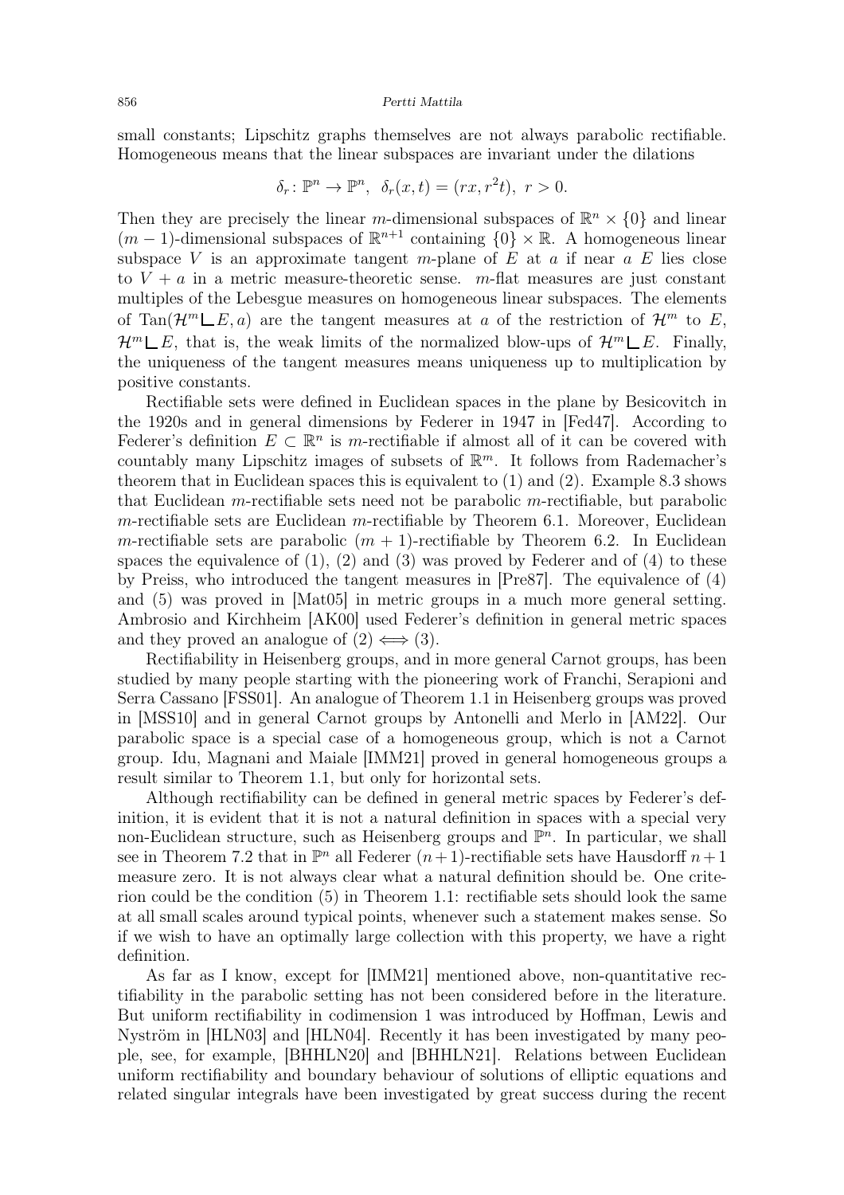small constants; Lipschitz graphs themselves are not always parabolic rectifiable. Homogeneous means that the linear subspaces are invariant under the dilations

$$\delta_r\colon \mathbb{P}^n \to \mathbb{P}^n,\ \ \delta_r(x,t) = (rx, r^2 t),\ r > 0.$$

Then they are precisely the linear $m$-dimensional subspaces of $\mathbb{R}^n \times \{0\}$ and linear $(m-1)$-dimensional subspaces of $\mathbb{R}^{n+1}$ containing $\{0\} \times \mathbb{R}$. A homogeneous linear subspace $V$ is an approximate tangent $m$-plane of $E$ at $a$ if near $a$ $E$ lies close to $V + a$ in a metric measure-theoretic sense. $m$-flat measures are just constant multiples of the Lebesgue measures on homogeneous linear subspaces. The elements of $\operatorname{Tan}(\mathcal{H}^m \llcorner E, a)$ are the tangent measures at $a$ of the restriction of $\mathcal{H}^m$ to $E$, $\mathcal{H}^m \llcorner E$, that is, the weak limits of the normalized blow-ups of $\mathcal{H}^m \llcorner E$. Finally, the uniqueness of the tangent measures means uniqueness up to multiplication by positive constants.

Rectifiable sets were defined in Euclidean spaces in the plane by Besicovitch in the 1920s and in general dimensions by Federer in 1947 in [Fed47]. According to Federer's definition $E \subset \mathbb{R}^n$ is $m$-rectifiable if almost all of it can be covered with countably many Lipschitz images of subsets of $\mathbb{R}^m$. It follows from Rademacher's theorem that in Euclidean spaces this is equivalent to (1) and (2). Example 8.3 shows that Euclidean $m$-rectifiable sets need not be parabolic $m$-rectifiable, but parabolic $m$-rectifiable sets are Euclidean $m$-rectifiable by Theorem 6.1. Moreover, Euclidean $m$-rectifiable sets are parabolic $(m+1)$-rectifiable by Theorem 6.2. In Euclidean spaces the equivalence of (1), (2) and (3) was proved by Federer and of (4) to these by Preiss, who introduced the tangent measures in [Pre87]. The equivalence of (4) and (5) was proved in [Mat05] in metric groups in a much more general setting. Ambrosio and Kirchheim [AK00] used Federer's definition in general metric spaces and they proved an analogue of $(2) \iff (3)$.

Rectifiability in Heisenberg groups, and in more general Carnot groups, has been studied by many people starting with the pioneering work of Franchi, Serapioni and Serra Cassano [FSS01]. An analogue of Theorem 1.1 in Heisenberg groups was proved in [MSS10] and in general Carnot groups by Antonelli and Merlo in [AM22]. Our parabolic space is a special case of a homogeneous group, which is not a Carnot group. Idu, Magnani and Maiale [IMM21] proved in general homogeneous groups a result similar to Theorem 1.1, but only for horizontal sets.

Although rectifiability can be defined in general metric spaces by Federer's definition, it is evident that it is not a natural definition in spaces with a special very non-Euclidean structure, such as Heisenberg groups and $\mathbb{P}^n$. In particular, we shall see in Theorem 7.2 that in $\mathbb{P}^n$ all Federer $(n+1)$-rectifiable sets have Hausdorff $n+1$ measure zero. It is not always clear what a natural definition should be. One criterion could be the condition (5) in Theorem 1.1: rectifiable sets should look the same at all small scales around typical points, whenever such a statement makes sense. So if we wish to have an optimally large collection with this property, we have a right definition.

As far as I know, except for [IMM21] mentioned above, non-quantitative rectifiability in the parabolic setting has not been considered before in the literature. But uniform rectifiability in codimension 1 was introduced by Hoffman, Lewis and Nyström in [HLN03] and [HLN04]. Recently it has been investigated by many people, see, for example, [BHHLN20] and [BHHLN21]. Relations between Euclidean uniform rectifiability and boundary behaviour of solutions of elliptic equations and related singular integrals have been investigated by great success during the recent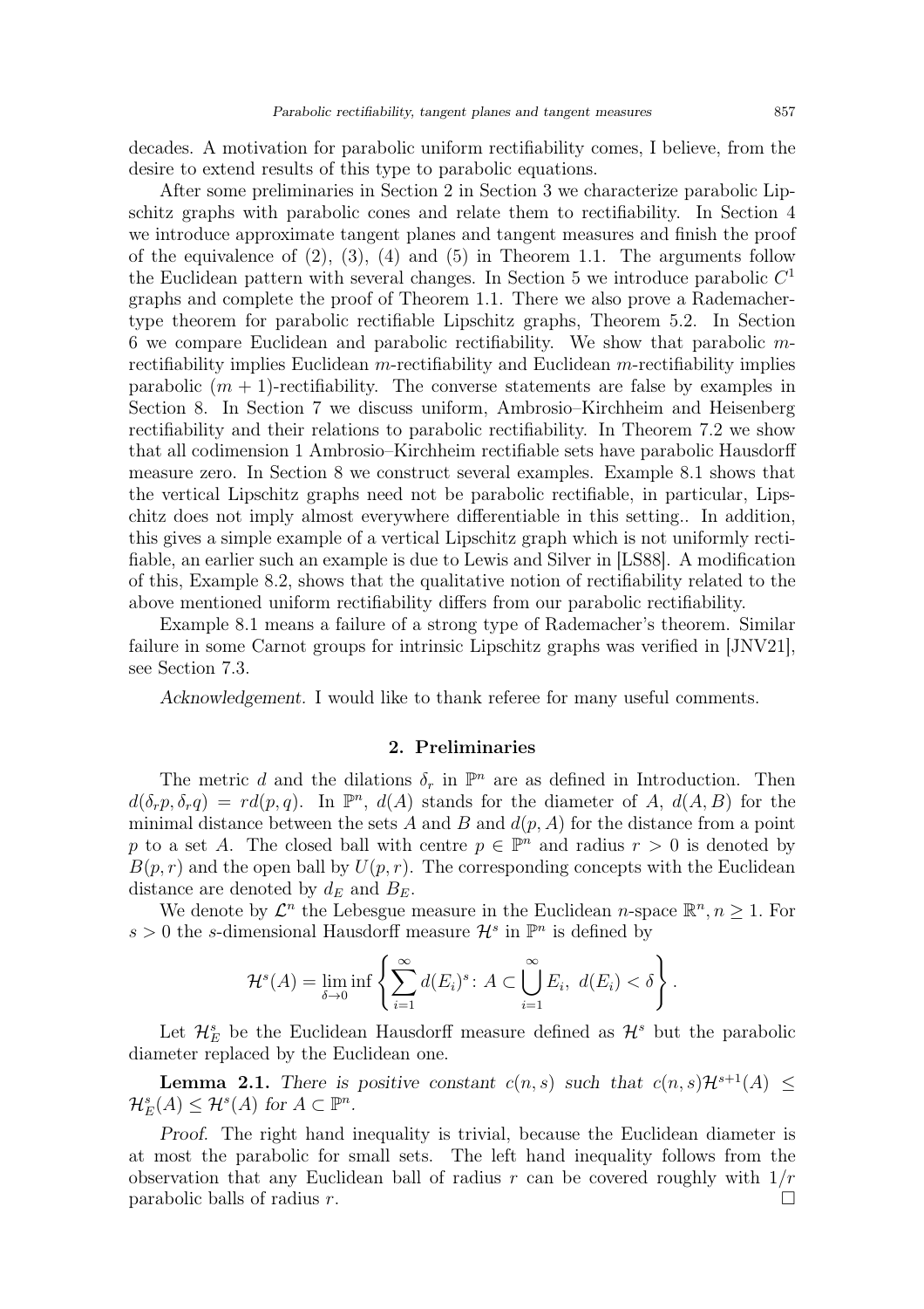decades. A motivation for parabolic uniform rectifiability comes, I believe, from the desire to extend results of this type to parabolic equations.

After some preliminaries in Section 2 in Section 3 we characterize parabolic Lipschitz graphs with parabolic cones and relate them to rectifiability. In Section 4 we introduce approximate tangent planes and tangent measures and finish the proof of the equivalence of (2), (3), (4) and (5) in Theorem 1.1. The arguments follow the Euclidean pattern with several changes. In Section 5 we introduce parabolic $C^1$ graphs and complete the proof of Theorem 1.1. There we also prove a Rademacher-type theorem for parabolic rectifiable Lipschitz graphs, Theorem 5.2. In Section 6 we compare Euclidean and parabolic rectifiability. We show that parabolic $m$-rectifiability implies Euclidean $m$-rectifiability and Euclidean $m$-rectifiability implies parabolic $(m+1)$-rectifiability. The converse statements are false by examples in Section 8. In Section 7 we discuss uniform, Ambrosio–Kirchheim and Heisenberg rectifiability and their relations to parabolic rectifiability. In Theorem 7.2 we show that all codimension 1 Ambrosio–Kirchheim rectifiable sets have parabolic Hausdorff measure zero. In Section 8 we construct several examples. Example 8.1 shows that the vertical Lipschitz graphs need not be parabolic rectifiable, in particular, Lipschitz does not imply almost everywhere differentiable in this setting.. In addition, this gives a simple example of a vertical Lipschitz graph which is not uniformly rectifiable, an earlier such an example is due to Lewis and Silver in [LS88]. A modification of this, Example 8.2, shows that the qualitative notion of rectifiability related to the above mentioned uniform rectifiability differs from our parabolic rectifiability.

Example 8.1 means a failure of a strong type of Rademacher's theorem. Similar failure in some Carnot groups for intrinsic Lipschitz graphs was verified in [JNV21], see Section 7.3.

*Acknowledgement.* I would like to thank referee for many useful comments.

## 2. Preliminaries

The metric $d$ and the dilations $\delta_r$ in $\mathbb{P}^n$ are as defined in Introduction. Then $d(\delta_r p, \delta_r q) = rd(p,q)$. In $\mathbb{P}^n$, $d(A)$ stands for the diameter of $A$, $d(A,B)$ for the minimal distance between the sets $A$ and $B$ and $d(p,A)$ for the distance from a point $p$ to a set $A$. The closed ball with centre $p \in \mathbb{P}^n$ and radius $r > 0$ is denoted by $B(p,r)$ and the open ball by $U(p,r)$. The corresponding concepts with the Euclidean distance are denoted by $d_E$ and $B_E$.

We denote by $\mathcal{L}^n$ the Lebesgue measure in the Euclidean $n$-space $\mathbb{R}^n, n \geq 1$. For $s > 0$ the $s$-dimensional Hausdorff measure $\mathcal{H}^s$ in $\mathbb{P}^n$ is defined by

$$\mathcal{H}^s(A) = \lim_{\delta \to 0} \inf \left\{ \sum_{i=1}^{\infty} d(E_i)^s \colon A \subset \bigcup_{i=1}^{\infty} E_i,\ d(E_i) < \delta \right\}.$$

Let $\mathcal{H}_E^s$ be the Euclidean Hausdorff measure defined as $\mathcal{H}^s$ but the parabolic diameter replaced by the Euclidean one.

**Lemma 2.1.** *There is positive constant $c(n,s)$ such that $c(n,s)\mathcal{H}^{s+1}(A) \leq \mathcal{H}_E^s(A) \leq \mathcal{H}^s(A)$ for $A \subset \mathbb{P}^n$.*

*Proof.* The right hand inequality is trivial, because the Euclidean diameter is at most the parabolic for small sets. The left hand inequality follows from the observation that any Euclidean ball of radius $r$ can be covered roughly with $1/r$ parabolic balls of radius $r$. □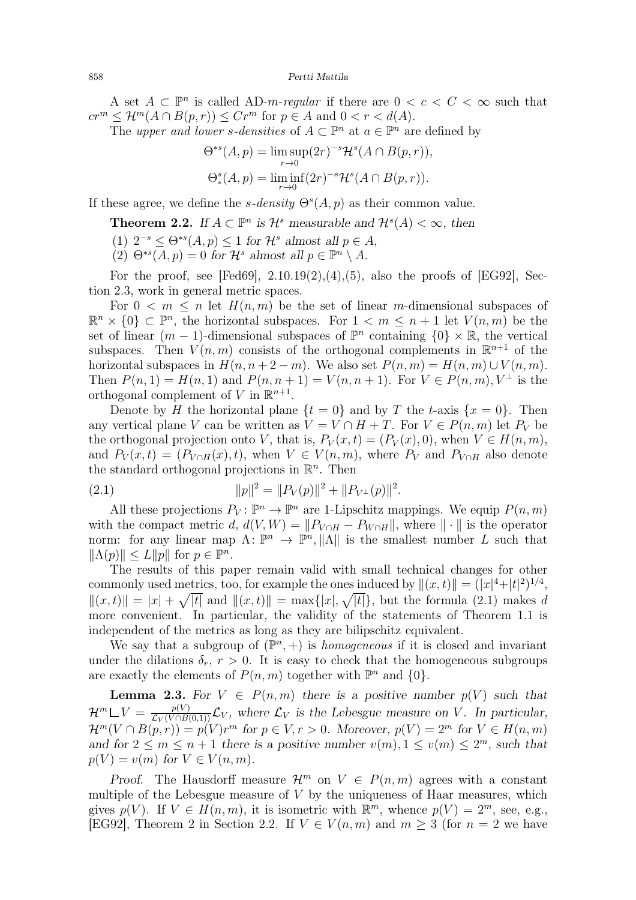A set $A \subset \mathbb{P}^n$ is called *AD-$m$-regular* if there are $0 < c < C < \infty$ such that $cr^m \leq \mathcal{H}^m(A \cap B(p,r)) \leq Cr^m$ for $p \in A$ and $0 < r < d(A)$.

The *upper and lower $s$-densities* of $A \subset \mathbb{P}^n$ at $a \in \mathbb{P}^n$ are defined by

$$\Theta^{*s}(A,p) = \limsup_{r \to 0} (2r)^{-s}\mathcal{H}^s(A \cap B(p,r)),$$

$$\Theta^s_*(A,p) = \liminf_{r \to 0} (2r)^{-s}\mathcal{H}^s(A \cap B(p,r)).$$

If these agree, we define the *$s$-density* $\Theta^s(A,p)$ as their common value.

**Theorem 2.2.** *If $A \subset \mathbb{P}^n$ is $\mathcal{H}^s$ measurable and $\mathcal{H}^s(A) < \infty$, then*

(1) *$2^{-s} \leq \Theta^{*s}(A,p) \leq 1$ for $\mathcal{H}^s$ almost all $p \in A$,*

(2) *$\Theta^{*s}(A,p) = 0$ for $\mathcal{H}^s$ almost all $p \in \mathbb{P}^n \setminus A$.*

For the proof, see [Fed69], 2.10.19(2),(4),(5), also the proofs of [EG92], Section 2.3, work in general metric spaces.

For $0 < m \leq n$ let $H(n,m)$ be the set of linear $m$-dimensional subspaces of $\mathbb{R}^n \times \{0\} \subset \mathbb{P}^n$, the horizontal subspaces. For $1 < m \leq n+1$ let $V(n,m)$ be the set of linear $(m-1)$-dimensional subspaces of $\mathbb{P}^n$ containing $\{0\} \times \mathbb{R}$, the vertical subspaces. Then $V(n,m)$ consists of the orthogonal complements in $\mathbb{R}^{n+1}$ of the horizontal subspaces in $H(n, n+2-m)$. We also set $P(n,m) = H(n,m) \cup V(n,m)$. Then $P(n,1) = H(n,1)$ and $P(n,n+1) = V(n,n+1)$. For $V \in P(n,m)$, $V^\perp$ is the orthogonal complement of $V$ in $\mathbb{R}^{n+1}$.

Denote by $H$ the horizontal plane $\{t = 0\}$ and by $T$ the $t$-axis $\{x = 0\}$. Then any vertical plane $V$ can be written as $V = V \cap H + T$. For $V \in P(n,m)$ let $P_V$ be the orthogonal projection onto $V$, that is, $P_V(x,t) = (P_V(x), 0)$, when $V \in H(n,m)$, and $P_V(x,t) = (P_{V\cap H}(x), t)$, when $V \in V(n,m)$, where $P_V$ and $P_{V \cap H}$ also denote the standard orthogonal projections in $\mathbb{R}^n$. Then

$$\|p\|^2 = \|P_V(p)\|^2 + \|P_{V^\perp}(p)\|^2. \tag{2.1}$$

All these projections $P_V \colon \mathbb{P}^n \to \mathbb{P}^n$ are 1-Lipschitz mappings. We equip $P(n,m)$ with the compact metric $d$, $d(V,W) = \|P_{V\cap H} - P_{W \cap H}\|$, where $\|\cdot\|$ is the operator norm: for any linear map $\Lambda \colon \mathbb{P}^n \to \mathbb{P}^n$, $\|\Lambda\|$ is the smallest number $L$ such that $\|\Lambda(p)\| \leq L\|p\|$ for $p \in \mathbb{P}^n$.

The results of this paper remain valid with small technical changes for other commonly used metrics, too, for example the ones induced by $\|(x,t)\| = (|x|^4 + |t|^2)^{1/4}$, $\|(x,t)\| = |x| + \sqrt{|t|}$ and $\|(x,t)\| = \max\{|x|, \sqrt{|t|}\}$, but the formula (2.1) makes $d$ more convenient. In particular, the validity of the statements of Theorem 1.1 is independent of the metrics as long as they are bilipschitz equivalent.

We say that a subgroup of $(\mathbb{P}^n, +)$ is *homogeneous* if it is closed and invariant under the dilations $\delta_r$, $r > 0$. It is easy to check that the homogeneous subgroups are exactly the elements of $P(n,m)$ together with $\mathbb{P}^n$ and $\{0\}$.

**Lemma 2.3.** *For $V \in P(n,m)$ there is a positive number $p(V)$ such that $\mathcal{H}^m \llcorner V = \frac{p(V)}{\mathcal{L}_V(V \cap B(0,1))}\mathcal{L}_V$, where $\mathcal{L}_V$ is the Lebesgue measure on $V$. In particular, $\mathcal{H}^m(V \cap B(p,r)) = p(V)r^m$ for $p \in V, r > 0$. Moreover, $p(V) = 2^m$ for $V \in H(n,m)$ and for $2 \leq m \leq n+1$ there is a positive number $v(m)$, $1 \leq v(m) \leq 2^m$, such that $p(V) = v(m)$ for $V \in V(n,m)$.*

*Proof.* The Hausdorff measure $\mathcal{H}^m$ on $V \in P(n,m)$ agrees with a constant multiple of the Lebesgue measure of $V$ by the uniqueness of Haar measures, which gives $p(V)$. If $V \in H(n,m)$, it is isometric with $\mathbb{R}^m$, whence $p(V) = 2^m$, see, e.g., [EG92], Theorem 2 in Section 2.2. If $V \in V(n,m)$ and $m \geq 3$ (for $n = 2$ we have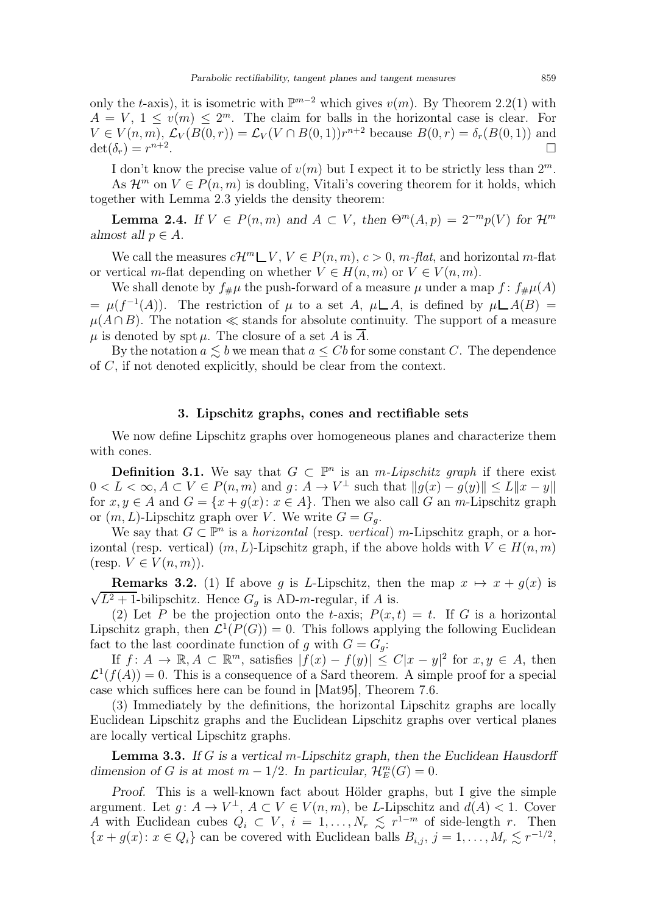only the $t$-axis), it is isometric with $\mathbb{P}^{m-2}$ which gives $v(m)$. By Theorem 2.2(1) with $A = V$, $1 \leq v(m) \leq 2^m$. The claim for balls in the horizontal case is clear. For $V \in V(n,m)$, $\mathcal{L}_V(B(0,r)) = \mathcal{L}_V(V \cap B(0,1))r^{n+2}$ because $B(0,r) = \delta_r(B(0,1))$ and $\det(\delta_r) = r^{n+2}$. □

I don't know the precise value of $v(m)$ but I expect it to be strictly less than $2^m$.

As $\mathcal{H}^m$ on $V \in P(n,m)$ is doubling, Vitali's covering theorem for it holds, which together with Lemma 2.3 yields the density theorem:

**Lemma 2.4.** *If $V \in P(n,m)$ and $A \subset V$, then $\Theta^m(A,p) = 2^{-m}p(V)$ for $\mathcal{H}^m$ almost all $p \in A$.*

We call the measures $c\mathcal{H}^m \llcorner V$, $V \in P(n,m)$, $c > 0$, *$m$-flat*, and horizontal $m$-flat or vertical $m$-flat depending on whether $V \in H(n,m)$ or $V \in V(n,m)$.

We shall denote by $f_\# \mu$ the push-forward of a measure $\mu$ under a map $f$: $f_\# \mu(A) = \mu(f^{-1}(A))$. The restriction of $\mu$ to a set $A$, $\mu \llcorner A$, is defined by $\mu \llcorner A(B) = \mu(A \cap B)$. The notation $\ll$ stands for absolute continuity. The support of a measure $\mu$ is denoted by $\operatorname{spt} \mu$. The closure of a set $A$ is $\overline{A}$.

By the notation $a \lesssim b$ we mean that $a \leq Cb$ for some constant $C$. The dependence of $C$, if not denoted explicitly, should be clear from the context.

## 3. Lipschitz graphs, cones and rectifiable sets

We now define Lipschitz graphs over homogeneous planes and characterize them with cones.

**Definition 3.1.** We say that $G \subset \mathbb{P}^n$ is an *$m$-Lipschitz graph* if there exist $0 < L < \infty$, $A \subset V \in P(n,m)$ and $g \colon A \to V^\perp$ such that $\|g(x) - g(y)\| \leq L\|x - y\|$ for $x, y \in A$ and $G = \{x + g(x) \colon x \in A\}$. Then we also call $G$ an $m$-Lipschitz graph or $(m,L)$-Lipschitz graph over $V$. We write $G = G_g$.

We say that $G \subset \mathbb{P}^n$ is a *horizontal* (resp. *vertical*) $m$-Lipschitz graph, or a horizontal (resp. vertical) $(m,L)$-Lipschitz graph, if the above holds with $V \in H(n,m)$ (resp. $V \in V(n,m)$).

**Remarks 3.2.** (1) If above $g$ is $L$-Lipschitz, then the map $x \mapsto x + g(x)$ is $\sqrt{L^2+1}$-bilipschitz. Hence $G_g$ is AD-$m$-regular, if $A$ is.

(2) Let $P$ be the projection onto the $t$-axis; $P(x,t) = t$. If $G$ is a horizontal Lipschitz graph, then $\mathcal{L}^1(P(G)) = 0$. This follows applying the following Euclidean fact to the last coordinate function of $g$ with $G = G_g$:

If $f \colon A \to \mathbb{R}, A \subset \mathbb{R}^m$, satisfies $|f(x) - f(y)| \leq C|x - y|^2$ for $x, y \in A$, then $\mathcal{L}^1(f(A)) = 0$. This is a consequence of a Sard theorem. A simple proof for a special case which suffices here can be found in [Mat95], Theorem 7.6.

(3) Immediately by the definitions, the horizontal Lipschitz graphs are locally Euclidean Lipschitz graphs and the Euclidean Lipschitz graphs over vertical planes are locally vertical Lipschitz graphs.

**Lemma 3.3.** *If $G$ is a vertical $m$-Lipschitz graph, then the Euclidean Hausdorff dimension of $G$ is at most $m - 1/2$. In particular, $\mathcal{H}^m_E(G) = 0$.*

*Proof.* This is a well-known fact about Hölder graphs, but I give the simple argument. Let $g \colon A \to V^\perp$, $A \subset V \in V(n,m)$, be $L$-Lipschitz and $d(A) < 1$. Cover $A$ with Euclidean cubes $Q_i \subset V$, $i = 1, \ldots, N_r \lesssim r^{1-m}$ of side-length $r$. Then $\{x + g(x) \colon x \in Q_i\}$ can be covered with Euclidean balls $B_{i,j}$, $j = 1, \ldots, M_r \lesssim r^{-1/2}$,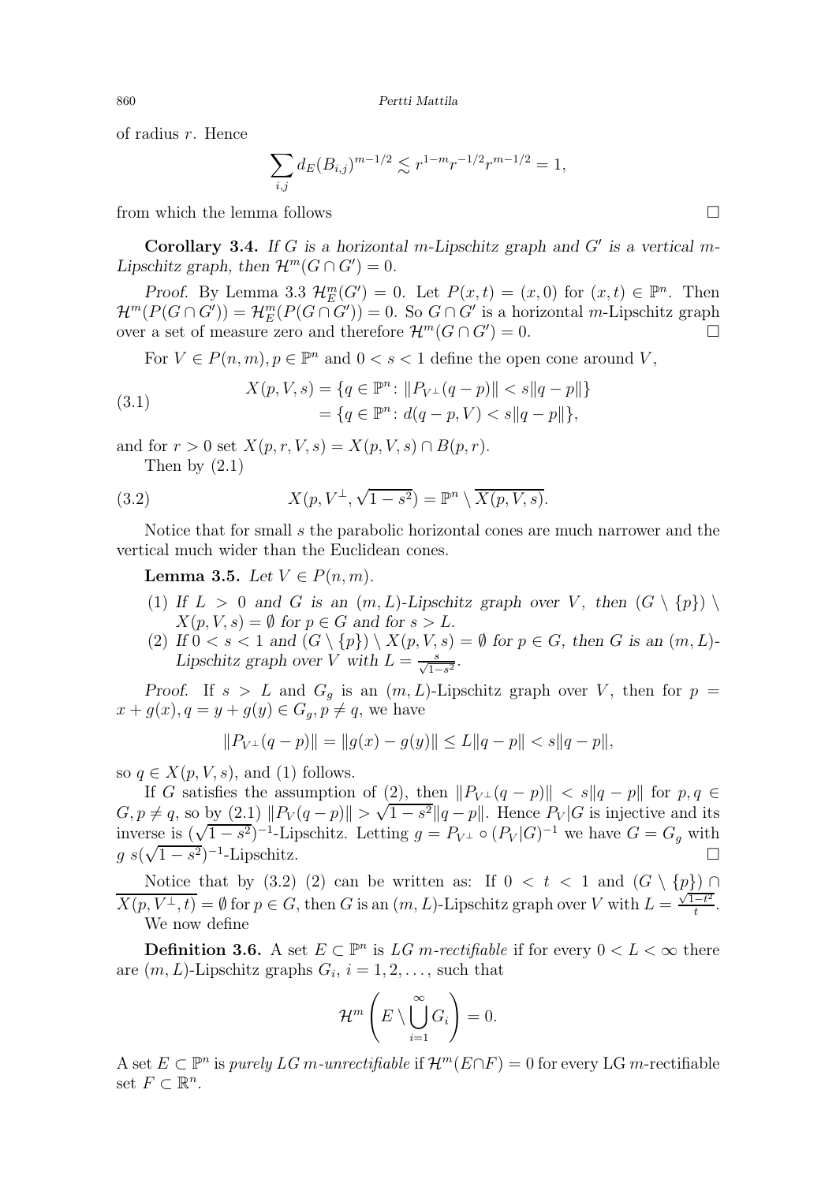of radius $r$. Hence

$$\sum_{i,j} d_E(B_{i,j})^{m-1/2} \lesssim r^{1-m} r^{-1/2} r^{m-1/2} = 1,$$

from which the lemma follows □

**Corollary 3.4.** *If $G$ is a horizontal $m$-Lipschitz graph and $G'$ is a vertical $m$-Lipschitz graph, then $\mathcal{H}^m(G \cap G') = 0$.*

*Proof.* By Lemma 3.3 $\mathcal{H}^m_E(G') = 0$. Let $P(x,t) = (x,0)$ for $(x,t) \in \mathbb{P}^n$. Then $\mathcal{H}^m(P(G \cap G')) = \mathcal{H}^m_E(P(G \cap G')) = 0$. So $G \cap G'$ is a horizontal $m$-Lipschitz graph over a set of measure zero and therefore $\mathcal{H}^m(G \cap G') = 0$. □

For $V \in P(n,m), p \in \mathbb{P}^n$ and $0 < s < 1$ define the open cone around $V$,

$$\begin{aligned} X(p,V,s) &= \{q \in \mathbb{P}^n \colon \|P_{V^\perp}(q-p)\| < s\|q-p\|\} \\ &= \{q \in \mathbb{P}^n \colon d(q-p,V) < s\|q-p\|\}, \end{aligned} \tag{3.1}$$

and for $r > 0$ set $X(p,r,V,s) = X(p,V,s) \cap B(p,r)$.

Then by (2.1)

$$X(p, V^\perp, \sqrt{1-s^2}) = \mathbb{P}^n \setminus \overline{X(p,V,s)}. \tag{3.2}$$

Notice that for small $s$ the parabolic horizontal cones are much narrower and the vertical much wider than the Euclidean cones.

**Lemma 3.5.** *Let $V \in P(n,m)$.*

1. *If $L > 0$ and $G$ is an $(m,L)$-Lipschitz graph over $V$, then $(G \setminus \{p\}) \setminus X(p,V,s) = \emptyset$ for $p \in G$ and for $s > L$.*
2. *If $0 < s < 1$ and $(G \setminus \{p\}) \setminus X(p,V,s) = \emptyset$ for $p \in G$, then $G$ is an $(m,L)$-Lipschitz graph over $V$ with $L = \frac{s}{\sqrt{1-s^2}}$.*

*Proof.* If $s > L$ and $G_g$ is an $(m,L)$-Lipschitz graph over $V$, then for $p = x + g(x), q = y + g(y) \in G_g, p \neq q$, we have

$$\|P_{V^\perp}(q-p)\| = \|g(x) - g(y)\| \le L\|q-p\| < s\|q-p\|,$$

so $q \in X(p,V,s)$, and (1) follows.

If $G$ satisfies the assumption of (2), then $\|P_{V^\perp}(q-p)\| < s\|q-p\|$ for $p,q \in G, p \neq q$, so by (2.1) $\|P_V(q-p)\| > \sqrt{1-s^2}\|q-p\|$. Hence $P_V|G$ is injective and its inverse is $(\sqrt{1-s^2})^{-1}$-Lipschitz. Letting $g = P_{V^\perp} \circ (P_V|G)^{-1}$ we have $G = G_g$ with $g$ $s(\sqrt{1-s^2})^{-1}$-Lipschitz. □

Notice that by (3.2) (2) can be written as: If $0 < t < 1$ and $(G \setminus \{p\}) \cap \overline{X(p,V^\perp,t)} = \emptyset$ for $p \in G$, then $G$ is an $(m,L)$-Lipschitz graph over $V$ with $L = \frac{\sqrt{1-t^2}}{t}$.

We now define

**Definition 3.6.** A set $E \subset \mathbb{P}^n$ is *LG $m$-rectifiable* if for every $0 < L < \infty$ there are $(m,L)$-Lipschitz graphs $G_i$, $i = 1,2,\ldots$, such that

$$\mathcal{H}^m\left(E \setminus \bigcup_{i=1}^\infty G_i\right) = 0.$$

A set $E \subset \mathbb{P}^n$ is *purely LG $m$-unrectifiable* if $\mathcal{H}^m(E \cap F) = 0$ for every LG $m$-rectifiable set $F \subset \mathbb{R}^n$.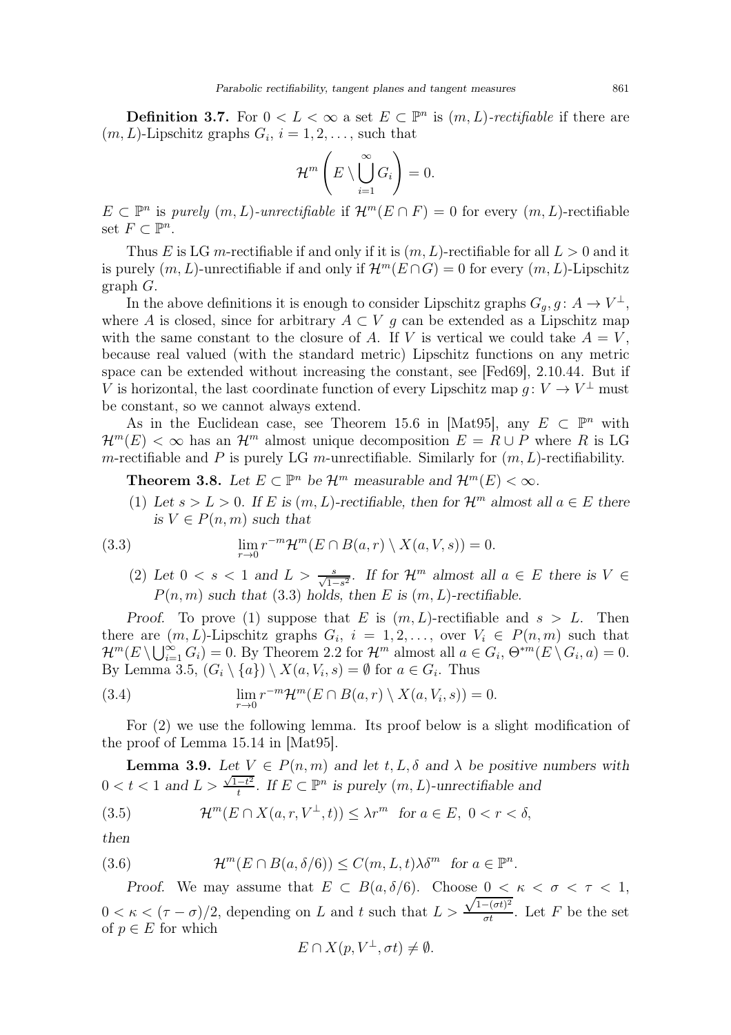**Definition 3.7.** For $0 < L < \infty$ a set $E \subset \mathbb{P}^n$ is *$(m, L)$-rectifiable* if there are $(m, L)$-Lipschitz graphs $G_i$, $i = 1, 2, \dots$, such that

$$\mathcal{H}^m \left( E \setminus \bigcup_{i=1}^{\infty} G_i \right) = 0.$$

$E \subset \mathbb{P}^n$ is *purely $(m, L)$-unrectifiable* if $\mathcal{H}^m(E \cap F) = 0$ for every $(m, L)$-rectifiable set $F \subset \mathbb{P}^n$.

Thus $E$ is LG $m$-rectifiable if and only if it is $(m, L)$-rectifiable for all $L > 0$ and it is purely $(m, L)$-unrectifiable if and only if $\mathcal{H}^m(E \cap G) = 0$ for every $(m, L)$-Lipschitz graph $G$.

In the above definitions it is enough to consider Lipschitz graphs $G_g, g \colon A \to V^\perp$, where $A$ is closed, since for arbitrary $A \subset V$ $g$ can be extended as a Lipschitz map with the same constant to the closure of $A$. If $V$ is vertical we could take $A = V$, because real valued (with the standard metric) Lipschitz functions on any metric space can be extended without increasing the constant, see [Fed69], 2.10.44. But if $V$ is horizontal, the last coordinate function of every Lipschitz map $g \colon V \to V^\perp$ must be constant, so we cannot always extend.

As in the Euclidean case, see Theorem 15.6 in [Mat95], any $E \subset \mathbb{P}^n$ with $\mathcal{H}^m(E) < \infty$ has an $\mathcal{H}^m$ almost unique decomposition $E = R \cup P$ where $R$ is LG $m$-rectifiable and $P$ is purely LG $m$-unrectifiable. Similarly for $(m, L)$-rectifiability.

**Theorem 3.8.** *Let $E \subset \mathbb{P}^n$ be $\mathcal{H}^m$ measurable and $\mathcal{H}^m(E) < \infty$.*

(1) *Let $s > L > 0$. If $E$ is $(m, L)$-rectifiable, then for $\mathcal{H}^m$ almost all $a \in E$ there is $V \in P(n, m)$ such that*

$$\lim_{r \to 0} r^{-m} \mathcal{H}^m(E \cap B(a, r) \setminus X(a, V, s)) = 0. \tag{3.3}$$

(2) *Let $0 < s < 1$ and $L > \frac{s}{\sqrt{1-s^2}}$. If for $\mathcal{H}^m$ almost all $a \in E$ there is $V \in P(n, m)$ such that (3.3) holds, then $E$ is $(m, L)$-rectifiable.*

*Proof.* To prove (1) suppose that $E$ is $(m, L)$-rectifiable and $s > L$. Then there are $(m, L)$-Lipschitz graphs $G_i$, $i = 1, 2, \dots$, over $V_i \in P(n, m)$ such that $\mathcal{H}^m(E \setminus \bigcup_{i=1}^{\infty} G_i) = 0$. By Theorem 2.2 for $\mathcal{H}^m$ almost all $a \in G_i$, $\Theta^{*m}(E \setminus G_i, a) = 0$. By Lemma 3.5, $(G_i \setminus \{a\}) \setminus X(a, V_i, s) = \emptyset$ for $a \in G_i$. Thus

$$\lim_{r \to 0} r^{-m} \mathcal{H}^m(E \cap B(a, r) \setminus X(a, V_i, s)) = 0. \tag{3.4}$$

For (2) we use the following lemma. Its proof below is a slight modification of the proof of Lemma 15.14 in [Mat95].

**Lemma 3.9.** *Let $V \in P(n, m)$ and let $t, L, \delta$ and $\lambda$ be positive numbers with $0 < t < 1$ and $L > \frac{\sqrt{1-t^2}}{t}$. If $E \subset \mathbb{P}^n$ is purely $(m, L)$-unrectifiable and*

$$\mathcal{H}^m(E \cap X(a, r, V^\perp, t)) \le \lambda r^m \quad \text{for } a \in E,\ 0 < r < \delta, \tag{3.5}$$

*then*

$$\mathcal{H}^m(E \cap B(a, \delta/6)) \le C(m, L, t)\lambda \delta^m \quad \text{for } a \in \mathbb{P}^n. \tag{3.6}$$

*Proof.* We may assume that $E \subset B(a, \delta/6)$. Choose $0 < \kappa < \sigma < \tau < 1$, $0 < \kappa < (\tau - \sigma)/2$, depending on $L$ and $t$ such that $L > \frac{\sqrt{1-(\sigma t)^2}}{\sigma t}$. Let $F$ be the set of $p \in E$ for which

$$E \cap X(p, V^\perp, \sigma t) \neq \emptyset.$$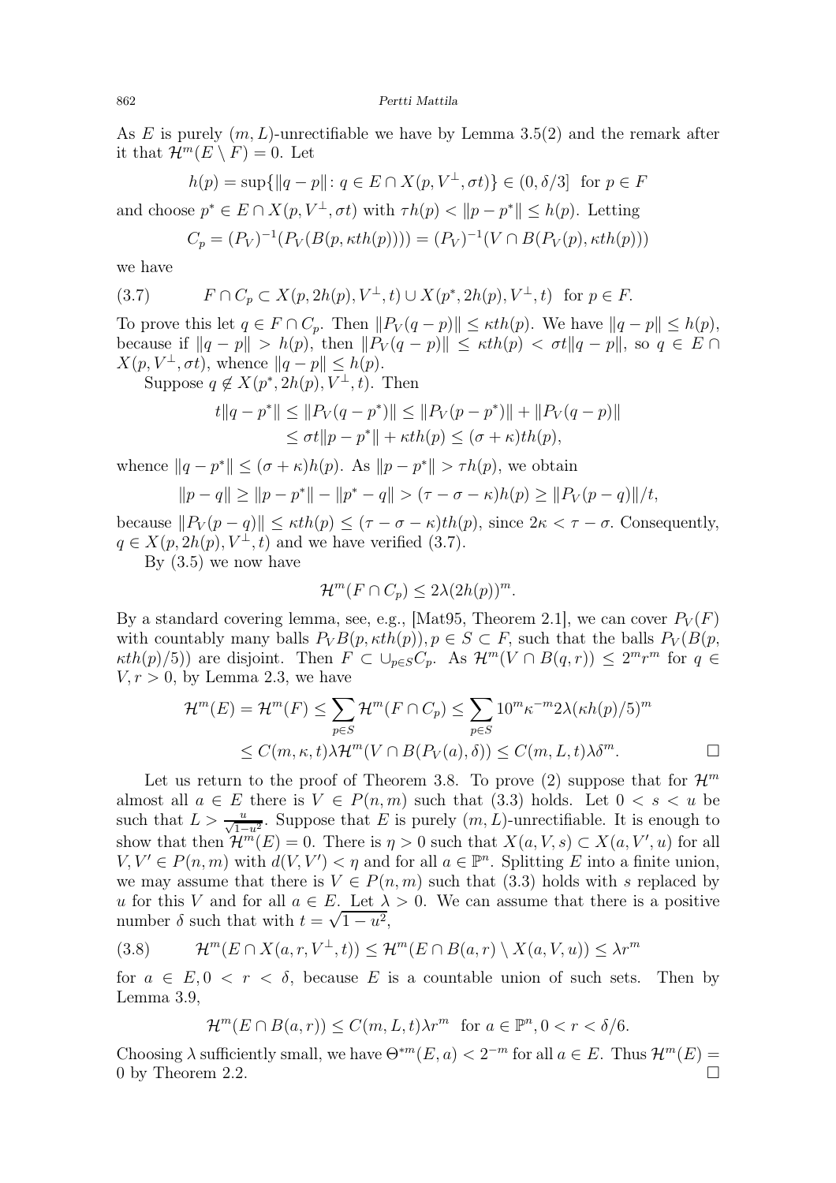As $E$ is purely $(m, L)$-unrectifiable we have by Lemma 3.5(2) and the remark after it that $\mathcal{H}^m(E \setminus F) = 0$. Let

$$h(p) = \sup\{\|q - p\| \colon q \in E \cap X(p, V^\perp, \sigma t)\} \in (0, \delta/3] \quad \text{for } p \in F$$

and choose $p^* \in E \cap X(p, V^\perp, \sigma t)$ with $\tau h(p) < \|p - p^*\| \le h(p)$. Letting

$$C_p = (P_V)^{-1}(P_V(B(p, \kappa t h(p)))) = (P_V)^{-1}(V \cap B(P_V(p), \kappa t h(p)))$$

we have

$$F \cap C_p \subset X(p, 2h(p), V^\perp, t) \cup X(p^*, 2h(p), V^\perp, t) \quad \text{for } p \in F. \tag{3.7}$$

To prove this let $q \in F \cap C_p$. Then $\|P_V(q - p)\| \le \kappa t h(p)$. We have $\|q - p\| \le h(p)$, because if $\|q - p\| > h(p)$, then $\|P_V(q - p)\| \le \kappa t h(p) < \sigma t \|q - p\|$, so $q \in E \cap X(p, V^\perp, \sigma t)$, whence $\|q - p\| \le h(p)$.

Suppose $q \notin X(p^*, 2h(p), V^\perp, t)$. Then

$$\begin{aligned} t\|q - p^*\| &\le \|P_V(q - p^*)\| \le \|P_V(p - p^*)\| + \|P_V(q - p)\| \\ &\le \sigma t \|p - p^*\| + \kappa t h(p) \le (\sigma + \kappa) t h(p), \end{aligned}$$

whence $\|q - p^*\| \le (\sigma + \kappa) h(p)$. As $\|p - p^*\| > \tau h(p)$, we obtain

$$\|p - q\| \ge \|p - p^*\| - \|p^* - q\| > (\tau - \sigma - \kappa) h(p) \ge \|P_V(p - q)\|/t,$$

because $\|P_V(p - q)\| \le \kappa t h(p) \le (\tau - \sigma - \kappa) t h(p)$, since $2\kappa < \tau - \sigma$. Consequently, $q \in X(p, 2h(p), V^\perp, t)$ and we have verified (3.7).

By (3.5) we now have

$$\mathcal{H}^m(F \cap C_p) \le 2\lambda (2h(p))^m.$$

By a standard covering lemma, see, e.g., [Mat95, Theorem 2.1], we can cover $P_V(F)$ with countably many balls $P_V B(p, \kappa t h(p)), p \in S \subset F$, such that the balls $P_V(B(p, \kappa t h(p)/5))$ are disjoint. Then $F \subset \cup_{p \in S} C_p$. As $\mathcal{H}^m(V \cap B(q, r)) \le 2^m r^m$ for $q \in V, r > 0$, by Lemma 2.3, we have

$$\begin{aligned} \mathcal{H}^m(E) = \mathcal{H}^m(F) &\le \sum_{p \in S} \mathcal{H}^m(F \cap C_p) \le \sum_{p \in S} 10^m \kappa^{-m} 2\lambda (\kappa h(p)/5)^m \\ &\le C(m, \kappa, t) \lambda \mathcal{H}^m(V \cap B(P_V(a), \delta)) \le C(m, L, t) \lambda \delta^m. \end{aligned}$$

□

Let us return to the proof of Theorem 3.8. To prove (2) suppose that for $\mathcal{H}^m$ almost all $a \in E$ there is $V \in P(n, m)$ such that (3.3) holds. Let $0 < s < u$ be such that $L > \frac{u}{\sqrt{1-u^2}}$. Suppose that $E$ is purely $(m, L)$-unrectifiable. It is enough to show that then $\mathcal{H}^m(E) = 0$. There is $\eta > 0$ such that $X(a, V, s) \subset X(a, V', u)$ for all $V, V' \in P(n, m)$ with $d(V, V') < \eta$ and for all $a \in \mathbb{P}^n$. Splitting $E$ into a finite union, we may assume that there is $V \in P(n, m)$ such that (3.3) holds with $s$ replaced by $u$ for this $V$ and for all $a \in E$. Let $\lambda > 0$. We can assume that there is a positive number $\delta$ such that with $t = \sqrt{1 - u^2}$,

$$\mathcal{H}^m(E \cap X(a, r, V^\perp, t)) \le \mathcal{H}^m(E \cap B(a, r) \setminus X(a, V, u)) \le \lambda r^m \tag{3.8}$$

for $a \in E, 0 < r < \delta$, because $E$ is a countable union of such sets. Then by Lemma 3.9,

$$\mathcal{H}^m(E \cap B(a, r)) \le C(m, L, t) \lambda r^m \quad \text{for } a \in \mathbb{P}^n, 0 < r < \delta/6.$$

Choosing $\lambda$ sufficiently small, we have $\Theta^{*m}(E, a) < 2^{-m}$ for all $a \in E$. Thus $\mathcal{H}^m(E) = 0$ by Theorem 2.2. □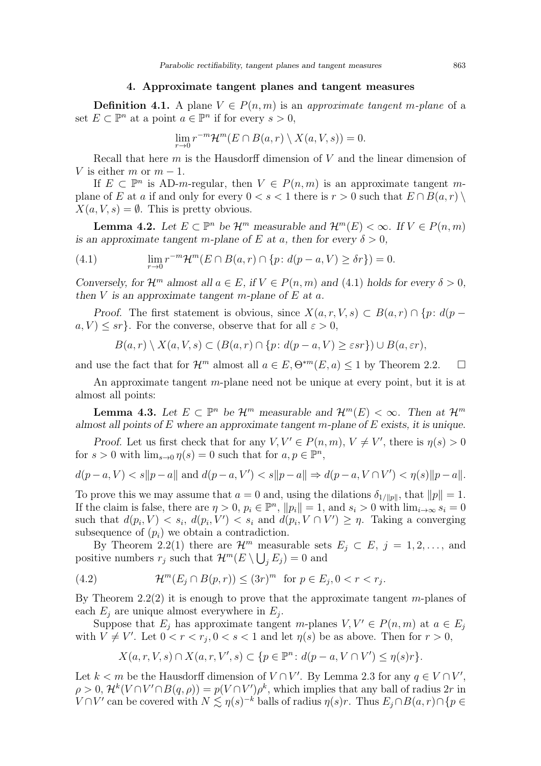## 4. Approximate tangent planes and tangent measures

**Definition 4.1.** A plane $V \in P(n,m)$ is an *approximate tangent $m$-plane* of a set $E \subset \mathbb{P}^n$ at a point $a \in \mathbb{P}^n$ if for every $s > 0$,

$$\lim_{r\to 0} r^{-m}\mathcal{H}^m(E \cap B(a,r) \setminus X(a,V,s)) = 0.$$

Recall that here $m$ is the Hausdorff dimension of $V$ and the linear dimension of $V$ is either $m$ or $m-1$.

If $E \subset \mathbb{P}^n$ is AD-$m$-regular, then $V \in P(n,m)$ is an approximate tangent $m$-plane of $E$ at $a$ if and only for every $0 < s < 1$ there is $r > 0$ such that $E \cap B(a,r) \setminus X(a,V,s) = \emptyset$. This is pretty obvious.

**Lemma 4.2.** *Let $E \subset \mathbb{P}^n$ be $\mathcal{H}^m$ measurable and $\mathcal{H}^m(E) < \infty$. If $V \in P(n,m)$ is an approximate tangent $m$-plane of $E$ at $a$, then for every $\delta > 0$,*

$$\lim_{r\to 0} r^{-m}\mathcal{H}^m(E \cap B(a,r) \cap \{p\colon d(p-a,V) \geq \delta r\}) = 0. \tag{4.1}$$

*Conversely, for $\mathcal{H}^m$ almost all $a \in E$, if $V \in P(n,m)$ and (4.1) holds for every $\delta > 0$, then $V$ is an approximate tangent $m$-plane of $E$ at $a$.*

*Proof.* The first statement is obvious, since $X(a,r,V,s) \subset B(a,r) \cap \{p\colon d(p-a,V) \leq sr\}$. For the converse, observe that for all $\varepsilon > 0$,

$$B(a,r) \setminus X(a,V,s) \subset (B(a,r) \cap \{p\colon d(p-a,V) \geq \varepsilon s r\}) \cup B(a,\varepsilon r),$$

and use the fact that for $\mathcal{H}^m$ almost all $a \in E, \Theta^{*m}(E,a) \leq 1$ by Theorem 2.2. $\square$

An approximate tangent $m$-plane need not be unique at every point, but it is at almost all points:

**Lemma 4.3.** *Let $E \subset \mathbb{P}^n$ be $\mathcal{H}^m$ measurable and $\mathcal{H}^m(E) < \infty$. Then at $\mathcal{H}^m$ almost all points of $E$ where an approximate tangent $m$-plane of $E$ exists, it is unique.*

*Proof.* Let us first check that for any $V, V' \in P(n,m)$, $V \neq V'$, there is $\eta(s) > 0$ for $s > 0$ with $\lim_{s\to 0}\eta(s) = 0$ such that for $a, p \in \mathbb{P}^n$,

$$d(p-a,V) < s\|p-a\| \text{ and } d(p-a,V') < s\|p-a\| \Rightarrow d(p-a,V\cap V') < \eta(s)\|p-a\|.$$

To prove this we may assume that $a = 0$ and, using the dilations $\delta_{1/\|p\|}$, that $\|p\| = 1$. If the claim is false, there are $\eta > 0$, $p_i \in \mathbb{P}^n$, $\|p_i\| = 1$, and $s_i > 0$ with $\lim_{i\to\infty} s_i = 0$ such that $d(p_i,V) < s_i$, $d(p_i,V') < s_i$ and $d(p_i, V\cap V') \geq \eta$. Taking a converging subsequence of $(p_i)$ we obtain a contradiction.

By Theorem 2.2(1) there are $\mathcal{H}^m$ measurable sets $E_j \subset E$, $j = 1,2,\dots$, and positive numbers $r_j$ such that $\mathcal{H}^m(E \setminus \bigcup_j E_j) = 0$ and

$$\mathcal{H}^m(E_j \cap B(p,r)) \leq (3r)^m \text{ for } p \in E_j, 0 < r < r_j. \tag{4.2}$$

By Theorem 2.2(2) it is enough to prove that the approximate tangent $m$-planes of each $E_j$ are unique almost everywhere in $E_j$.

Suppose that $E_j$ has approximate tangent $m$-planes $V, V' \in P(n,m)$ at $a \in E_j$ with $V \neq V'$. Let $0 < r < r_j, 0 < s < 1$ and let $\eta(s)$ be as above. Then for $r > 0$,

$$X(a,r,V,s) \cap X(a,r,V',s) \subset \{p \in \mathbb{P}^n\colon d(p-a,V\cap V') \leq \eta(s)r\}.$$

Let $k < m$ be the Hausdorff dimension of $V \cap V'$. By Lemma 2.3 for any $q \in V\cap V'$, $\rho > 0$, $\mathcal{H}^k(V\cap V' \cap B(q,\rho)) = p(V\cap V')\rho^k$, which implies that any ball of radius $2r$ in $V \cap V'$ can be covered with $N \lesssim \eta(s)^{-k}$ balls of radius $\eta(s)r$. Thus $E_j \cap B(a,r) \cap \{p \in$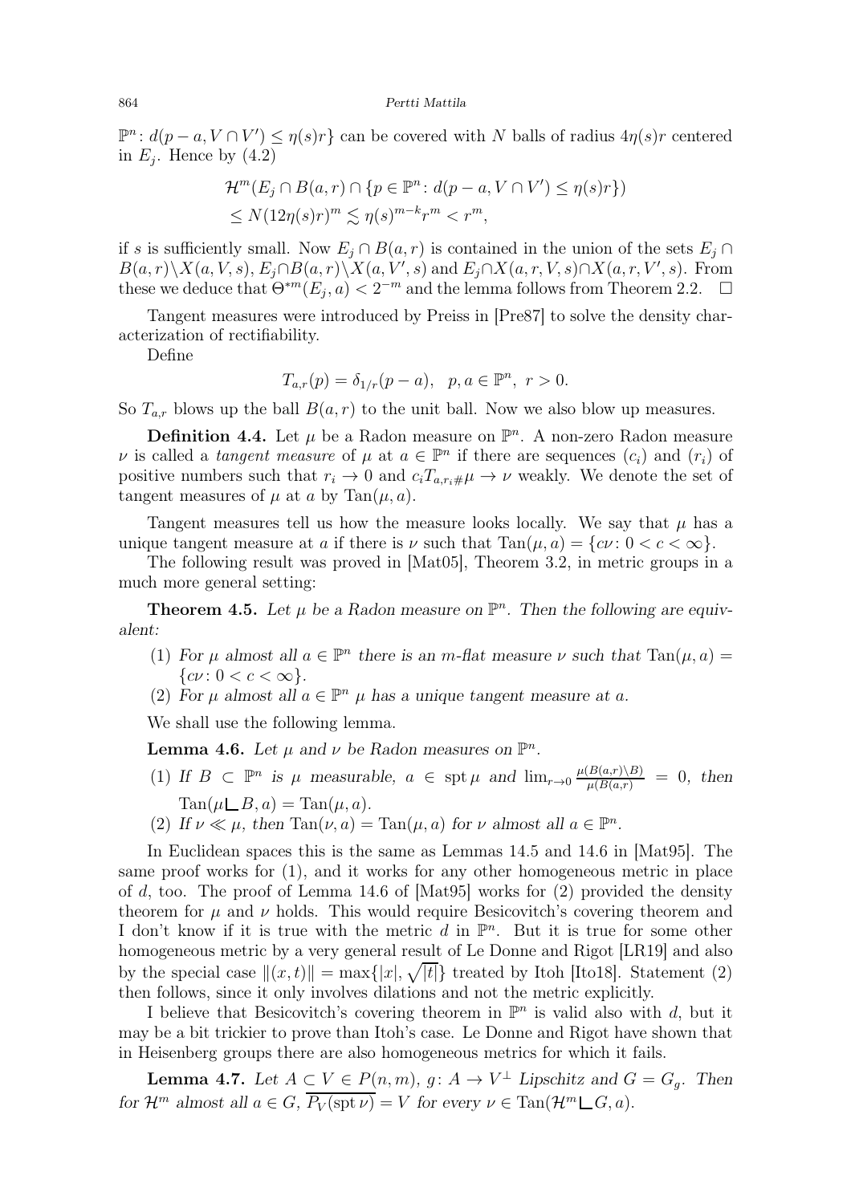$\mathbb{P}^n \colon d(p-a, V\cap V') \le \eta(s)r\}$ can be covered with $N$ balls of radius $4\eta(s)r$ centered in $E_j$. Hence by (4.2)

$$\begin{aligned}
&\mathcal{H}^m(E_j \cap B(a,r) \cap \{p \in \mathbb{P}^n \colon d(p-a, V\cap V') \le \eta(s)r\}) \\
&\le N(12\eta(s)r)^m \lesssim \eta(s)^{m-k}r^m < r^m,
\end{aligned}$$

if $s$ is sufficiently small. Now $E_j \cap B(a,r)$ is contained in the union of the sets $E_j \cap B(a,r)\setminus X(a,V,s)$, $E_j \cap B(a,r)\setminus X(a,V',s)$ and $E_j \cap X(a,r,V,s)\cap X(a,r,V',s)$. From these we deduce that $\Theta^{*m}(E_j,a) < 2^{-m}$ and the lemma follows from Theorem 2.2. $\square$

Tangent measures were introduced by Preiss in [Pre87] to solve the density characterization of rectifiability.

Define

$$T_{a,r}(p) = \delta_{1/r}(p-a), \quad p, a \in \mathbb{P}^n,\ r > 0.$$

So $T_{a,r}$ blows up the ball $B(a,r)$ to the unit ball. Now we also blow up measures.

**Definition 4.4.** Let $\mu$ be a Radon measure on $\mathbb{P}^n$. A non-zero Radon measure $\nu$ is called a *tangent measure* of $\mu$ at $a \in \mathbb{P}^n$ if there are sequences $(c_i)$ and $(r_i)$ of positive numbers such that $r_i \to 0$ and $c_i T_{a,r_i\#}\mu \to \nu$ weakly. We denote the set of tangent measures of $\mu$ at $a$ by $\operatorname{Tan}(\mu,a)$.

Tangent measures tell us how the measure looks locally. We say that $\mu$ has a unique tangent measure at $a$ if there is $\nu$ such that $\operatorname{Tan}(\mu,a) = \{c\nu \colon 0 < c < \infty\}$.

The following result was proved in [Mat05], Theorem 3.2, in metric groups in a much more general setting:

**Theorem 4.5.** *Let $\mu$ be a Radon measure on $\mathbb{P}^n$. Then the following are equivalent:*

1. *For $\mu$ almost all $a \in \mathbb{P}^n$ there is an $m$-flat measure $\nu$ such that $\operatorname{Tan}(\mu,a) = \{c\nu \colon 0 < c < \infty\}$.*
2. *For $\mu$ almost all $a \in \mathbb{P}^n$ $\mu$ has a unique tangent measure at $a$.*

We shall use the following lemma.

**Lemma 4.6.** *Let $\mu$ and $\nu$ be Radon measures on $\mathbb{P}^n$.*

1. *If $B \subset \mathbb{P}^n$ is $\mu$ measurable, $a \in \operatorname{spt}\mu$ and $\lim_{r\to 0}\frac{\mu(B(a,r)\setminus B)}{\mu(B(a,r))} = 0$, then $\operatorname{Tan}(\mu\llcorner B, a) = \operatorname{Tan}(\mu,a)$.*
2. *If $\nu \ll \mu$, then $\operatorname{Tan}(\nu,a) = \operatorname{Tan}(\mu,a)$ for $\nu$ almost all $a \in \mathbb{P}^n$.*

In Euclidean spaces this is the same as Lemmas 14.5 and 14.6 in [Mat95]. The same proof works for (1), and it works for any other homogeneous metric in place of $d$, too. The proof of Lemma 14.6 of [Mat95] works for (2) provided the density theorem for $\mu$ and $\nu$ holds. This would require Besicovitch's covering theorem and I don't know if it is true with the metric $d$ in $\mathbb{P}^n$. But it is true for some other homogeneous metric by a very general result of Le Donne and Rigot [LR19] and also by the special case $\|(x,t)\| = \max\{|x|, \sqrt{|t|}\}$ treated by Itoh [Ito18]. Statement (2) then follows, since it only involves dilations and not the metric explicitly.

I believe that Besicovitch's covering theorem in $\mathbb{P}^n$ is valid also with $d$, but it may be a bit trickier to prove than Itoh's case. Le Donne and Rigot have shown that in Heisenberg groups there are also homogeneous metrics for which it fails.

**Lemma 4.7.** *Let $A \subset V \in P(n,m)$, $g\colon A \to V^\perp$ Lipschitz and $G = G_g$. Then for $\mathcal{H}^m$ almost all $a \in G$, $\overline{P_V(\operatorname{spt}\nu)} = V$ for every $\nu \in \operatorname{Tan}(\mathcal{H}^m\llcorner G, a)$.*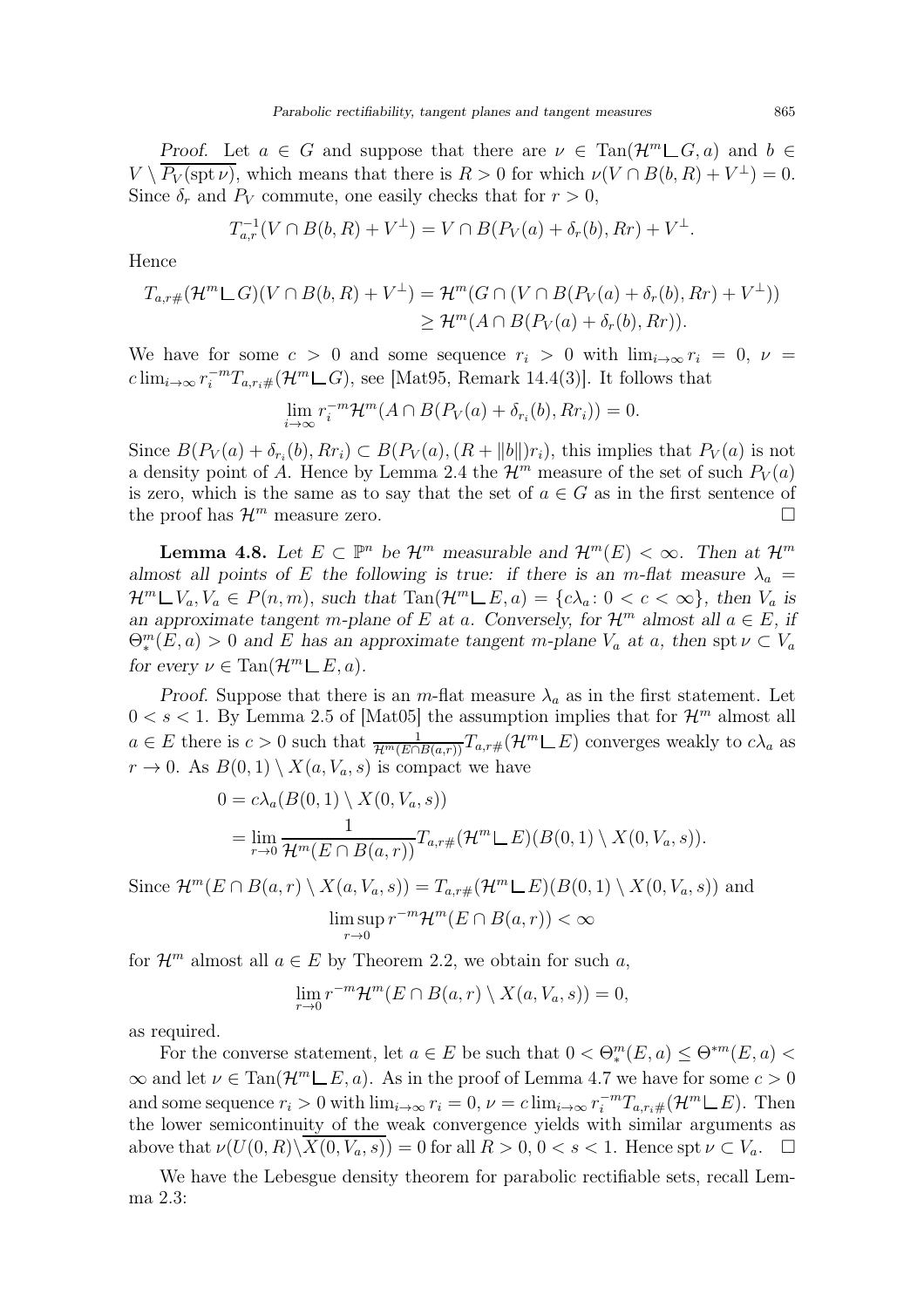*Proof.* Let $a \in G$ and suppose that there are $\nu \in \operatorname{Tan}(\mathcal{H}^m \llcorner G, a)$ and $b \in V \setminus \overline{P_V(\operatorname{spt}\nu)}$, which means that there is $R > 0$ for which $\nu(V \cap B(b,R) + V^\perp) = 0$. Since $\delta_r$ and $P_V$ commute, one easily checks that for $r > 0$,

$$T_{a,r}^{-1}(V \cap B(b,R) + V^\perp) = V \cap B(P_V(a) + \delta_r(b), Rr) + V^\perp.$$

Hence

$$\begin{aligned} T_{a,r\#}(\mathcal{H}^m \llcorner G)(V \cap B(b,R) + V^\perp) &= \mathcal{H}^m(G \cap (V \cap B(P_V(a) + \delta_r(b), Rr) + V^\perp)) \\ &\geq \mathcal{H}^m(A \cap B(P_V(a) + \delta_r(b), Rr)). \end{aligned}$$

We have for some $c > 0$ and some sequence $r_i > 0$ with $\lim_{i\to\infty} r_i = 0$, $\nu = c \lim_{i\to\infty} r_i^{-m} T_{a,r_i\#}(\mathcal{H}^m \llcorner G)$, see [Mat95, Remark 14.4(3)]. It follows that

$$\lim_{i\to\infty} r_i^{-m}\mathcal{H}^m(A \cap B(P_V(a) + \delta_{r_i}(b), Rr_i)) = 0.$$

Since $B(P_V(a) + \delta_{r_i}(b), Rr_i) \subset B(P_V(a), (R + \|b\|)r_i)$, this implies that $P_V(a)$ is not a density point of $A$. Hence by Lemma 2.4 the $\mathcal{H}^m$ measure of the set of such $P_V(a)$ is zero, which is the same as to say that the set of $a \in G$ as in the first sentence of the proof has $\mathcal{H}^m$ measure zero. $\square$

**Lemma 4.8.** *Let $E \subset \mathbb{P}^n$ be $\mathcal{H}^m$ measurable and $\mathcal{H}^m(E) < \infty$. Then at $\mathcal{H}^m$ almost all points of $E$ the following is true: if there is an $m$-flat measure $\lambda_a = \mathcal{H}^m \llcorner V_a, V_a \in P(n,m)$, such that $\operatorname{Tan}(\mathcal{H}^m \llcorner E, a) = \{c\lambda_a \colon 0 < c < \infty\}$, then $V_a$ is an approximate tangent $m$-plane of $E$ at $a$. Conversely, for $\mathcal{H}^m$ almost all $a \in E$, if $\Theta_*^m(E,a) > 0$ and $E$ has an approximate tangent $m$-plane $V_a$ at $a$, then $\operatorname{spt}\nu \subset V_a$ for every $\nu \in \operatorname{Tan}(\mathcal{H}^m \llcorner E, a)$.*

*Proof.* Suppose that there is an $m$-flat measure $\lambda_a$ as in the first statement. Let $0 < s < 1$. By Lemma 2.5 of [Mat05] the assumption implies that for $\mathcal{H}^m$ almost all $a \in E$ there is $c > 0$ such that $\frac{1}{\mathcal{H}^m(E \cap B(a,r))} T_{a,r\#}(\mathcal{H}^m \llcorner E)$ converges weakly to $c\lambda_a$ as $r \to 0$. As $B(0,1) \setminus X(a, V_a, s)$ is compact we have

$$\begin{aligned} 0 &= c\lambda_a(B(0,1) \setminus X(0, V_a, s)) \\ &= \lim_{r\to 0} \frac{1}{\mathcal{H}^m(E \cap B(a,r))} T_{a,r\#}(\mathcal{H}^m \llcorner E)(B(0,1) \setminus X(0, V_a, s)). \end{aligned}$$

Since $\mathcal{H}^m(E \cap B(a,r) \setminus X(a, V_a, s)) = T_{a,r\#}(\mathcal{H}^m \llcorner E)(B(0,1) \setminus X(0, V_a, s))$ and

$$\limsup_{r\to 0} r^{-m}\mathcal{H}^m(E \cap B(a,r)) < \infty$$

for $\mathcal{H}^m$ almost all $a \in E$ by Theorem 2.2, we obtain for such $a$,

$$\lim_{r\to 0} r^{-m}\mathcal{H}^m(E \cap B(a,r) \setminus X(a, V_a, s)) = 0,$$

as required.

For the converse statement, let $a \in E$ be such that $0 < \Theta_*^m(E,a) \leq \Theta^{*m}(E,a) < \infty$ and let $\nu \in \operatorname{Tan}(\mathcal{H}^m \llcorner E, a)$. As in the proof of Lemma 4.7 we have for some $c > 0$ and some sequence $r_i > 0$ with $\lim_{i\to\infty} r_i = 0$, $\nu = c\lim_{i\to\infty} r_i^{-m} T_{a,r_i\#}(\mathcal{H}^m \llcorner E)$. Then the lower semicontinuity of the weak convergence yields with similar arguments as above that $\nu(U(0,R) \setminus \overline{X(0, V_a, s)}) = 0$ for all $R > 0$, $0 < s < 1$. Hence $\operatorname{spt}\nu \subset V_a$. $\square$

We have the Lebesgue density theorem for parabolic rectifiable sets, recall Lemma 2.3: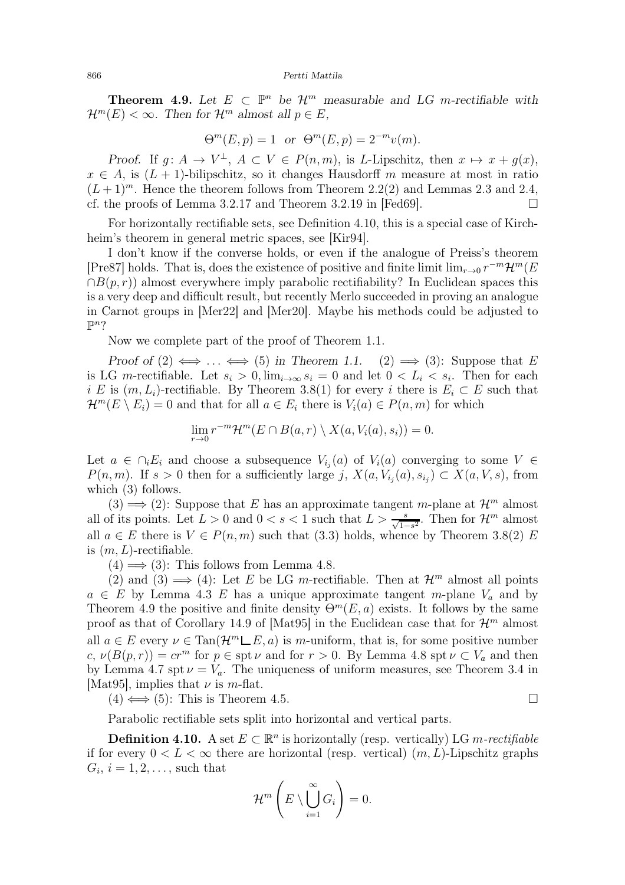**Theorem 4.9.** *Let $E \subset \mathbb{P}^n$ be $\mathcal{H}^m$ measurable and LG $m$-rectifiable with $\mathcal{H}^m(E) < \infty$. Then for $\mathcal{H}^m$ almost all $p \in E$,*

$$\Theta^m(E,p) = 1 \ \text{ or } \ \Theta^m(E,p) = 2^{-m}v(m).$$

*Proof.* If $g\colon A \to V^{\perp}$, $A \subset V \in P(n,m)$, is $L$-Lipschitz, then $x \mapsto x + g(x)$, $x \in A$, is $(L+1)$-bilipschitz, so it changes Hausdorff $m$ measure at most in ratio $(L+1)^m$. Hence the theorem follows from Theorem 2.2(2) and Lemmas 2.3 and 2.4, cf. the proofs of Lemma 3.2.17 and Theorem 3.2.19 in [Fed69]. □

For horizontally rectifiable sets, see Definition 4.10, this is a special case of Kirchheim's theorem in general metric spaces, see [Kir94].

I don't know if the converse holds, or even if the analogue of Preiss's theorem [Pre87] holds. That is, does the existence of positive and finite limit $\lim_{r\to 0} r^{-m}\mathcal{H}^m(E \cap B(p,r))$ almost everywhere imply parabolic rectifiability? In Euclidean spaces this is a very deep and difficult result, but recently Merlo succeeded in proving an analogue in Carnot groups in [Mer22] and [Mer20]. Maybe his methods could be adjusted to $\mathbb{P}^n$?

Now we complete part of the proof of Theorem 1.1.

*Proof of* (2) $\iff \dots \iff$ (5) *in Theorem 1.1.* (2) $\implies$ (3): Suppose that $E$ is LG $m$-rectifiable. Let $s_i > 0, \lim_{i\to\infty} s_i = 0$ and let $0 < L_i < s_i$. Then for each $i$ $E$ is $(m, L_i)$-rectifiable. By Theorem 3.8(1) for every $i$ there is $E_i \subset E$ such that $\mathcal{H}^m(E \setminus E_i) = 0$ and that for all $a \in E_i$ there is $V_i(a) \in P(n,m)$ for which

$$\lim_{r\to 0} r^{-m}\mathcal{H}^m(E \cap B(a,r) \setminus X(a, V_i(a), s_i)) = 0.$$

Let $a \in \cap_i E_i$ and choose a subsequence $V_{i_j}(a)$ of $V_i(a)$ converging to some $V \in P(n,m)$. If $s > 0$ then for a sufficiently large $j$, $X(a, V_{i_j}(a), s_{i_j}) \subset X(a, V, s)$, from which (3) follows.

(3) $\implies$ (2): Suppose that $E$ has an approximate tangent $m$-plane at $\mathcal{H}^m$ almost all of its points. Let $L > 0$ and $0 < s < 1$ such that $L > \frac{s}{\sqrt{1-s^2}}$. Then for $\mathcal{H}^m$ almost all $a \in E$ there is $V \in P(n,m)$ such that (3.3) holds, whence by Theorem 3.8(2) $E$ is $(m, L)$-rectifiable.

(4) $\implies$ (3): This follows from Lemma 4.8.

(2) and (3) $\implies$ (4): Let $E$ be LG $m$-rectifiable. Then at $\mathcal{H}^m$ almost all points $a \in E$ by Lemma 4.3 $E$ has a unique approximate tangent $m$-plane $V_a$ and by Theorem 4.9 the positive and finite density $\Theta^m(E,a)$ exists. It follows by the same proof as that of Corollary 14.9 of [Mat95] in the Euclidean case that for $\mathcal{H}^m$ almost all $a \in E$ every $\nu \in \operatorname{Tan}(\mathcal{H}^m \llcorner E, a)$ is $m$-uniform, that is, for some positive number $c$, $\nu(B(p,r)) = cr^m$ for $p \in \operatorname{spt}\nu$ and for $r > 0$. By Lemma 4.8 $\operatorname{spt}\nu \subset V_a$ and then by Lemma 4.7 $\operatorname{spt}\nu = V_a$. The uniqueness of uniform measures, see Theorem 3.4 in [Mat95], implies that $\nu$ is $m$-flat.

(4) $\iff$ (5): This is Theorem 4.5. □

Parabolic rectifiable sets split into horizontal and vertical parts.

**Definition 4.10.** A set $E \subset \mathbb{R}^n$ is horizontally (resp. vertically) LG *$m$-rectifiable* if for every $0 < L < \infty$ there are horizontal (resp. vertical) $(m, L)$-Lipschitz graphs $G_i$, $i = 1, 2, \dots$, such that

$$\mathcal{H}^m\left(E \setminus \bigcup_{i=1}^{\infty} G_i\right) = 0.$$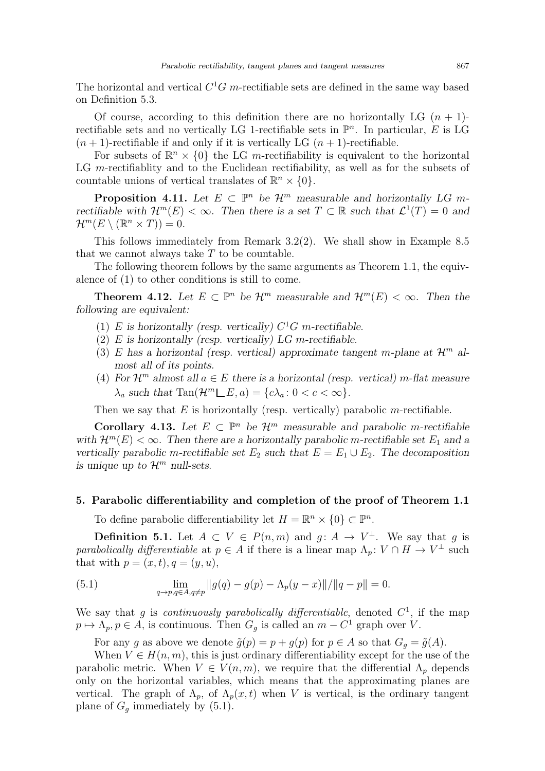The horizontal and vertical $C^1G$ $m$-rectifiable sets are defined in the same way based on Definition 5.3.

Of course, according to this definition there are no horizontally LG $(n+1)$-rectifiable sets and no vertically LG 1-rectifiable sets in $\mathbb{P}^n$. In particular, $E$ is LG $(n+1)$-rectifiable if and only if it is vertically LG $(n+1)$-rectifiable.

For subsets of $\mathbb{R}^n \times \{0\}$ the LG $m$-rectifiability is equivalent to the horizontal LG $m$-rectifiablity and to the Euclidean rectifiability, as well as for the subsets of countable unions of vertical translates of $\mathbb{R}^n \times \{0\}$.

**Proposition 4.11.** *Let $E \subset \mathbb{P}^n$ be $\mathcal{H}^m$ measurable and horizontally LG $m$-rectifiable with $\mathcal{H}^m(E) < \infty$. Then there is a set $T \subset \mathbb{R}$ such that $\mathcal{L}^1(T) = 0$ and $\mathcal{H}^m(E \setminus (\mathbb{R}^n \times T)) = 0$.*

This follows immediately from Remark 3.2(2). We shall show in Example 8.5 that we cannot always take $T$ to be countable.

The following theorem follows by the same arguments as Theorem 1.1, the equivalence of (1) to other conditions is still to come.

**Theorem 4.12.** *Let $E \subset \mathbb{P}^n$ be $\mathcal{H}^m$ measurable and $\mathcal{H}^m(E) < \infty$. Then the following are equivalent:*

1. *$E$ is horizontally (resp. vertically) $C^1G$ $m$-rectifiable.*
2. *$E$ is horizontally (resp. vertically) LG $m$-rectifiable.*
3. *$E$ has a horizontal (resp. vertical) approximate tangent $m$-plane at $\mathcal{H}^m$ almost all of its points.*
4. *For $\mathcal{H}^m$ almost all $a \in E$ there is a horizontal (resp. vertical) $m$-flat measure $\lambda_a$ such that $\operatorname{Tan}(\mathcal{H}^m \llcorner E, a) = \{c\lambda_a : 0 < c < \infty\}$.*

Then we say that $E$ is horizontally (resp. vertically) parabolic $m$-rectifiable.

**Corollary 4.13.** *Let $E \subset \mathbb{P}^n$ be $\mathcal{H}^m$ measurable and parabolic $m$-rectifiable with $\mathcal{H}^m(E) < \infty$. Then there are a horizontally parabolic $m$-rectifiable set $E_1$ and a vertically parabolic $m$-rectifiable set $E_2$ such that $E = E_1 \cup E_2$. The decomposition is unique up to $\mathcal{H}^m$ null-sets.*

## 5. Parabolic differentiability and completion of the proof of Theorem 1.1

To define parabolic differentiability let $H = \mathbb{R}^n \times \{0\} \subset \mathbb{P}^n$.

**Definition 5.1.** Let $A \subset V \in P(n,m)$ and $g\colon A \to V^\perp$. We say that $g$ is *parabolically differentiable* at $p \in A$ if there is a linear map $\Lambda_p\colon V \cap H \to V^\perp$ such that with $p = (x,t), q = (y,u)$,

$$\lim_{q \to p, q \in A, q \neq p} \|g(q) - g(p) - \Lambda_p(y-x)\| / \|q-p\| = 0. \tag{5.1}$$

We say that $g$ is *continuously parabolically differentiable*, denoted $C^1$, if the map $p \mapsto \Lambda_p, p \in A$, is continuous. Then $G_g$ is called an $m - C^1$ graph over $V$.

For any $g$ as above we denote $\tilde{g}(p) = p + g(p)$ for $p \in A$ so that $G_g = \tilde{g}(A)$.

When $V \in H(n,m)$, this is just ordinary differentiability except for the use of the parabolic metric. When $V \in V(n,m)$, we require that the differential $\Lambda_p$ depends only on the horizontal variables, which means that the approximating planes are vertical. The graph of $\Lambda_p$, of $\Lambda_p(x,t)$ when $V$ is vertical, is the ordinary tangent plane of $G_g$ immediately by (5.1).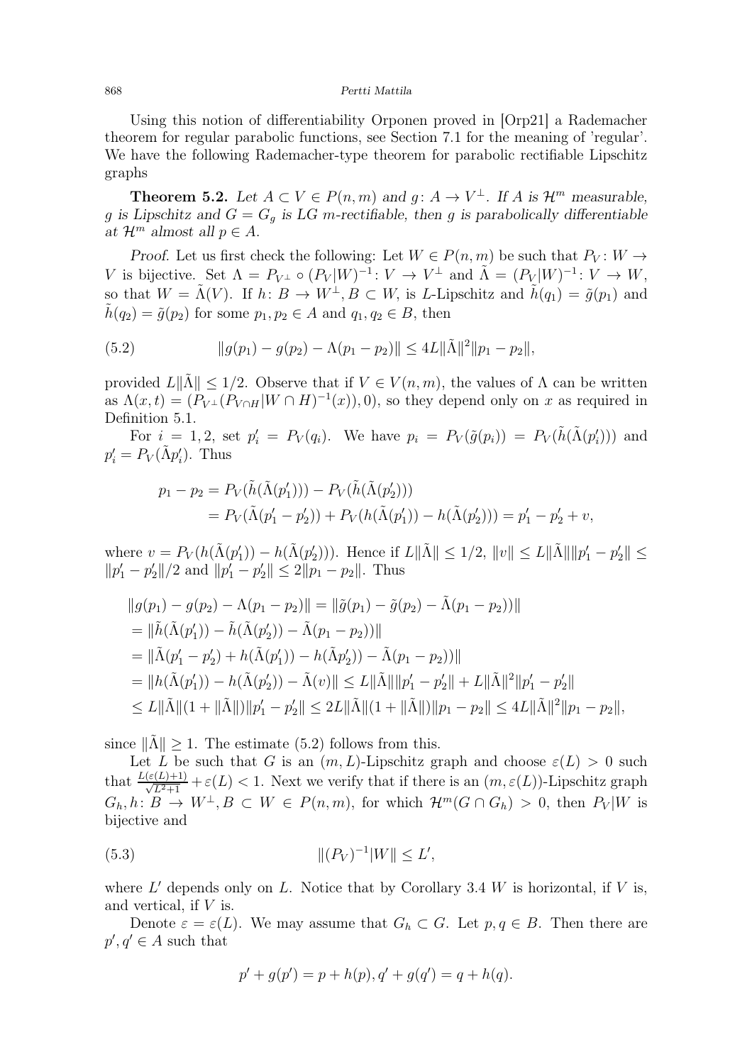Using this notion of differentiability Orponen proved in [Orp21] a Rademacher theorem for regular parabolic functions, see Section 7.1 for the meaning of 'regular'. We have the following Rademacher-type theorem for parabolic rectifiable Lipschitz graphs

**Theorem 5.2.** *Let $A \subset V \in P(n,m)$ and $g \colon A \to V^\perp$. If $A$ is $\mathcal{H}^m$ measurable, $g$ is Lipschitz and $G = G_g$ is LG $m$-rectifiable, then $g$ is parabolically differentiable at $\mathcal{H}^m$ almost all $p \in A$.*

*Proof.* Let us first check the following: Let $W \in P(n,m)$ be such that $P_V \colon W \to V$ is bijective. Set $\Lambda = P_{V^\perp} \circ (P_V|W)^{-1} \colon V \to V^\perp$ and $\tilde{\Lambda} = (P_V|W)^{-1} \colon V \to W$, so that $W = \tilde{\Lambda}(V)$. If $h \colon B \to W^\perp, B \subset W$, is $L$-Lipschitz and $\tilde{h}(q_1) = \tilde{g}(p_1)$ and $\tilde{h}(q_2) = \tilde{g}(p_2)$ for some $p_1, p_2 \in A$ and $q_1, q_2 \in B$, then

$$\|g(p_1) - g(p_2) - \Lambda(p_1 - p_2)\| \leq 4L\|\tilde{\Lambda}\|^2\|p_1 - p_2\|, \tag{5.2}$$

provided $L\|\tilde{\Lambda}\| \leq 1/2$. Observe that if $V \in V(n,m)$, the values of $\Lambda$ can be written as $\Lambda(x,t) = (P_{V^\perp}(P_{V\cap H}|W \cap H)^{-1}(x)), 0)$, so they depend only on $x$ as required in Definition 5.1.

For $i = 1, 2$, set $p_i' = P_V(q_i)$. We have $p_i = P_V(\tilde{g}(p_i)) = P_V(\tilde{h}(\tilde{\Lambda}(p_i')))$ and $p_i' = P_V(\tilde{\Lambda}p_i')$. Thus

$$\begin{aligned}
p_1 - p_2 &= P_V(\tilde{h}(\tilde{\Lambda}(p_1'))) - P_V(\tilde{h}(\tilde{\Lambda}(p_2'))) \\
&= P_V(\tilde{\Lambda}(p_1' - p_2')) + P_V(h(\tilde{\Lambda}(p_1')) - h(\tilde{\Lambda}(p_2'))) = p_1' - p_2' + v,
\end{aligned}$$

where $v = P_V(h(\tilde{\Lambda}(p_1')) - h(\tilde{\Lambda}(p_2')))$. Hence if $L\|\tilde{\Lambda}\| \leq 1/2$, $\|v\| \leq L\|\tilde{\Lambda}\|\|p_1' - p_2'\| \leq \|p_1' - p_2'\|/2$ and $\|p_1' - p_2'\| \leq 2\|p_1 - p_2\|$. Thus

$$\begin{aligned}
&\|g(p_1) - g(p_2) - \Lambda(p_1 - p_2)\| = \|\tilde{g}(p_1) - \tilde{g}(p_2) - \tilde{\Lambda}(p_1 - p_2))\| \\
&= \|\tilde{h}(\tilde{\Lambda}(p_1')) - \tilde{h}(\tilde{\Lambda}(p_2')) - \tilde{\Lambda}(p_1 - p_2))\| \\
&= \|\tilde{\Lambda}(p_1' - p_2') + h(\tilde{\Lambda}(p_1')) - h(\tilde{\Lambda}p_2')) - \tilde{\Lambda}(p_1 - p_2))\| \\
&= \|h(\tilde{\Lambda}(p_1')) - h(\tilde{\Lambda}(p_2')) - \tilde{\Lambda}(v)\| \leq L\|\tilde{\Lambda}\|\|p_1' - p_2'\| + L\|\tilde{\Lambda}\|^2\|p_1' - p_2'\| \\
&\leq L\|\tilde{\Lambda}\|(1 + \|\tilde{\Lambda}\|)\|p_1' - p_2'\| \leq 2L\|\tilde{\Lambda}\|(1 + \|\tilde{\Lambda}\|)\|p_1 - p_2\| \leq 4L\|\tilde{\Lambda}\|^2\|p_1 - p_2\|,
\end{aligned}$$

since $\|\tilde{\Lambda}\| \geq 1$. The estimate (5.2) follows from this.

Let $L$ be such that $G$ is an $(m,L)$-Lipschitz graph and choose $\varepsilon(L) > 0$ such that $\frac{L(\varepsilon(L)+1)}{\sqrt{L^2+1}} + \varepsilon(L) < 1$. Next we verify that if there is an $(m, \varepsilon(L))$-Lipschitz graph $G_h, h \colon B \to W^\perp, B \subset W \in P(n,m)$, for which $\mathcal{H}^m(G \cap G_h) > 0$, then $P_V|W$ is bijective and

$$\|(P_V)^{-1}|W\| \leq L', \tag{5.3}$$

where $L'$ depends only on $L$. Notice that by Corollary 3.4 $W$ is horizontal, if $V$ is, and vertical, if $V$ is.

Denote $\varepsilon = \varepsilon(L)$. We may assume that $G_h \subset G$. Let $p, q \in B$. Then there are $p', q' \in A$ such that

$$p' + g(p') = p + h(p), q' + g(q') = q + h(q).$$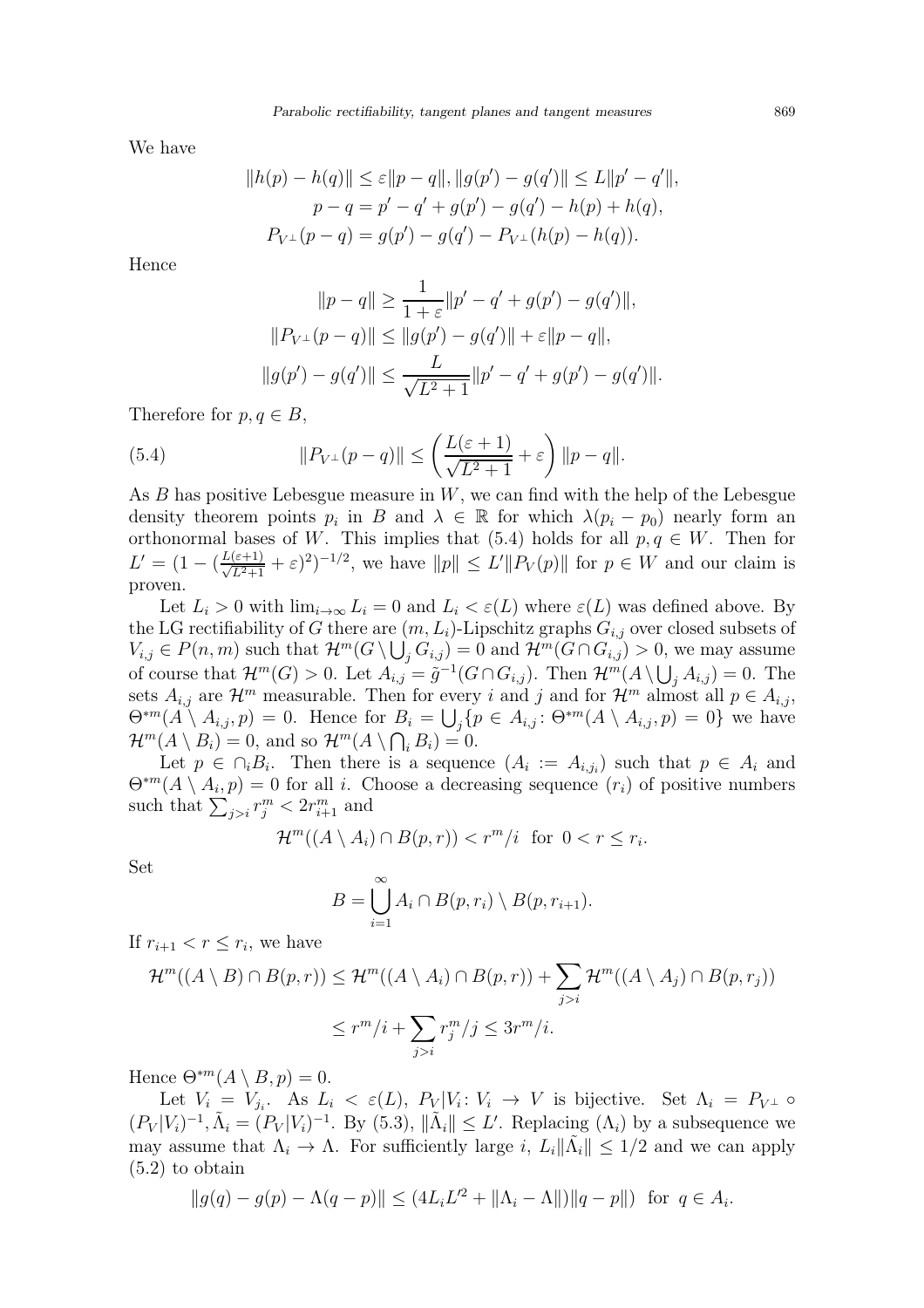We have

$$\|h(p) - h(q)\| \le \varepsilon \|p - q\|, \|g(p') - g(q')\| \le L\|p' - q'\|,$$
$$p - q = p' - q' + g(p') - g(q') - h(p) + h(q),$$
$$P_{V^\perp}(p - q) = g(p') - g(q') - P_{V^\perp}(h(p) - h(q)).$$

Hence

$$\|p - q\| \ge \frac{1}{1+\varepsilon}\|p' - q' + g(p') - g(q')\|,$$
$$\|P_{V^\perp}(p - q)\| \le \|g(p') - g(q')\| + \varepsilon\|p - q\|,$$
$$\|g(p') - g(q')\| \le \frac{L}{\sqrt{L^2+1}}\|p' - q' + g(p') - g(q')\|.$$

Therefore for $p, q \in B$,

$$\|P_{V^\perp}(p - q)\| \le \left(\frac{L(\varepsilon + 1)}{\sqrt{L^2+1}} + \varepsilon\right)\|p - q\|. \tag{5.4}$$

As $B$ has positive Lebesgue measure in $W$, we can find with the help of the Lebesgue density theorem points $p_i$ in $B$ and $\lambda \in \mathbb{R}$ for which $\lambda(p_i - p_0)$ nearly form an orthonormal bases of $W$. This implies that (5.4) holds for all $p, q \in W$. Then for $L' = (1 - (\frac{L(\varepsilon+1)}{\sqrt{L^2+1}} + \varepsilon)^2)^{-1/2}$, we have $\|p\| \le L'\|P_V(p)\|$ for $p \in W$ and our claim is proven.

Let $L_i > 0$ with $\lim_{i\to\infty} L_i = 0$ and $L_i < \varepsilon(L)$ where $\varepsilon(L)$ was defined above. By the LG rectifiability of $G$ there are $(m, L_i)$-Lipschitz graphs $G_{i,j}$ over closed subsets of $V_{i,j} \in P(n, m)$ such that $\mathcal{H}^m(G \setminus \bigcup_j G_{i,j}) = 0$ and $\mathcal{H}^m(G \cap G_{i,j}) > 0$, we may assume of course that $\mathcal{H}^m(G) > 0$. Let $A_{i,j} = \tilde{g}^{-1}(G \cap G_{i,j})$. Then $\mathcal{H}^m(A \setminus \bigcup_j A_{i,j}) = 0$. The sets $A_{i,j}$ are $\mathcal{H}^m$ measurable. Then for every $i$ and $j$ and for $\mathcal{H}^m$ almost all $p \in A_{i,j}$, $\Theta^{*m}(A \setminus A_{i,j}, p) = 0$. Hence for $B_i = \bigcup_j \{p \in A_{i,j} : \Theta^{*m}(A \setminus A_{i,j}, p) = 0\}$ we have $\mathcal{H}^m(A \setminus B_i) = 0$, and so $\mathcal{H}^m(A \setminus \bigcap_i B_i) = 0$.

Let $p \in \cap_i B_i$. Then there is a sequence $(A_i := A_{i,j_i})$ such that $p \in A_i$ and $\Theta^{*m}(A \setminus A_i, p) = 0$ for all $i$. Choose a decreasing sequence $(r_i)$ of positive numbers such that $\sum_{j>i} r_j^m < 2r_{i+1}^m$ and

$$\mathcal{H}^m((A \setminus A_i) \cap B(p, r)) < r^m/i \text{ for } 0 < r \le r_i.$$

Set

$$B = \bigcup_{i=1}^{\infty} A_i \cap B(p, r_i) \setminus B(p, r_{i+1}).$$

If $r_{i+1} < r \le r_i$, we have

$$\mathcal{H}^m((A \setminus B) \cap B(p, r)) \le \mathcal{H}^m((A \setminus A_i) \cap B(p, r)) + \sum_{j>i} \mathcal{H}^m((A \setminus A_j) \cap B(p, r_j))$$
$$\le r^m/i + \sum_{j>i} r_j^m/j \le 3r^m/i.$$

Hence $\Theta^{*m}(A \setminus B, p) = 0$.

Let $V_i = V_{j_i}$. As $L_i < \varepsilon(L)$, $P_V|V_i : V_i \to V$ is bijective. Set $\Lambda_i = P_{V^\perp} \circ (P_V|V_i)^{-1}, \tilde{\Lambda}_i = (P_V|V_i)^{-1}$. By (5.3), $\|\tilde{\Lambda}_i\| \le L'$. Replacing $(\Lambda_i)$ by a subsequence we may assume that $\Lambda_i \to \Lambda$. For sufficiently large $i$, $L_i\|\tilde{\Lambda}_i\| \le 1/2$ and we can apply (5.2) to obtain

$$\|g(q) - g(p) - \Lambda(q - p)\| \le (4L_i L'^2 + \|\Lambda_i - \Lambda\|)\|q - p\|) \text{ for } q \in A_i.$$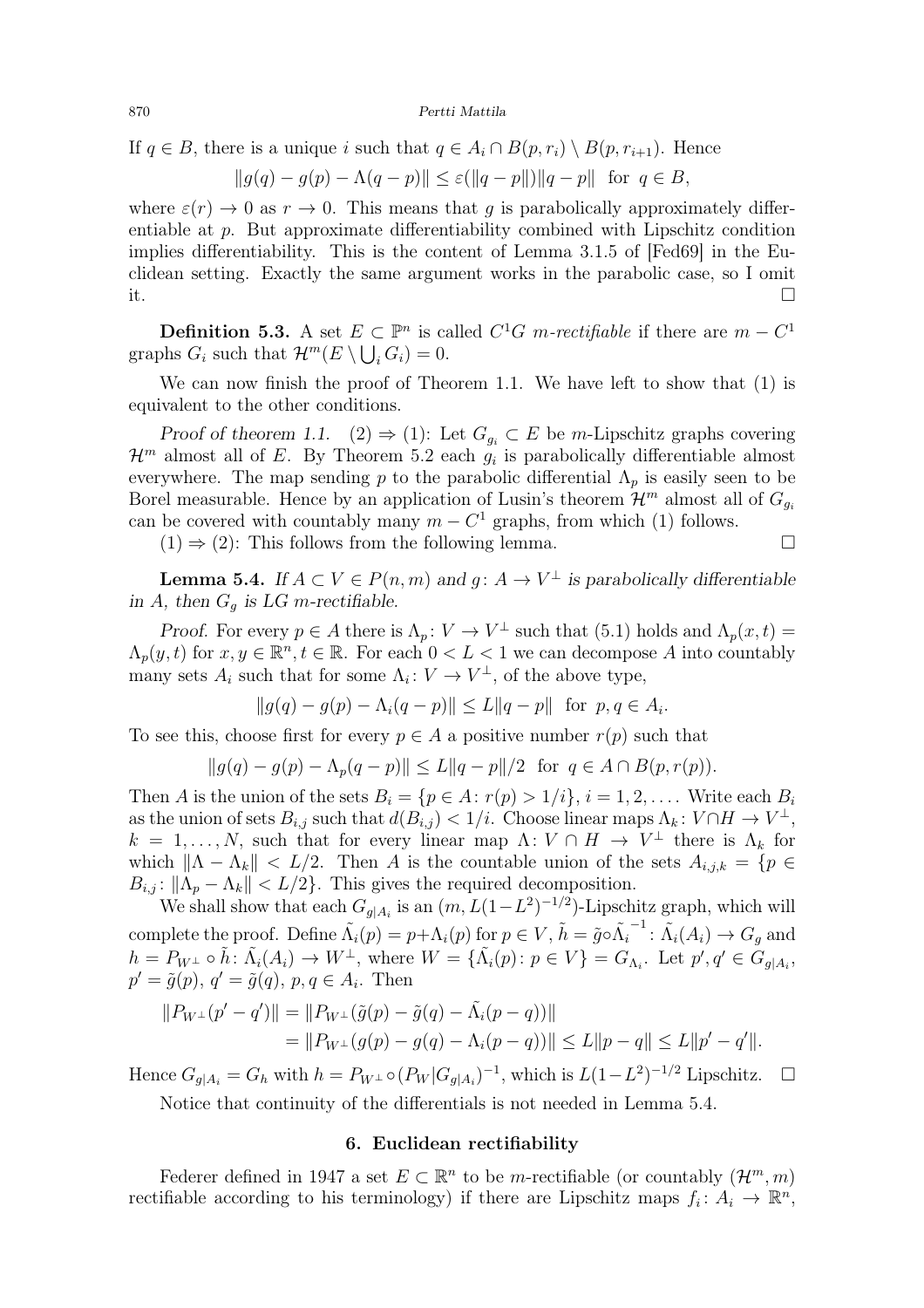If $q \in B$, there is a unique $i$ such that $q \in A_i \cap B(p, r_i) \setminus B(p, r_{i+1})$. Hence

$$\|g(q) - g(p) - \Lambda(q-p)\| \leq \varepsilon(\|q-p\|)\|q-p\| \text{ for } q \in B,$$

where $\varepsilon(r) \to 0$ as $r \to 0$. This means that $g$ is parabolically approximately differentiable at $p$. But approximate differentiability combined with Lipschitz condition implies differentiability. This is the content of Lemma 3.1.5 of [Fed69] in the Euclidean setting. Exactly the same argument works in the parabolic case, so I omit it. $\square$

**Definition 5.3.** A set $E \subset \mathbb{P}^n$ is called $C^1G$ *m-rectifiable* if there are $m - C^1$ graphs $G_i$ such that $\mathcal{H}^m(E \setminus \bigcup_i G_i) = 0$.

We can now finish the proof of Theorem 1.1. We have left to show that (1) is equivalent to the other conditions.

*Proof of theorem 1.1.* (2) $\Rightarrow$ (1): Let $G_{g_i} \subset E$ be $m$-Lipschitz graphs covering $\mathcal{H}^m$ almost all of $E$. By Theorem 5.2 each $g_i$ is parabolically differentiable almost everywhere. The map sending $p$ to the parabolic differential $\Lambda_p$ is easily seen to be Borel measurable. Hence by an application of Lusin's theorem $\mathcal{H}^m$ almost all of $G_{g_i}$ can be covered with countably many $m - C^1$ graphs, from which (1) follows.

(1) $\Rightarrow$ (2): This follows from the following lemma. $\square$

**Lemma 5.4.** *If $A \subset V \in P(n,m)$ and $g\colon A \to V^\perp$ is parabolically differentiable in $A$, then $G_g$ is LG m-rectifiable.*

*Proof.* For every $p \in A$ there is $\Lambda_p\colon V \to V^\perp$ such that (5.1) holds and $\Lambda_p(x,t) = \Lambda_p(y,t)$ for $x, y \in \mathbb{R}^n, t \in \mathbb{R}$. For each $0 < L < 1$ we can decompose $A$ into countably many sets $A_i$ such that for some $\Lambda_i\colon V \to V^\perp$, of the above type,

$$\|g(q) - g(p) - \Lambda_i(q-p)\| \leq L\|q-p\| \text{ for } p, q \in A_i.$$

To see this, choose first for every $p \in A$ a positive number $r(p)$ such that

$$\|g(q) - g(p) - \Lambda_p(q-p)\| \leq L\|q-p\|/2 \text{ for } q \in A \cap B(p, r(p)).$$

Then $A$ is the union of the sets $B_i = \{p \in A\colon r(p) > 1/i\}$, $i = 1, 2, \ldots$. Write each $B_i$ as the union of sets $B_{i,j}$ such that $d(B_{i,j}) < 1/i$. Choose linear maps $\Lambda_k\colon V \cap H \to V^\perp$, $k = 1, \ldots, N$, such that for every linear map $\Lambda\colon V \cap H \to V^\perp$ there is $\Lambda_k$ for which $\|\Lambda - \Lambda_k\| < L/2$. Then $A$ is the countable union of the sets $A_{i,j,k} = \{p \in B_{i,j}\colon \|\Lambda_p - \Lambda_k\| < L/2\}$. This gives the required decomposition.

We shall show that each $G_{g|A_i}$ is an $(m, L(1-L^2)^{-1/2})$-Lipschitz graph, which will complete the proof. Define $\tilde{\Lambda}_i(p) = p + \Lambda_i(p)$ for $p \in V$, $\tilde{h} = \tilde{g} \circ \tilde{\Lambda}_i^{-1}\colon \tilde{\Lambda}_i(A_i) \to G_g$ and $h = P_{W^\perp} \circ \tilde{h}\colon \tilde{\Lambda}_i(A_i) \to W^\perp$, where $W = \{\tilde{\Lambda}_i(p)\colon p \in V\} = G_{\Lambda_i}$. Let $p', q' \in G_{g|A_i}$, $p' = \tilde{g}(p)$, $q' = \tilde{g}(q)$, $p, q \in A_i$. Then

$$\begin{aligned}
\|P_{W^\perp}(p' - q')\| &= \|P_{W^\perp}(\tilde{g}(p) - \tilde{g}(q) - \tilde{\Lambda}_i(p-q))\| \\
&= \|P_{W^\perp}(g(p) - g(q) - \Lambda_i(p-q))\| \leq L\|p-q\| \leq L\|p' - q'\|.
\end{aligned}$$

Hence $G_{g|A_i} = G_h$ with $h = P_{W^\perp} \circ (P_W|G_{g|A_i})^{-1}$, which is $L(1-L^2)^{-1/2}$ Lipschitz. $\square$

Notice that continuity of the differentials is not needed in Lemma 5.4.

## 6. Euclidean rectifiability

Federer defined in 1947 a set $E \subset \mathbb{R}^n$ to be $m$-rectifiable (or countably $(\mathcal{H}^m, m)$ rectifiable according to his terminology) if there are Lipschitz maps $f_i\colon A_i \to \mathbb{R}^n$,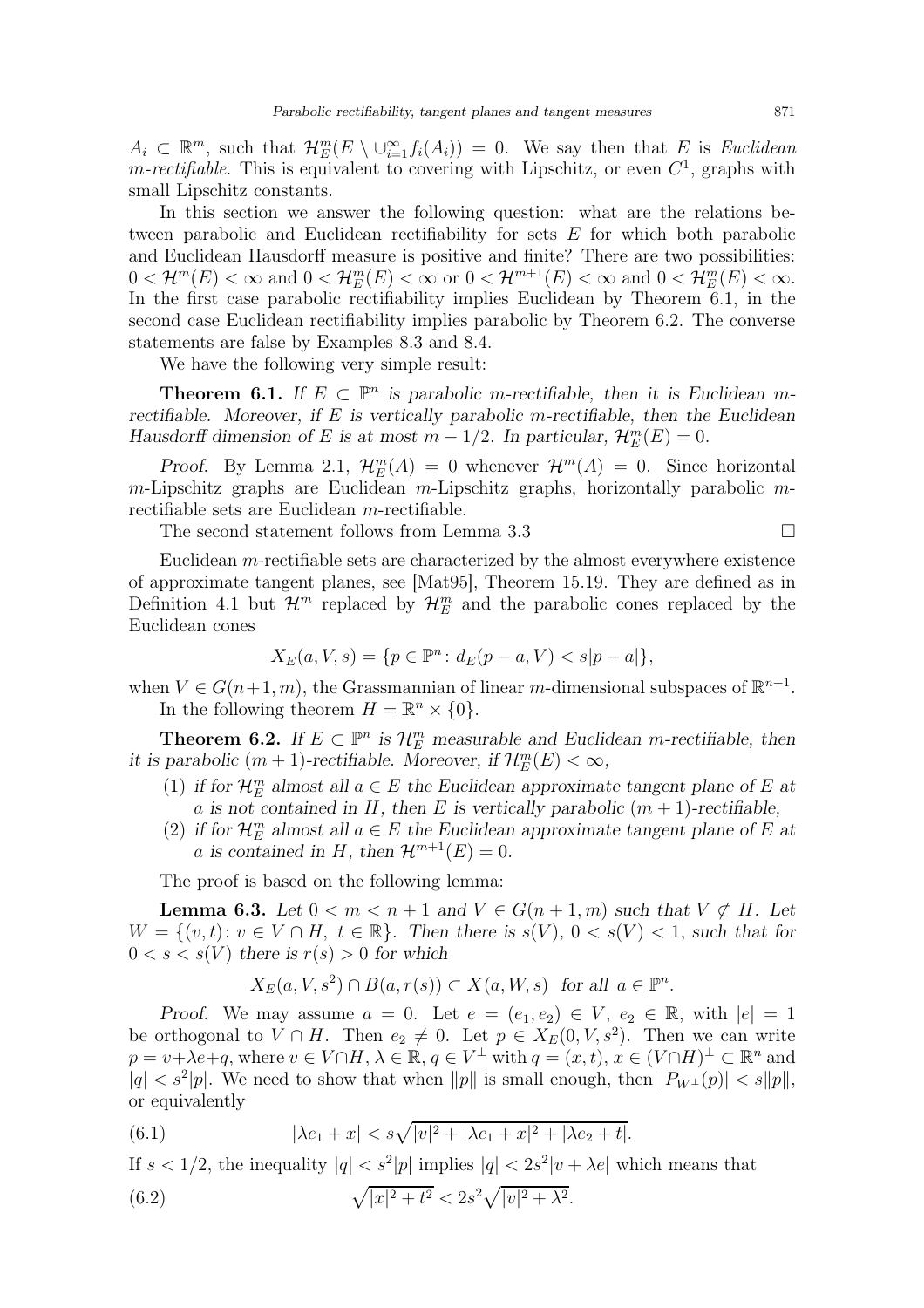$A_i \subset \mathbb{R}^m$, such that $\mathcal{H}^m_E(E \setminus \cup_{i=1}^{\infty} f_i(A_i)) = 0$. We say then that $E$ is *Euclidean $m$-rectifiable*. This is equivalent to covering with Lipschitz, or even $C^1$, graphs with small Lipschitz constants.

In this section we answer the following question: what are the relations between parabolic and Euclidean rectifiability for sets $E$ for which both parabolic and Euclidean Hausdorff measure is positive and finite? There are two possibilities: $0 < \mathcal{H}^m(E) < \infty$ and $0 < \mathcal{H}^m_E(E) < \infty$ or $0 < \mathcal{H}^{m+1}(E) < \infty$ and $0 < \mathcal{H}^m_E(E) < \infty$. In the first case parabolic rectifiability implies Euclidean by Theorem 6.1, in the second case Euclidean rectifiability implies parabolic by Theorem 6.2. The converse statements are false by Examples 8.3 and 8.4.

We have the following very simple result:

**Theorem 6.1.** *If $E \subset \mathbb{P}^n$ is parabolic $m$-rectifiable, then it is Euclidean $m$-rectifiable. Moreover, if $E$ is vertically parabolic $m$-rectifiable, then the Euclidean Hausdorff dimension of $E$ is at most $m - 1/2$. In particular, $\mathcal{H}^m_E(E) = 0$.*

*Proof.* By Lemma 2.1, $\mathcal{H}^m_E(A) = 0$ whenever $\mathcal{H}^m(A) = 0$. Since horizontal $m$-Lipschitz graphs are Euclidean $m$-Lipschitz graphs, horizontally parabolic $m$-rectifiable sets are Euclidean $m$-rectifiable.

The second statement follows from Lemma 3.3 □

Euclidean $m$-rectifiable sets are characterized by the almost everywhere existence of approximate tangent planes, see [Mat95], Theorem 15.19. They are defined as in Definition 4.1 but $\mathcal{H}^m$ replaced by $\mathcal{H}^m_E$ and the parabolic cones replaced by the Euclidean cones

$$X_E(a, V, s) = \{p \in \mathbb{P}^n : d_E(p - a, V) < s|p - a|\},$$

when $V \in G(n+1, m)$, the Grassmannian of linear $m$-dimensional subspaces of $\mathbb{R}^{n+1}$.

In the following theorem $H = \mathbb{R}^n \times \{0\}$.

**Theorem 6.2.** *If $E \subset \mathbb{P}^n$ is $\mathcal{H}^m_E$ measurable and Euclidean $m$-rectifiable, then it is parabolic $(m+1)$-rectifiable. Moreover, if $\mathcal{H}^m_E(E) < \infty$,*

1. *if for $\mathcal{H}^m_E$ almost all $a \in E$ the Euclidean approximate tangent plane of $E$ at $a$ is not contained in $H$, then $E$ is vertically parabolic $(m+1)$-rectifiable,*
2. *if for $\mathcal{H}^m_E$ almost all $a \in E$ the Euclidean approximate tangent plane of $E$ at $a$ is contained in $H$, then $\mathcal{H}^{m+1}(E) = 0$.*

The proof is based on the following lemma:

**Lemma 6.3.** *Let $0 < m < n+1$ and $V \in G(n+1, m)$ such that $V \not\subset H$. Let $W = \{(v, t) : v \in V \cap H,\ t \in \mathbb{R}\}$. Then there is $s(V)$, $0 < s(V) < 1$, such that for $0 < s < s(V)$ there is $r(s) > 0$ for which*

$$X_E(a, V, s^2) \cap B(a, r(s)) \subset X(a, W, s) \quad \text{for all } a \in \mathbb{P}^n.$$

*Proof.* We may assume $a = 0$. Let $e = (e_1, e_2) \in V$, $e_2 \in \mathbb{R}$, with $|e| = 1$ be orthogonal to $V \cap H$. Then $e_2 \neq 0$. Let $p \in X_E(0, V, s^2)$. Then we can write $p = v + \lambda e + q$, where $v \in V \cap H$, $\lambda \in \mathbb{R}$, $q \in V^{\perp}$ with $q = (x, t)$, $x \in (V \cap H)^{\perp} \subset \mathbb{R}^n$ and $|q| < s^2|p|$. We need to show that when $\|p\|$ is small enough, then $|P_{W^{\perp}}(p)| < s\|p\|$, or equivalently

$$|\lambda e_1 + x| < s\sqrt{|v|^2 + |\lambda e_1 + x|^2 + |\lambda e_2 + t|}. \tag{6.1}$$

If $s < 1/2$, the inequality $|q| < s^2|p|$ implies $|q| < 2s^2|v + \lambda e|$ which means that

$$\sqrt{|x|^2 + t^2} < 2s^2\sqrt{|v|^2 + \lambda^2}. \tag{6.2}$$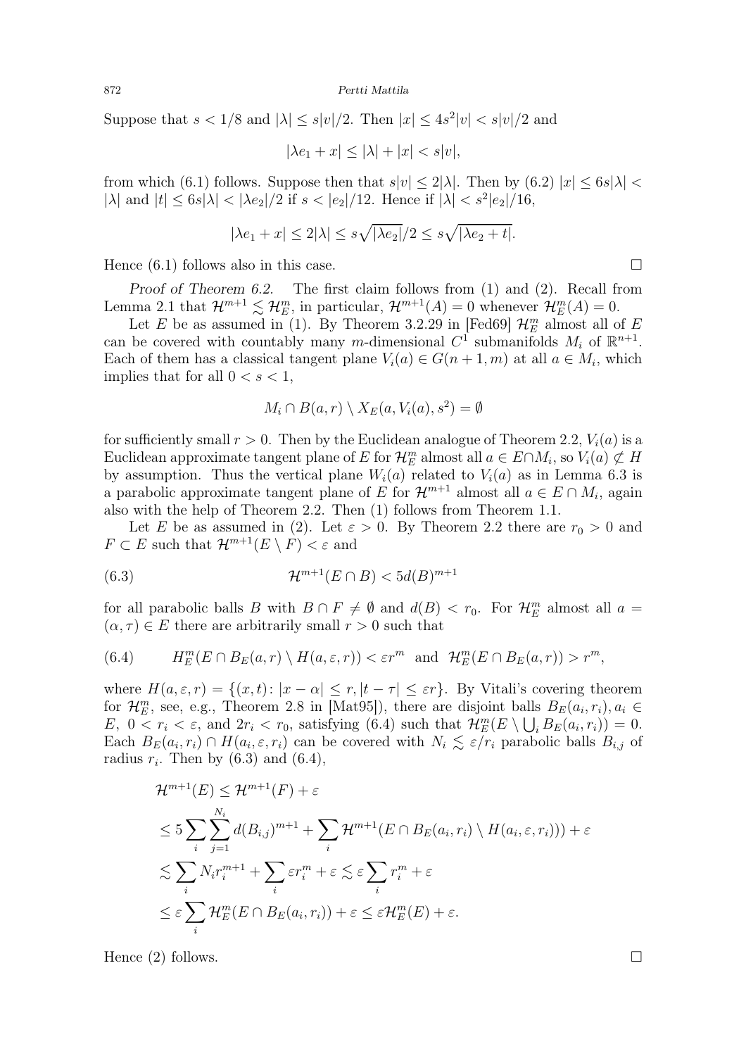Suppose that $s < 1/8$ and $|\lambda| \leq s|v|/2$. Then $|x| \leq 4s^2|v| < s|v|/2$ and

$$|\lambda e_1 + x| \leq |\lambda| + |x| < s|v|,$$

from which (6.1) follows. Suppose then that $s|v| \leq 2|\lambda|$. Then by (6.2) $|x| \leq 6s|\lambda| < |\lambda|$ and $|t| \leq 6s|\lambda| < |\lambda e_2|/2$ if $s < |e_2|/12$. Hence if $|\lambda| < s^2|e_2|/16$,

$$|\lambda e_1 + x| \leq 2|\lambda| \leq s\sqrt{|\lambda e_2|}/2 \leq s\sqrt{|\lambda e_2 + t|}.$$

Hence (6.1) follows also in this case. □

*Proof of Theorem 6.2.* The first claim follows from (1) and (2). Recall from Lemma 2.1 that $\mathcal{H}^{m+1} \lesssim \mathcal{H}^m_E$, in particular, $\mathcal{H}^{m+1}(A) = 0$ whenever $\mathcal{H}^m_E(A) = 0$.

Let $E$ be as assumed in (1). By Theorem 3.2.29 in [Fed69] $\mathcal{H}^m_E$ almost all of $E$ can be covered with countably many $m$-dimensional $C^1$ submanifolds $M_i$ of $\mathbb{R}^{n+1}$. Each of them has a classical tangent plane $V_i(a) \in G(n+1, m)$ at all $a \in M_i$, which implies that for all $0 < s < 1$,

$$M_i \cap B(a, r) \setminus X_E(a, V_i(a), s^2) = \emptyset$$

for sufficiently small $r > 0$. Then by the Euclidean analogue of Theorem 2.2, $V_i(a)$ is a Euclidean approximate tangent plane of $E$ for $\mathcal{H}^m_E$ almost all $a \in E \cap M_i$, so $V_i(a) \not\subset H$ by assumption. Thus the vertical plane $W_i(a)$ related to $V_i(a)$ as in Lemma 6.3 is a parabolic approximate tangent plane of $E$ for $\mathcal{H}^{m+1}$ almost all $a \in E \cap M_i$, again also with the help of Theorem 2.2. Then (1) follows from Theorem 1.1.

Let $E$ be as assumed in (2). Let $\varepsilon > 0$. By Theorem 2.2 there are $r_0 > 0$ and $F \subset E$ such that $\mathcal{H}^{m+1}(E \setminus F) < \varepsilon$ and

$$\mathcal{H}^{m+1}(E \cap B) < 5d(B)^{m+1} \tag{6.3}$$

for all parabolic balls $B$ with $B \cap F \neq \emptyset$ and $d(B) < r_0$. For $\mathcal{H}^m_E$ almost all $a = (\alpha, \tau) \in E$ there are arbitrarily small $r > 0$ such that

$$H^m_E(E \cap B_E(a, r) \setminus H(a, \varepsilon, r)) < \varepsilon r^m \text{ and } \mathcal{H}^m_E(E \cap B_E(a, r)) > r^m, \tag{6.4}$$

where $H(a, \varepsilon, r) = \{(x, t) \colon |x - \alpha| \leq r, |t - \tau| \leq \varepsilon r\}$. By Vitali's covering theorem for $\mathcal{H}^m_E$, see, e.g., Theorem 2.8 in [Mat95]), there are disjoint balls $B_E(a_i, r_i), a_i \in E$, $0 < r_i < \varepsilon$, and $2r_i < r_0$, satisfying (6.4) such that $\mathcal{H}^m_E(E \setminus \bigcup_i B_E(a_i, r_i)) = 0$. Each $B_E(a_i, r_i) \cap H(a_i, \varepsilon, r_i)$ can be covered with $N_i \lesssim \varepsilon/r_i$ parabolic balls $B_{i,j}$ of radius $r_i$. Then by (6.3) and (6.4),

$$\begin{aligned}
\mathcal{H}^{m+1}(E) &\leq \mathcal{H}^{m+1}(F) + \varepsilon \\
&\leq 5\sum_i \sum_{j=1}^{N_i} d(B_{i,j})^{m+1} + \sum_i \mathcal{H}^{m+1}(E \cap B_E(a_i, r_i) \setminus H(a_i, \varepsilon, r_i))) + \varepsilon \\
&\lesssim \sum_i N_i r_i^{m+1} + \sum_i \varepsilon r_i^m + \varepsilon \lesssim \varepsilon \sum_i r_i^m + \varepsilon \\
&\leq \varepsilon \sum_i \mathcal{H}^m_E(E \cap B_E(a_i, r_i)) + \varepsilon \leq \varepsilon \mathcal{H}^m_E(E) + \varepsilon.
\end{aligned}$$

Hence (2) follows. □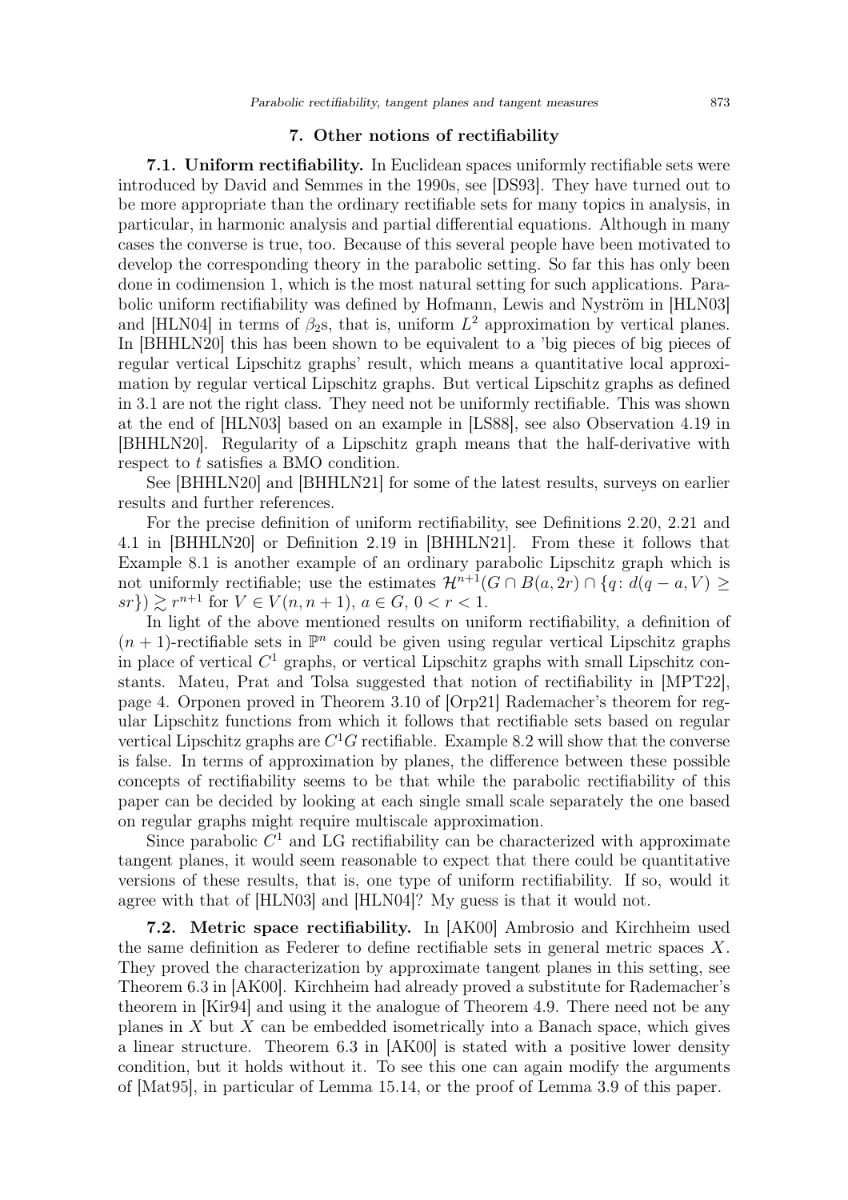## 7. Other notions of rectifiability

**7.1. Uniform rectifiability.** In Euclidean spaces uniformly rectifiable sets were introduced by David and Semmes in the 1990s, see [DS93]. They have turned out to be more appropriate than the ordinary rectifiable sets for many topics in analysis, in particular, in harmonic analysis and partial differential equations. Although in many cases the converse is true, too. Because of this several people have been motivated to develop the corresponding theory in the parabolic setting. So far this has only been done in codimension 1, which is the most natural setting for such applications. Parabolic uniform rectifiability was defined by Hofmann, Lewis and Nyström in [HLN03] and [HLN04] in terms of $\beta_2$s, that is, uniform $L^2$ approximation by vertical planes. In [BHHLN20] this has been shown to be equivalent to a 'big pieces of big pieces of regular vertical Lipschitz graphs' result, which means a quantitative local approximation by regular vertical Lipschitz graphs. But vertical Lipschitz graphs as defined in 3.1 are not the right class. They need not be uniformly rectifiable. This was shown at the end of [HLN03] based on an example in [LS88], see also Observation 4.19 in [BHHLN20]. Regularity of a Lipschitz graph means that the half-derivative with respect to $t$ satisfies a BMO condition.

See [BHHLN20] and [BHHLN21] for some of the latest results, surveys on earlier results and further references.

For the precise definition of uniform rectifiability, see Definitions 2.20, 2.21 and 4.1 in [BHHLN20] or Definition 2.19 in [BHHLN21]. From these it follows that Example 8.1 is another example of an ordinary parabolic Lipschitz graph which is not uniformly rectifiable; use the estimates $\mathcal{H}^{n+1}(G \cap B(a, 2r) \cap \{q : d(q - a, V) \geq sr\}) \gtrsim r^{n+1}$ for $V \in V(n, n+1)$, $a \in G$, $0 < r < 1$.

In light of the above mentioned results on uniform rectifiability, a definition of $(n+1)$-rectifiable sets in $\mathbb{P}^n$ could be given using regular vertical Lipschitz graphs in place of vertical $C^1$ graphs, or vertical Lipschitz graphs with small Lipschitz constants. Mateu, Prat and Tolsa suggested that notion of rectifiability in [MPT22], page 4. Orponen proved in Theorem 3.10 of [Orp21] Rademacher's theorem for regular Lipschitz functions from which it follows that rectifiable sets based on regular vertical Lipschitz graphs are $C^1G$ rectifiable. Example 8.2 will show that the converse is false. In terms of approximation by planes, the difference between these possible concepts of rectifiability seems to be that while the parabolic rectifiability of this paper can be decided by looking at each single small scale separately the one based on regular graphs might require multiscale approximation.

Since parabolic $C^1$ and LG rectifiability can be characterized with approximate tangent planes, it would seem reasonable to expect that there could be quantitative versions of these results, that is, one type of uniform rectifiability. If so, would it agree with that of [HLN03] and [HLN04]? My guess is that it would not.

**7.2. Metric space rectifiability.** In [AK00] Ambrosio and Kirchheim used the same definition as Federer to define rectifiable sets in general metric spaces $X$. They proved the characterization by approximate tangent planes in this setting, see Theorem 6.3 in [AK00]. Kirchheim had already proved a substitute for Rademacher's theorem in [Kir94] and using it the analogue of Theorem 4.9. There need not be any planes in $X$ but $X$ can be embedded isometrically into a Banach space, which gives a linear structure. Theorem 6.3 in [AK00] is stated with a positive lower density condition, but it holds without it. To see this one can again modify the arguments of [Mat95], in particular of Lemma 15.14, or the proof of Lemma 3.9 of this paper.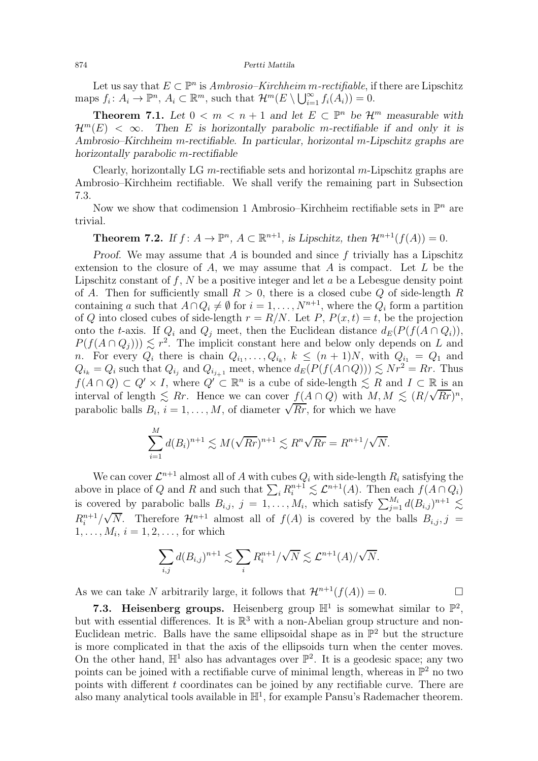Let us say that $E \subset \mathbb{P}^n$ is *Ambrosio–Kirchheim m-rectifiable*, if there are Lipschitz maps $f_i \colon A_i \to \mathbb{P}^n$, $A_i \subset \mathbb{R}^m$, such that $\mathcal{H}^m(E \setminus \bigcup_{i=1}^\infty f_i(A_i)) = 0$.

**Theorem 7.1.** *Let $0 < m < n+1$ and let $E \subset \mathbb{P}^n$ be $\mathcal{H}^m$ measurable with $\mathcal{H}^m(E) < \infty$. Then $E$ is horizontally parabolic $m$-rectifiable if and only it is Ambrosio–Kirchheim $m$-rectifiable. In particular, horizontal $m$-Lipschitz graphs are horizontally parabolic $m$-rectifiable*

Clearly, horizontally LG $m$-rectifiable sets and horizontal $m$-Lipschitz graphs are Ambrosio–Kirchheim rectifiable. We shall verify the remaining part in Subsection 7.3.

Now we show that codimension 1 Ambrosio–Kirchheim rectifiable sets in $\mathbb{P}^n$ are trivial.

**Theorem 7.2.** *If $f \colon A \to \mathbb{P}^n$, $A \subset \mathbb{R}^{n+1}$, is Lipschitz, then $\mathcal{H}^{n+1}(f(A)) = 0$.*

*Proof.* We may assume that $A$ is bounded and since $f$ trivially has a Lipschitz extension to the closure of $A$, we may assume that $A$ is compact. Let $L$ be the Lipschitz constant of $f$, $N$ be a positive integer and let $a$ be a Lebesgue density point of $A$. Then for sufficiently small $R > 0$, there is a closed cube $Q$ of side-length $R$ containing $a$ such that $A \cap Q_i \neq \emptyset$ for $i = 1, \dots, N^{n+1}$, where the $Q_i$ form a partition of $Q$ into closed cubes of side-length $r = R/N$. Let $P$, $P(x,t) = t$, be the projection onto the $t$-axis. If $Q_i$ and $Q_j$ meet, then the Euclidean distance $d_E(P(f(A \cap Q_i)), P(f(A \cap Q_j))) \lesssim r^2$. The implicit constant here and below only depends on $L$ and $n$. For every $Q_i$ there is chain $Q_{i_1}, \dots, Q_{i_k}$, $k \leq (n+1)N$, with $Q_{i_1} = Q_1$ and $Q_{i_k} = Q_i$ such that $Q_{i_j}$ and $Q_{i_{j+1}}$ meet, whence $d_E(P(f(A \cap Q))) \lesssim Nr^2 = Rr$. Thus $f(A \cap Q) \subset Q' \times I$, where $Q' \subset \mathbb{R}^n$ is a cube of side-length $\lesssim R$ and $I \subset \mathbb{R}$ is an interval of length $\lesssim Rr$. Hence we can cover $f(A \cap Q)$ with $M, M \lesssim (R/\sqrt{Rr})^n$, parabolic balls $B_i$, $i = 1, \dots, M$, of diameter $\sqrt{Rr}$, for which we have

$$\sum_{i=1}^{M} d(B_i)^{n+1} \lesssim M(\sqrt{Rr})^{n+1} \lesssim R^n \sqrt{Rr} = R^{n+1}/\sqrt{N}.$$

We can cover $\mathcal{L}^{n+1}$ almost all of $A$ with cubes $Q_i$ with side-length $R_i$ satisfying the above in place of $Q$ and $R$ and such that $\sum_i R_i^{n+1} \lesssim \mathcal{L}^{n+1}(A)$. Then each $f(A \cap Q_i)$ is covered by parabolic balls $B_{i,j}$, $j = 1, \dots, M_i$, which satisfy $\sum_{j=1}^{M_i} d(B_{i,j})^{n+1} \lesssim R_i^{n+1}/\sqrt{N}$. Therefore $\mathcal{H}^{n+1}$ almost all of $f(A)$ is covered by the balls $B_{i,j}$, $j = 1, \dots, M_i$, $i = 1, 2, \dots$, for which

$$\sum_{i,j} d(B_{i,j})^{n+1} \lesssim \sum_i R_i^{n+1}/\sqrt{N} \lesssim \mathcal{L}^{n+1}(A)/\sqrt{N}.$$

As we can take $N$ arbitrarily large, it follows that $\mathcal{H}^{n+1}(f(A)) = 0$. $\square$

**7.3. Heisenberg groups.** Heisenberg group $\mathbb{H}^1$ is somewhat similar to $\mathbb{P}^2$, but with essential differences. It is $\mathbb{R}^3$ with a non-Abelian group structure and non-Euclidean metric. Balls have the same ellipsoidal shape as in $\mathbb{P}^2$ but the structure is more complicated in that the axis of the ellipsoids turn when the center moves. On the other hand, $\mathbb{H}^1$ also has advantages over $\mathbb{P}^2$. It is a geodesic space; any two points can be joined with a rectifiable curve of minimal length, whereas in $\mathbb{P}^2$ no two points with different $t$ coordinates can be joined by any rectifiable curve. There are also many analytical tools available in $\mathbb{H}^1$, for example Pansu's Rademacher theorem.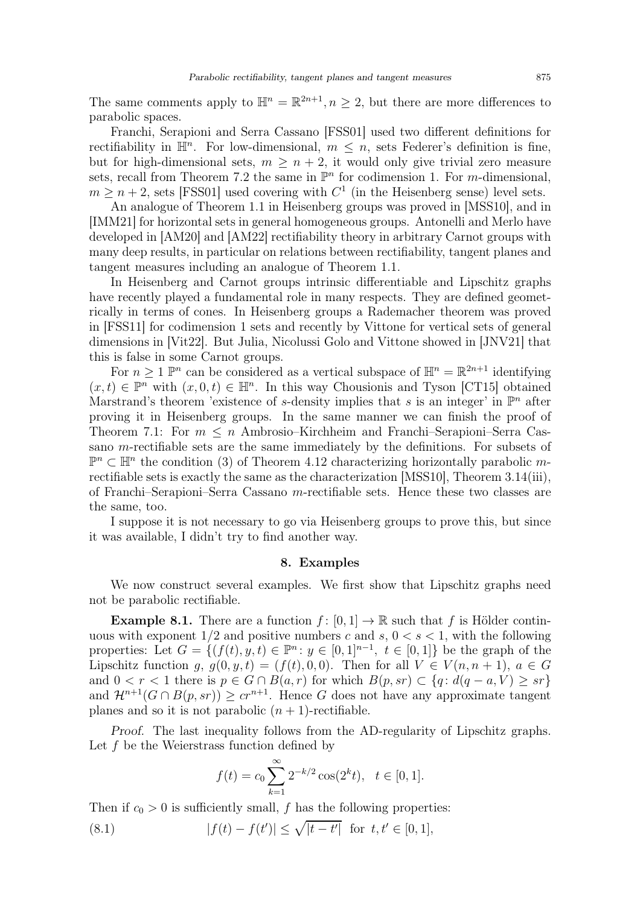The same comments apply to $\mathbb{H}^n = \mathbb{R}^{2n+1}, n \geq 2$, but there are more differences to parabolic spaces.

Franchi, Serapioni and Serra Cassano [FSS01] used two different definitions for rectifiability in $\mathbb{H}^n$. For low-dimensional, $m \leq n$, sets Federer's definition is fine, but for high-dimensional sets, $m \geq n+2$, it would only give trivial zero measure sets, recall from Theorem 7.2 the same in $\mathbb{P}^n$ for codimension 1. For $m$-dimensional, $m \geq n+2$, sets [FSS01] used covering with $C^1$ (in the Heisenberg sense) level sets.

An analogue of Theorem 1.1 in Heisenberg groups was proved in [MSS10], and in [IMM21] for horizontal sets in general homogeneous groups. Antonelli and Merlo have developed in [AM20] and [AM22] rectifiability theory in arbitrary Carnot groups with many deep results, in particular on relations between rectifiability, tangent planes and tangent measures including an analogue of Theorem 1.1.

In Heisenberg and Carnot groups intrinsic differentiable and Lipschitz graphs have recently played a fundamental role in many respects. They are defined geometrically in terms of cones. In Heisenberg groups a Rademacher theorem was proved in [FSS11] for codimension 1 sets and recently by Vittone for vertical sets of general dimensions in [Vit22]. But Julia, Nicolussi Golo and Vittone showed in [JNV21] that this is false in some Carnot groups.

For $n \geq 1$ $\mathbb{P}^n$ can be considered as a vertical subspace of $\mathbb{H}^n = \mathbb{R}^{2n+1}$ identifying $(x,t) \in \mathbb{P}^n$ with $(x,0,t) \in \mathbb{H}^n$. In this way Chousionis and Tyson [CT15] obtained Marstrand's theorem 'existence of $s$-density implies that $s$ is an integer' in $\mathbb{P}^n$ after proving it in Heisenberg groups. In the same manner we can finish the proof of Theorem 7.1: For $m \leq n$ Ambrosio–Kirchheim and Franchi–Serapioni–Serra Cassano $m$-rectifiable sets are the same immediately by the definitions. For subsets of $\mathbb{P}^n \subset \mathbb{H}^n$ the condition (3) of Theorem 4.12 characterizing horizontally parabolic $m$-rectifiable sets is exactly the same as the characterization [MSS10], Theorem 3.14(iii), of Franchi–Serapioni–Serra Cassano $m$-rectifiable sets. Hence these two classes are the same, too.

I suppose it is not necessary to go via Heisenberg groups to prove this, but since it was available, I didn't try to find another way.

## 8. Examples

We now construct several examples. We first show that Lipschitz graphs need not be parabolic rectifiable.

**Example 8.1.** There are a function $f: [0,1] \to \mathbb{R}$ such that $f$ is Hölder continuous with exponent $1/2$ and positive numbers $c$ and $s$, $0 < s < 1$, with the following properties: Let $G = \{(f(t), y, t) \in \mathbb{P}^n : y \in [0,1]^{n-1},\ t \in [0,1]\}$ be the graph of the Lipschitz function $g$, $g(0,y,t) = (f(t),0,0)$. Then for all $V \in V(n,n+1)$, $a \in G$ and $0 < r < 1$ there is $p \in G \cap B(a,r)$ for which $B(p,sr) \subset \{q : d(q-a,V) \geq sr\}$ and $\mathcal{H}^{n+1}(G \cap B(p,sr)) \geq cr^{n+1}$. Hence $G$ does not have any approximate tangent planes and so it is not parabolic $(n+1)$-rectifiable.

*Proof.* The last inequality follows from the AD-regularity of Lipschitz graphs. Let $f$ be the Weierstrass function defined by

$$f(t) = c_0 \sum_{k=1}^{\infty} 2^{-k/2} \cos(2^k t), \quad t \in [0,1].$$

Then if $c_0 > 0$ is sufficiently small, $f$ has the following properties:

$$|f(t) - f(t')| \leq \sqrt{|t-t'|} \quad \text{for } t,t' \in [0,1], \tag{8.1}$$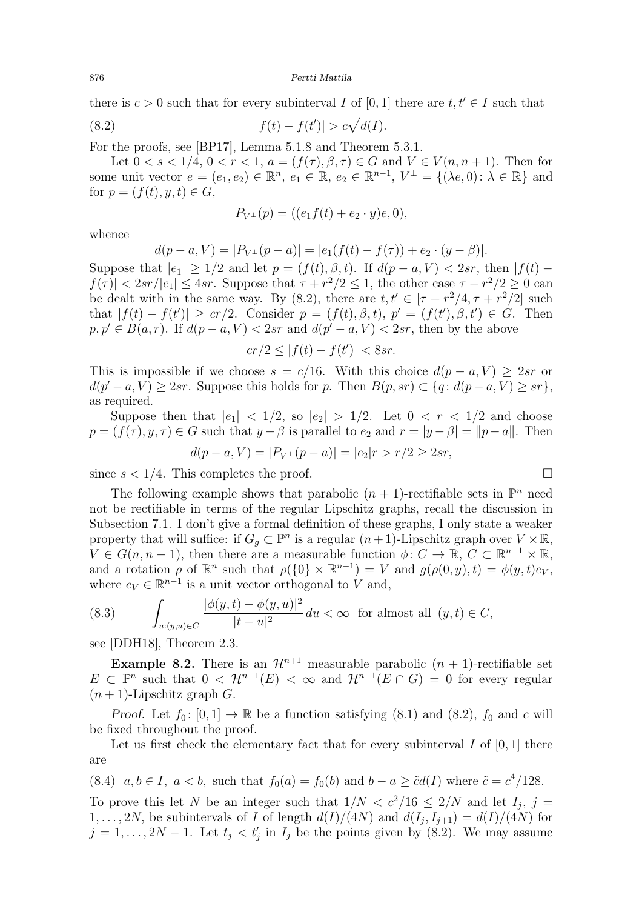there is $c > 0$ such that for every subinterval $I$ of $[0,1]$ there are $t, t' \in I$ such that

$$|f(t) - f(t')| > c\sqrt{d(I)}. \tag{8.2}$$

For the proofs, see [BP17], Lemma 5.1.8 and Theorem 5.3.1.

Let $0 < s < 1/4$, $0 < r < 1$, $a = (f(\tau), \beta, \tau) \in G$ and $V \in V(n, n+1)$. Then for some unit vector $e = (e_1, e_2) \in \mathbb{R}^n$, $e_1 \in \mathbb{R}$, $e_2 \in \mathbb{R}^{n-1}$, $V^\perp = \{(\lambda e, 0) : \lambda \in \mathbb{R}\}$ and for $p = (f(t), y, t) \in G$,

$$P_{V^\perp}(p) = ((e_1 f(t) + e_2 \cdot y)e, 0),$$

whence

$$d(p - a, V) = |P_{V^\perp}(p - a)| = |e_1(f(t) - f(\tau)) + e_2 \cdot (y - \beta)|.$$

Suppose that $|e_1| \geq 1/2$ and let $p = (f(t), \beta, t)$. If $d(p - a, V) < 2sr$, then $|f(t) - f(\tau)| < 2sr/|e_1| \leq 4sr$. Suppose that $\tau + r^2/2 \leq 1$, the other case $\tau - r^2/2 \geq 0$ can be dealt with in the same way. By (8.2), there are $t, t' \in [\tau + r^2/4, \tau + r^2/2]$ such that $|f(t) - f(t')| \geq cr/2$. Consider $p = (f(t), \beta, t)$, $p' = (f(t'), \beta, t') \in G$. Then $p, p' \in B(a, r)$. If $d(p - a, V) < 2sr$ and $d(p' - a, V) < 2sr$, then by the above

$$cr/2 \leq |f(t) - f(t')| < 8sr.$$

This is impossible if we choose $s = c/16$. With this choice $d(p - a, V) \geq 2sr$ or $d(p' - a, V) \geq 2sr$. Suppose this holds for $p$. Then $B(p, sr) \subset \{q : d(p - a, V) \geq sr\}$, as required.

Suppose then that $|e_1| < 1/2$, so $|e_2| > 1/2$. Let $0 < r < 1/2$ and choose $p = (f(\tau), y, \tau) \in G$ such that $y - \beta$ is parallel to $e_2$ and $r = |y - \beta| = \|p - a\|$. Then

$$d(p - a, V) = |P_{V^\perp}(p - a)| = |e_2| r > r/2 \geq 2sr,$$

since $s < 1/4$. This completes the proof. $\square$

The following example shows that parabolic $(n+1)$-rectifiable sets in $\mathbb{P}^n$ need not be rectifiable in terms of the regular Lipschitz graphs, recall the discussion in Subsection 7.1. I don't give a formal definition of these graphs, I only state a weaker property that will suffice: if $G_g \subset \mathbb{P}^n$ is a regular $(n+1)$-Lipschitz graph over $V \times \mathbb{R}$, $V \in G(n, n-1)$, then there are a measurable function $\phi : C \to \mathbb{R}$, $C \subset \mathbb{R}^{n-1} \times \mathbb{R}$, and a rotation $\rho$ of $\mathbb{R}^n$ such that $\rho(\{0\} \times \mathbb{R}^{n-1}) = V$ and $g(\rho(0, y), t) = \phi(y, t) e_V$, where $e_V \in \mathbb{R}^{n-1}$ is a unit vector orthogonal to $V$ and,

$$\int_{u:(y,u) \in C} \frac{|\phi(y,t) - \phi(y,u)|^2}{|t - u|^2}\, du < \infty \quad \text{for almost all } (y, t) \in C, \tag{8.3}$$

see [DDH18], Theorem 2.3.

**Example 8.2.** There is an $\mathcal{H}^{n+1}$ measurable parabolic $(n+1)$-rectifiable set $E \subset \mathbb{P}^n$ such that $0 < \mathcal{H}^{n+1}(E) < \infty$ and $\mathcal{H}^{n+1}(E \cap G) = 0$ for every regular $(n+1)$-Lipschitz graph $G$.

*Proof.* Let $f_0 : [0,1] \to \mathbb{R}$ be a function satisfying (8.1) and (8.2), $f_0$ and $c$ will be fixed throughout the proof.

Let us first check the elementary fact that for every subinterval $I$ of $[0,1]$ there are

$$a, b \in I,\ a < b, \text{ such that } f_0(a) = f_0(b) \text{ and } b - a \geq \tilde{c}\, d(I) \text{ where } \tilde{c} = c^4/128. \tag{8.4}$$

To prove this let $N$ be an integer such that $1/N < c^2/16 \leq 2/N$ and let $I_j$, $j = 1, \ldots, 2N$, be subintervals of $I$ of length $d(I)/(4N)$ and $d(I_j, I_{j+1}) = d(I)/(4N)$ for $j = 1, \ldots, 2N - 1$. Let $t_j < t_j'$ in $I_j$ be the points given by (8.2). We may assume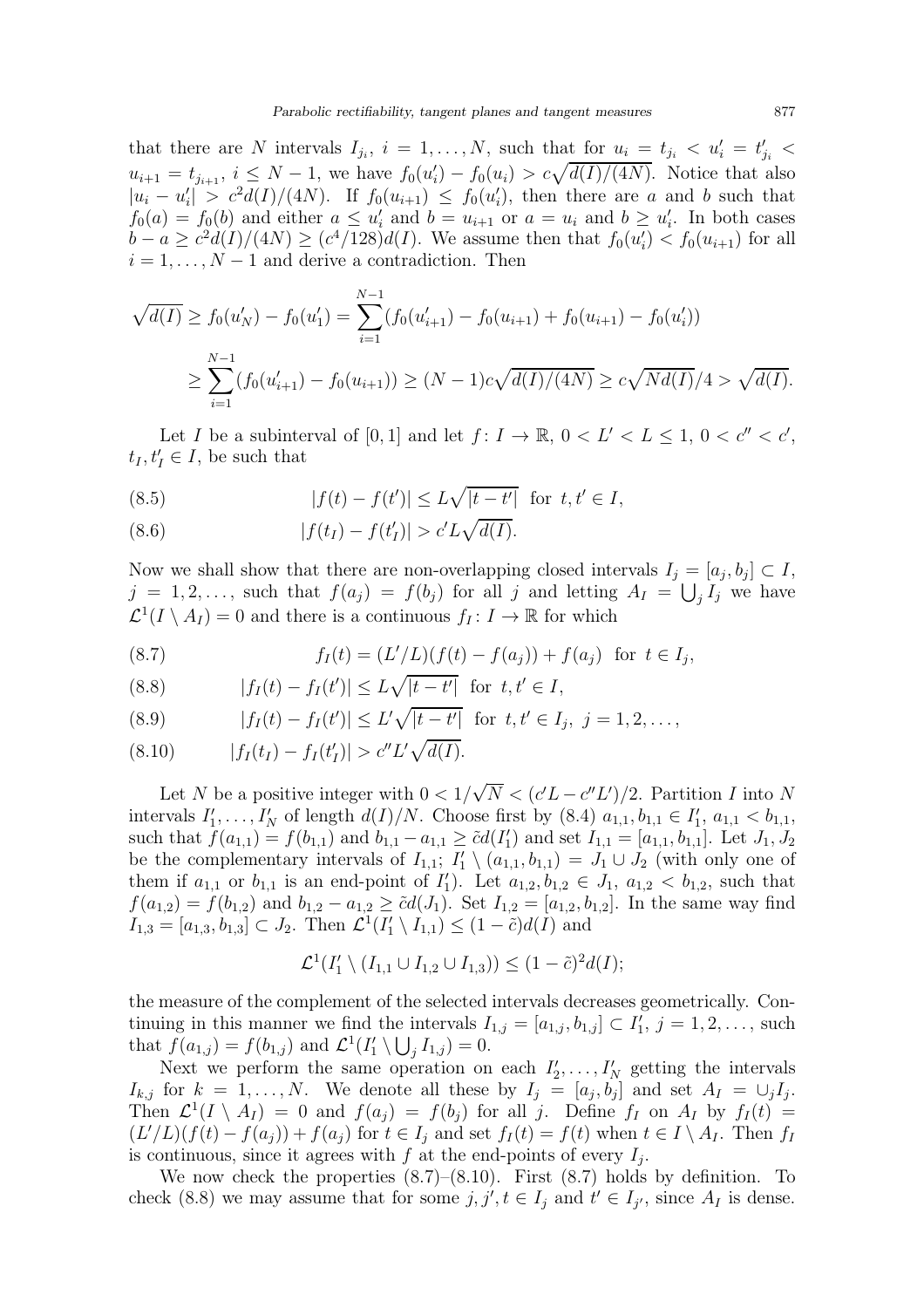that there are $N$ intervals $I_{j_i}$, $i = 1, \ldots, N$, such that for $u_i = t_{j_i} < u_i' = t_{j_i}' < u_{i+1} = t_{j_{i+1}}$, $i \leq N-1$, we have $f_0(u_i') - f_0(u_i) > c\sqrt{d(I)/(4N)}$. Notice that also $|u_i - u_i'| > c^2 d(I)/(4N)$. If $f_0(u_{i+1}) \leq f_0(u_i')$, then there are $a$ and $b$ such that $f_0(a) = f_0(b)$ and either $a \leq u_i'$ and $b = u_{i+1}$ or $a = u_i$ and $b \geq u_i'$. In both cases $b - a \geq c^2 d(I)/(4N) \geq (c^4/128) d(I)$. We assume then that $f_0(u_i') < f_0(u_{i+1})$ for all $i = 1, \ldots, N-1$ and derive a contradiction. Then

$$
\begin{aligned}
\sqrt{d(I)} \geq f_0(u_N') - f_0(u_1') &= \sum_{i=1}^{N-1} (f_0(u_{i+1}') - f_0(u_{i+1}) + f_0(u_{i+1}) - f_0(u_i')) \\
&\geq \sum_{i=1}^{N-1} (f_0(u_{i+1}') - f_0(u_{i+1})) \geq (N-1)c\sqrt{d(I)/(4N)} \geq c\sqrt{N d(I)}/4 > \sqrt{d(I)}.
\end{aligned}
$$

Let $I$ be a subinterval of $[0,1]$ and let $f\colon I \to \mathbb{R}$, $0 < L' < L \leq 1$, $0 < c'' < c'$, $t_I, t_I' \in I$, be such that

$$
|f(t) - f(t')| \leq L\sqrt{|t - t'|} \quad \text{for } t, t' \in I, \tag{8.5}
$$

$$
|f(t_I) - f(t_I')| > c' L \sqrt{d(I)}. \tag{8.6}
$$

Now we shall show that there are non-overlapping closed intervals $I_j = [a_j, b_j] \subset I$, $j = 1, 2, \ldots$, such that $f(a_j) = f(b_j)$ for all $j$ and letting $A_I = \bigcup_j I_j$ we have $\mathcal{L}^1(I \setminus A_I) = 0$ and there is a continuous $f_I\colon I \to \mathbb{R}$ for which

$$
f_I(t) = (L'/L)(f(t) - f(a_j)) + f(a_j) \quad \text{for } t \in I_j, \tag{8.7}
$$

$$
|f_I(t) - f_I(t')| \leq L\sqrt{|t - t'|} \quad \text{for } t, t' \in I, \tag{8.8}
$$

$$
|f_I(t) - f_I(t')| \leq L'\sqrt{|t - t'|} \quad \text{for } t, t' \in I_j,\ j = 1, 2, \ldots, \tag{8.9}
$$

$$
|f_I(t_I) - f_I(t_I')| > c'' L' \sqrt{d(I)}. \tag{8.10}
$$

Let $N$ be a positive integer with $0 < 1/\sqrt{N} < (c'L - c''L')/2$. Partition $I$ into $N$ intervals $I_1', \ldots, I_N'$ of length $d(I)/N$. Choose first by (8.4) $a_{1,1}, b_{1,1} \in I_1'$, $a_{1,1} < b_{1,1}$, such that $f(a_{1,1}) = f(b_{1,1})$ and $b_{1,1} - a_{1,1} \geq \tilde{c} d(I_1')$ and set $I_{1,1} = [a_{1,1}, b_{1,1}]$. Let $J_1, J_2$ be the complementary intervals of $I_{1,1}$; $I_1' \setminus (a_{1,1}, b_{1,1}) = J_1 \cup J_2$ (with only one of them if $a_{1,1}$ or $b_{1,1}$ is an end-point of $I_1'$). Let $a_{1,2}, b_{1,2} \in J_1$, $a_{1,2} < b_{1,2}$, such that $f(a_{1,2}) = f(b_{1,2})$ and $b_{1,2} - a_{1,2} \geq \tilde{c} d(J_1)$. Set $I_{1,2} = [a_{1,2}, b_{1,2}]$. In the same way find $I_{1,3} = [a_{1,3}, b_{1,3}] \subset J_2$. Then $\mathcal{L}^1(I_1' \setminus I_{1,1}) \leq (1 - \tilde{c}) d(I)$ and

$$
\mathcal{L}^1(I_1' \setminus (I_{1,1} \cup I_{1,2} \cup I_{1,3})) \leq (1 - \tilde{c})^2 d(I);
$$

the measure of the complement of the selected intervals decreases geometrically. Continuing in this manner we find the intervals $I_{1,j} = [a_{1,j}, b_{1,j}] \subset I_1'$, $j = 1, 2, \ldots$, such that $f(a_{1,j}) = f(b_{1,j})$ and $\mathcal{L}^1(I_1' \setminus \bigcup_j I_{1,j}) = 0$.

Next we perform the same operation on each $I_2', \ldots, I_N'$ getting the intervals $I_{k,j}$ for $k = 1, \ldots, N$. We denote all these by $I_j = [a_j, b_j]$ and set $A_I = \cup_j I_j$. Then $\mathcal{L}^1(I \setminus A_I) = 0$ and $f(a_j) = f(b_j)$ for all $j$. Define $f_I$ on $A_I$ by $f_I(t) = (L'/L)(f(t) - f(a_j)) + f(a_j)$ for $t \in I_j$ and set $f_I(t) = f(t)$ when $t \in I \setminus A_I$. Then $f_I$ is continuous, since it agrees with $f$ at the end-points of every $I_j$.

We now check the properties (8.7)–(8.10). First (8.7) holds by definition. To check (8.8) we may assume that for some $j, j', t \in I_j$ and $t' \in I_{j'}$, since $A_I$ is dense.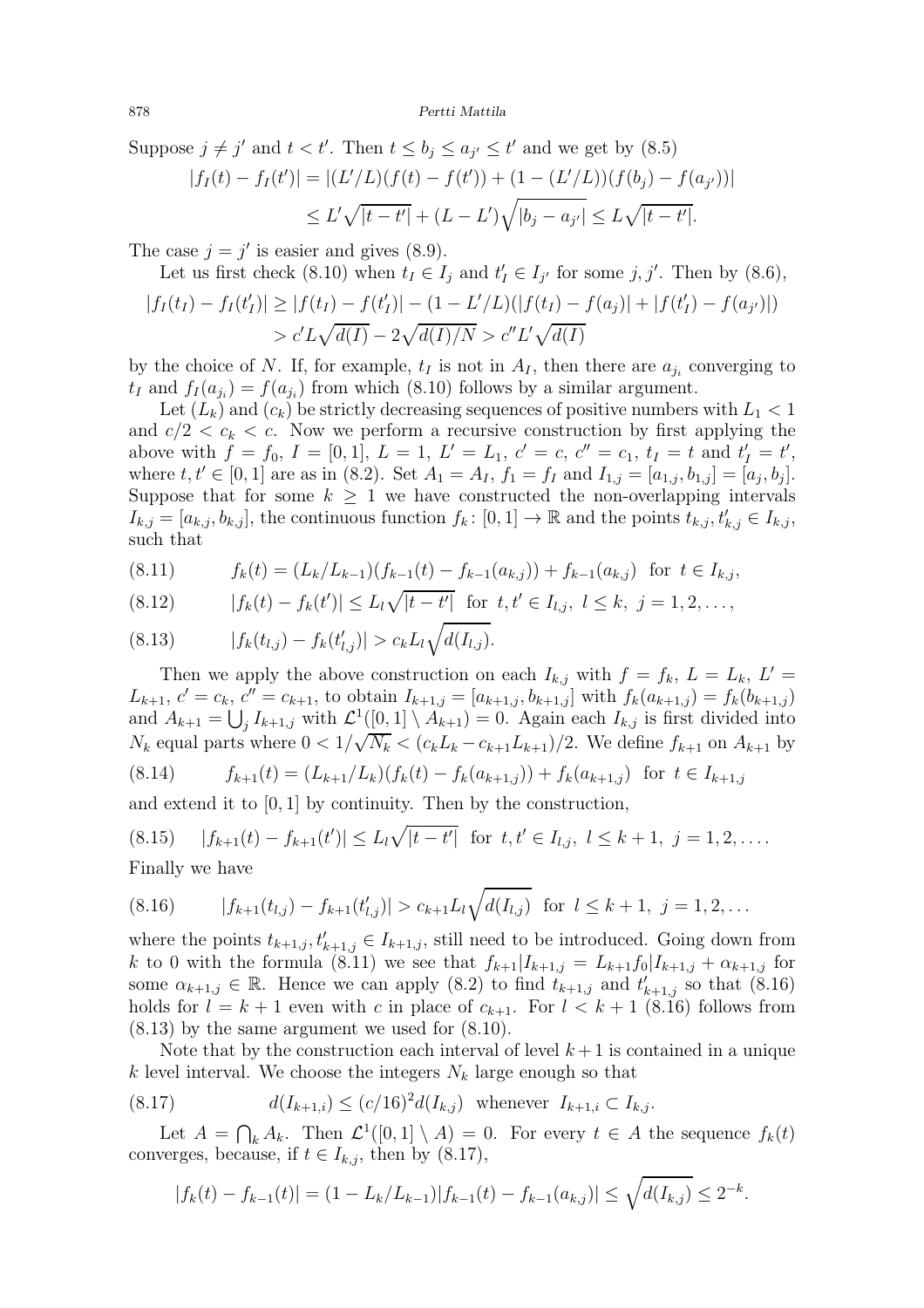Suppose $j \neq j'$ and $t < t'$. Then $t \leq b_j \leq a_{j'} \leq t'$ and we get by (8.5)

$$
\begin{aligned}
|f_I(t) - f_I(t')| &= |(L'/L)(f(t) - f(t')) + (1 - (L'/L))(f(b_j) - f(a_{j'}))| \\
&\leq L'\sqrt{|t-t'|} + (L - L')\sqrt{|b_j - a_{j'}|} \leq L\sqrt{|t-t'|}.
\end{aligned}
$$

The case $j = j'$ is easier and gives (8.9).

Let us first check (8.10) when $t_I \in I_j$ and $t'_I \in I_{j'}$ for some $j, j'$. Then by (8.6),

$$
\begin{aligned}
|f_I(t_I) - f_I(t'_I)| &\geq |f(t_I) - f(t'_I)| - (1 - L'/L)(|f(t_I) - f(a_j)| + |f(t'_I) - f(a_{j'})|) \\
&> c'L\sqrt{d(I)} - 2\sqrt{d(I)/N} > c''L'\sqrt{d(I)}
\end{aligned}
$$

by the choice of $N$. If, for example, $t_I$ is not in $A_I$, then there are $a_{j_i}$ converging to $t_I$ and $f_I(a_{j_i}) = f(a_{j_i})$ from which (8.10) follows by a similar argument.

Let $(L_k)$ and $(c_k)$ be strictly decreasing sequences of positive numbers with $L_1 < 1$ and $c/2 < c_k < c$. Now we perform a recursive construction by first applying the above with $f = f_0$, $I = [0,1]$, $L = 1$, $L' = L_1$, $c' = c$, $c'' = c_1$, $t_I = t$ and $t'_I = t'$, where $t, t' \in [0,1]$ are as in (8.2). Set $A_1 = A_I$, $f_1 = f_I$ and $I_{1,j} = [a_{1,j}, b_{1,j}] = [a_j, b_j]$. Suppose that for some $k \geq 1$ we have constructed the non-overlapping intervals $I_{k,j} = [a_{k,j}, b_{k,j}]$, the continuous function $f_k \colon [0,1] \to \mathbb{R}$ and the points $t_{k,j}, t'_{k,j} \in I_{k,j}$, such that

$$
f_k(t) = (L_k/L_{k-1})(f_{k-1}(t) - f_{k-1}(a_{k,j})) + f_{k-1}(a_{k,j}) \quad \text{for } t \in I_{k,j}, \tag{8.11}
$$

$$
|f_k(t) - f_k(t')| \leq L_l\sqrt{|t-t'|} \quad \text{for } t, t' \in I_{l,j},\ l \leq k,\ j = 1, 2, \dots, \tag{8.12}
$$

$$
|f_k(t_{l,j}) - f_k(t'_{l,j})| > c_k L_l \sqrt{d(I_{l,j})}. \tag{8.13}
$$

Then we apply the above construction on each $I_{k,j}$ with $f = f_k$, $L = L_k$, $L' = L_{k+1}$, $c' = c_k$, $c'' = c_{k+1}$, to obtain $I_{k+1,j} = [a_{k+1,j}, b_{k+1,j}]$ with $f_k(a_{k+1,j}) = f_k(b_{k+1,j})$ and $A_{k+1} = \bigcup_j I_{k+1,j}$ with $\mathcal{L}^1([0,1] \setminus A_{k+1}) = 0$. Again each $I_{k,j}$ is first divided into $N_k$ equal parts where $0 < 1/\sqrt{N_k} < (c_k L_k - c_{k+1}L_{k+1})/2$. We define $f_{k+1}$ on $A_{k+1}$ by

$$
f_{k+1}(t) = (L_{k+1}/L_k)(f_k(t) - f_k(a_{k+1,j})) + f_k(a_{k+1,j}) \quad \text{for } t \in I_{k+1,j} \tag{8.14}
$$

and extend it to $[0,1]$ by continuity. Then by the construction,

$$
|f_{k+1}(t) - f_{k+1}(t')| \leq L_l\sqrt{|t-t'|} \quad \text{for } t, t' \in I_{l,j},\ l \leq k+1,\ j = 1, 2, \dots. \tag{8.15}
$$

Finally we have

$$
|f_{k+1}(t_{l,j}) - f_{k+1}(t'_{l,j})| > c_{k+1} L_l \sqrt{d(I_{l,j})} \quad \text{for } l \leq k+1,\ j = 1, 2, \dots \tag{8.16}
$$

where the points $t_{k+1,j}, t'_{k+1,j} \in I_{k+1,j}$, still need to be introduced. Going down from $k$ to 0 with the formula (8.11) we see that $f_{k+1}|I_{k+1,j} = L_{k+1}f_0|I_{k+1,j} + \alpha_{k+1,j}$ for some $\alpha_{k+1,j} \in \mathbb{R}$. Hence we can apply (8.2) to find $t_{k+1,j}$ and $t'_{k+1,j}$ so that (8.16) holds for $l = k+1$ even with $c$ in place of $c_{k+1}$. For $l < k+1$ (8.16) follows from (8.13) by the same argument we used for (8.10).

Note that by the construction each interval of level $k+1$ is contained in a unique $k$ level interval. We choose the integers $N_k$ large enough so that

$$
d(I_{k+1,i}) \leq (c/16)^2 d(I_{k,j}) \quad \text{whenever } I_{k+1,i} \subset I_{k,j}. \tag{8.17}
$$

Let $A = \bigcap_k A_k$. Then $\mathcal{L}^1([0,1] \setminus A) = 0$. For every $t \in A$ the sequence $f_k(t)$ converges, because, if $t \in I_{k,j}$, then by (8.17),

$$
|f_k(t) - f_{k-1}(t)| = (1 - L_k/L_{k-1})|f_{k-1}(t) - f_{k-1}(a_{k,j})| \leq \sqrt{d(I_{k,j})} \leq 2^{-k}.
$$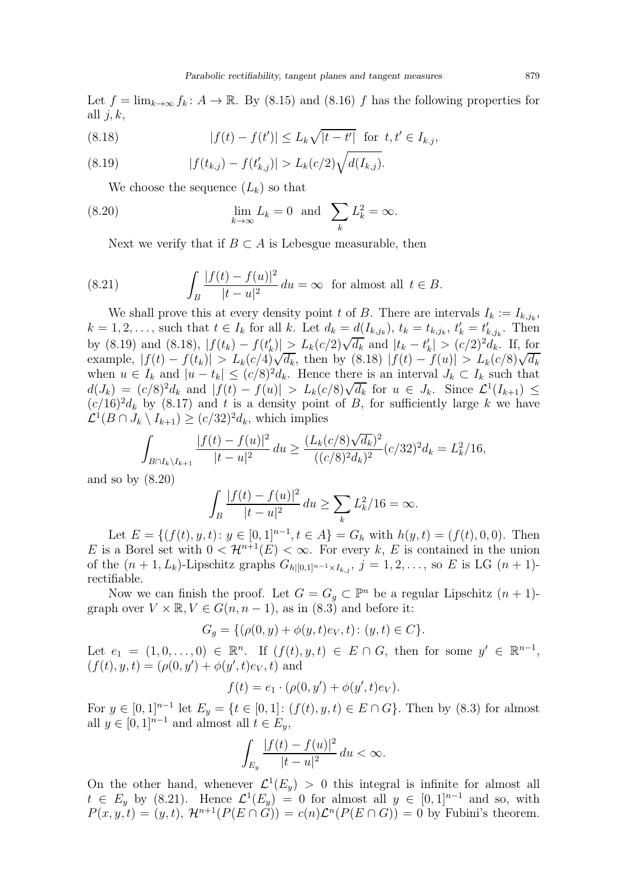Let $f = \lim_{k\to\infty} f_k \colon A \to \mathbb{R}$. By (8.15) and (8.16) $f$ has the following properties for all $j, k$,

$$|f(t) - f(t')| \le L_k \sqrt{|t - t'|} \quad \text{for } t, t' \in I_{k.j}, \tag{8.18}$$

$$|f(t_{k,j}) - f(t'_{k,j})| > L_k (c/2) \sqrt{d(I_{k,j})}. \tag{8.19}$$

We choose the sequence $(L_k)$ so that

$$\lim_{k\to\infty} L_k = 0 \quad \text{and} \quad \sum_k L_k^2 = \infty. \tag{8.20}$$

Next we verify that if $B \subset A$ is Lebesgue measurable, then

$$\int_B \frac{|f(t) - f(u)|^2}{|t - u|^2}\, du = \infty \quad \text{for almost all } t \in B. \tag{8.21}$$

We shall prove this at every density point $t$ of $B$. There are intervals $I_k := I_{k,j_k}$, $k = 1, 2, \dots$, such that $t \in I_k$ for all $k$. Let $d_k = d(I_{k,j_k})$, $t_k = t_{k,j_k}$, $t'_k = t'_{k,j_k}$. Then by (8.19) and (8.18), $|f(t_k) - f(t'_k)| > L_k (c/2)\sqrt{d_k}$ and $|t_k - t'_k| > (c/2)^2 d_k$. If, for example, $|f(t) - f(t_k)| > L_k (c/4)\sqrt{d_k}$, then by (8.18) $|f(t) - f(u)| > L_k (c/8)\sqrt{d_k}$ when $u \in I_k$ and $|u - t_k| \le (c/8)^2 d_k$. Hence there is an interval $J_k \subset I_k$ such that $d(J_k) = (c/8)^2 d_k$ and $|f(t) - f(u)| > L_k (c/8)\sqrt{d_k}$ for $u \in J_k$. Since $\mathcal{L}^1(I_{k+1}) \le (c/16)^2 d_k$ by (8.17) and $t$ is a density point of $B$, for sufficiently large $k$ we have $\mathcal{L}^1(B \cap J_k \setminus I_{k+1}) \ge (c/32)^2 d_k$, which implies

$$\int_{B \cap I_k \setminus I_{k+1}} \frac{|f(t) - f(u)|^2}{|t - u|^2}\, du \ge \frac{(L_k (c/8)\sqrt{d_k})^2}{((c/8)^2 d_k)^2} (c/32)^2 d_k = L_k^2/16,$$

and so by (8.20)

$$\int_B \frac{|f(t) - f(u)|^2}{|t - u|^2}\, du \ge \sum_k L_k^2/16 = \infty.$$

Let $E = \{(f(t), y, t) \colon y \in [0,1]^{n-1}, t \in A\} = G_h$ with $h(y,t) = (f(t), 0, 0)$. Then $E$ is a Borel set with $0 < \mathcal{H}^{n+1}(E) < \infty$. For every $k$, $E$ is contained in the union of the $(n+1, L_k)$-Lipschitz graphs $G_{h|[0,1]^{n-1} \times I_{k,j}}$, $j = 1, 2, \dots$, so $E$ is LG $(n+1)$-rectifiable.

Now we can finish the proof. Let $G = G_g \subset \mathbb{P}^n$ be a regular Lipschitz $(n+1)$-graph over $V \times \mathbb{R}, V \in G(n, n-1)$, as in (8.3) and before it:

$$G_g = \{(\rho(0,y) + \phi(y,t)e_V, t) \colon (y,t) \in C\}.$$

Let $e_1 = (1, 0, \dots, 0) \in \mathbb{R}^n$. If $(f(t), y, t) \in E \cap G$, then for some $y' \in \mathbb{R}^{n-1}$, $(f(t), y, t) = (\rho(0, y') + \phi(y', t)e_V, t)$ and

$$f(t) = e_1 \cdot (\rho(0, y') + \phi(y', t)e_V).$$

For $y \in [0,1]^{n-1}$ let $E_y = \{t \in [0,1] \colon (f(t), y, t) \in E \cap G\}$. Then by (8.3) for almost all $y \in [0,1]^{n-1}$ and almost all $t \in E_y$,

$$\int_{E_y} \frac{|f(t) - f(u)|^2}{|t - u|^2}\, du < \infty.$$

On the other hand, whenever $\mathcal{L}^1(E_y) > 0$ this integral is infinite for almost all $t \in E_y$ by (8.21). Hence $\mathcal{L}^1(E_y) = 0$ for almost all $y \in [0,1]^{n-1}$ and so, with $P(x, y, t) = (y, t)$, $\mathcal{H}^{n+1}(P(E \cap G)) = c(n)\mathcal{L}^n(P(E \cap G)) = 0$ by Fubini's theorem.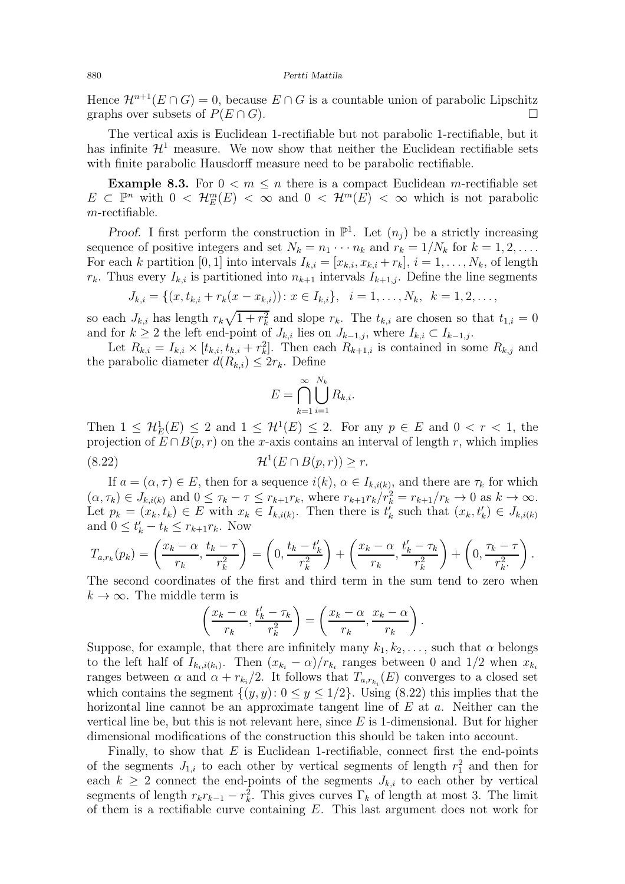Hence $\mathcal{H}^{n+1}(E \cap G) = 0$, because $E \cap G$ is a countable union of parabolic Lipschitz graphs over subsets of $P(E \cap G)$. $\square$

The vertical axis is Euclidean 1-rectifiable but not parabolic 1-rectifiable, but it has infinite $\mathcal{H}^1$ measure. We now show that neither the Euclidean rectifiable sets with finite parabolic Hausdorff measure need to be parabolic rectifiable.

**Example 8.3.** For $0 < m \leq n$ there is a compact Euclidean $m$-rectifiable set $E \subset \mathbb{P}^n$ with $0 < \mathcal{H}^m_E(E) < \infty$ and $0 < \mathcal{H}^m(E) < \infty$ which is not parabolic $m$-rectifiable.

*Proof.* I first perform the construction in $\mathbb{P}^1$. Let $(n_j)$ be a strictly increasing sequence of positive integers and set $N_k = n_1 \cdots n_k$ and $r_k = 1/N_k$ for $k = 1, 2, \dots$. For each $k$ partition $[0,1]$ into intervals $I_{k,i} = [x_{k,i}, x_{k,i} + r_k]$, $i = 1, \dots, N_k$, of length $r_k$. Thus every $I_{k,i}$ is partitioned into $n_{k+1}$ intervals $I_{k+1,j}$. Define the line segments

$$J_{k,i} = \{(x, t_{k,i} + r_k(x - x_{k,i})) \colon x \in I_{k,i}\}, \quad i = 1, \dots, N_k, \quad k = 1, 2, \dots,$$

so each $J_{k,i}$ has length $r_k\sqrt{1 + r_k^2}$ and slope $r_k$. The $t_{k,i}$ are chosen so that $t_{1,i} = 0$ and for $k \geq 2$ the left end-point of $J_{k,i}$ lies on $J_{k-1,j}$, where $I_{k,i} \subset I_{k-1,j}$.

Let $R_{k,i} = I_{k,i} \times [t_{k,i}, t_{k,i} + r_k^2]$. Then each $R_{k+1,i}$ is contained in some $R_{k,j}$ and the parabolic diameter $d(R_{k,i}) \leq 2r_k$. Define

$$E = \bigcap_{k=1}^{\infty} \bigcup_{i=1}^{N_k} R_{k,i}.$$

Then $1 \leq \mathcal{H}^1_E(E) \leq 2$ and $1 \leq \mathcal{H}^1(E) \leq 2$. For any $p \in E$ and $0 < r < 1$, the projection of $E \cap B(p,r)$ on the $x$-axis contains an interval of length $r$, which implies

$$\mathcal{H}^1(E \cap B(p,r)) \geq r. \tag{8.22}$$

If $a = (\alpha, \tau) \in E$, then for a sequence $i(k)$, $\alpha \in I_{k,i(k)}$, and there are $\tau_k$ for which $(\alpha, \tau_k) \in J_{k,i(k)}$ and $0 \leq \tau_k - \tau \leq r_{k+1}r_k$, where $r_{k+1}r_k/r_k^2 = r_{k+1}/r_k \to 0$ as $k \to \infty$. Let $p_k = (x_k, t_k) \in E$ with $x_k \in I_{k,i(k)}$. Then there is $t_k'$ such that $(x_k, t_k') \in J_{k,i(k)}$ and $0 \leq t_k' - t_k \leq r_{k+1}r_k$. Now

$$T_{a,r_k}(p_k) = \left(\frac{x_k - \alpha}{r_k}, \frac{t_k - \tau}{r_k^2}\right) = \left(0, \frac{t_k - t_k'}{r_k^2}\right) + \left(\frac{x_k - \alpha}{r_k}, \frac{t_k' - \tau_k}{r_k^2}\right) + \left(0, \frac{\tau_k - \tau}{r_k^2.}\right).$$

The second coordinates of the first and third term in the sum tend to zero when $k \to \infty$. The middle term is

$$\left(\frac{x_k - \alpha}{r_k}, \frac{t_k' - \tau_k}{r_k^2}\right) = \left(\frac{x_k - \alpha}{r_k}, \frac{x_k - \alpha}{r_k}\right).$$

Suppose, for example, that there are infinitely many $k_1, k_2, \dots$, such that $\alpha$ belongs to the left half of $I_{k_i, i(k_i)}$. Then $(x_{k_i} - \alpha)/r_{k_i}$ ranges between 0 and $1/2$ when $x_{k_i}$ ranges between $\alpha$ and $\alpha + r_{k_i}/2$. It follows that $T_{a,r_{k_i}}(E)$ converges to a closed set which contains the segment $\{(y,y) \colon 0 \leq y \leq 1/2\}$. Using (8.22) this implies that the horizontal line cannot be an approximate tangent line of $E$ at $a$. Neither can the vertical line be, but this is not relevant here, since $E$ is 1-dimensional. But for higher dimensional modifications of the construction this should be taken into account.

Finally, to show that $E$ is Euclidean 1-rectifiable, connect first the end-points of the segments $J_{1,i}$ to each other by vertical segments of length $r_1^2$ and then for each $k \geq 2$ connect the end-points of the segments $J_{k,i}$ to each other by vertical segments of length $r_k r_{k-1} - r_k^2$. This gives curves $\Gamma_k$ of length at most 3. The limit of them is a rectifiable curve containing $E$. This last argument does not work for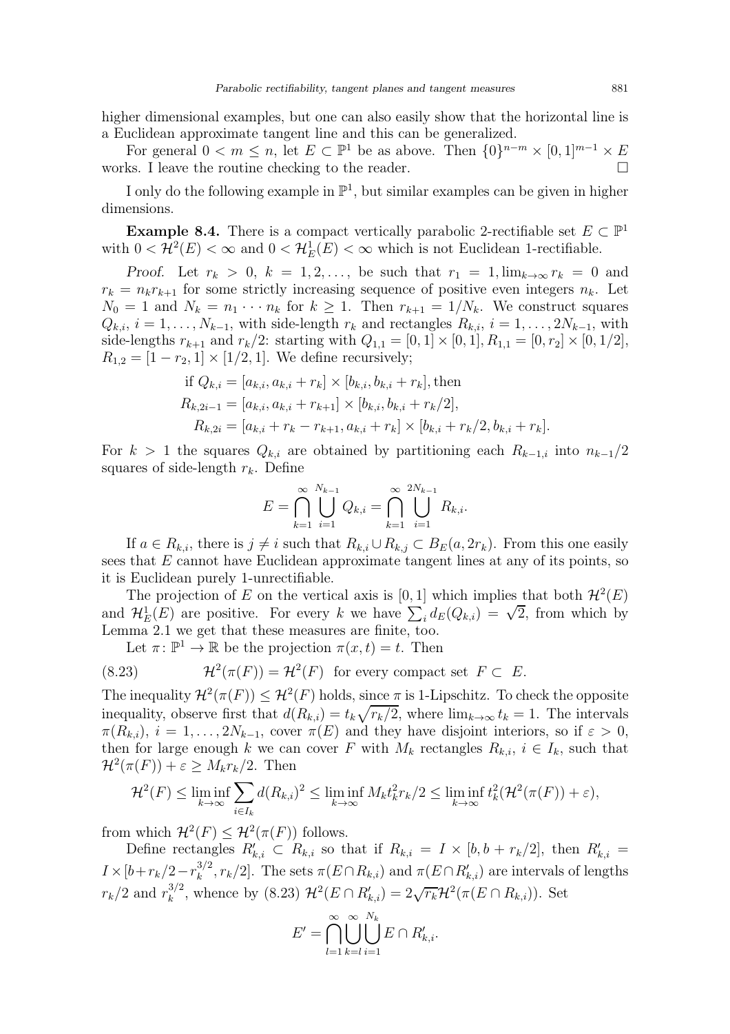higher dimensional examples, but one can also easily show that the horizontal line is a Euclidean approximate tangent line and this can be generalized.

For general $0 < m \le n$, let $E \subset \mathbb{P}^1$ be as above. Then $\{0\}^{n-m} \times [0,1]^{m-1} \times E$ works. I leave the routine checking to the reader. $\square$

I only do the following example in $\mathbb{P}^1$, but similar examples can be given in higher dimensions.

**Example 8.4.** There is a compact vertically parabolic 2-rectifiable set $E \subset \mathbb{P}^1$ with $0 < \mathcal{H}^2(E) < \infty$ and $0 < \mathcal{H}^1_E(E) < \infty$ which is not Euclidean 1-rectifiable.

*Proof.* Let $r_k > 0$, $k = 1, 2, \dots$, be such that $r_1 = 1, \lim_{k\to\infty} r_k = 0$ and $r_k = n_k r_{k+1}$ for some strictly increasing sequence of positive even integers $n_k$. Let $N_0 = 1$ and $N_k = n_1 \cdots n_k$ for $k \ge 1$. Then $r_{k+1} = 1/N_k$. We construct squares $Q_{k,i}$, $i = 1, \dots, N_{k-1}$, with side-length $r_k$ and rectangles $R_{k,i}$, $i = 1, \dots, 2N_{k-1}$, with side-lengths $r_{k+1}$ and $r_k/2$: starting with $Q_{1,1} = [0,1] \times [0,1]$, $R_{1,1} = [0, r_2] \times [0, 1/2]$, $R_{1,2} = [1 - r_2, 1] \times [1/2, 1]$. We define recursively;

$$
\begin{aligned}
&\text{if } Q_{k,i} = [a_{k,i}, a_{k,i} + r_k] \times [b_{k,i}, b_{k,i} + r_k], \text{then}\\
&R_{k,2i-1} = [a_{k,i}, a_{k,i} + r_{k+1}] \times [b_{k,i}, b_{k,i} + r_k/2],\\
&\quad R_{k,2i} = [a_{k,i} + r_k - r_{k+1}, a_{k,i} + r_k] \times [b_{k,i} + r_k/2, b_{k,i} + r_k].
\end{aligned}
$$

For $k > 1$ the squares $Q_{k,i}$ are obtained by partitioning each $R_{k-1,i}$ into $n_{k-1}/2$ squares of side-length $r_k$. Define

$$
E = \bigcap_{k=1}^{\infty} \bigcup_{i=1}^{N_{k-1}} Q_{k,i} = \bigcap_{k=1}^{\infty} \bigcup_{i=1}^{2N_{k-1}} R_{k,i}.
$$

If $a \in R_{k,i}$, there is $j \ne i$ such that $R_{k,i} \cup R_{k,j} \subset B_E(a, 2r_k)$. From this one easily sees that $E$ cannot have Euclidean approximate tangent lines at any of its points, so it is Euclidean purely 1-unrectifiable.

The projection of $E$ on the vertical axis is $[0,1]$ which implies that both $\mathcal{H}^2(E)$ and $\mathcal{H}^1_E(E)$ are positive. For every $k$ we have $\sum_i d_E(Q_{k,i}) = \sqrt{2}$, from which by Lemma 2.1 we get that these measures are finite, too.

Let $\pi\colon \mathbb{P}^1 \to \mathbb{R}$ be the projection $\pi(x,t) = t$. Then

$$
\mathcal{H}^2(\pi(F)) = \mathcal{H}^2(F) \ \text{ for every compact set } \ F \subset\ E. \tag{8.23}
$$

The inequality $\mathcal{H}^2(\pi(F)) \le \mathcal{H}^2(F)$ holds, since $\pi$ is 1-Lipschitz. To check the opposite inequality, observe first that $d(R_{k,i}) = t_k\sqrt{r_k/2}$, where $\lim_{k\to\infty} t_k = 1$. The intervals $\pi(R_{k,i})$, $i = 1, \dots, 2N_{k-1}$, cover $\pi(E)$ and they have disjoint interiors, so if $\varepsilon > 0$, then for large enough $k$ we can cover $F$ with $M_k$ rectangles $R_{k,i}$, $i \in I_k$, such that $\mathcal{H}^2(\pi(F)) + \varepsilon \ge M_k r_k/2$. Then

$$
\mathcal{H}^2(F) \le \liminf_{k\to\infty} \sum_{i\in I_k} d(R_{k,i})^2 \le \liminf_{k\to\infty} M_k t_k^2 r_k/2 \le \liminf_{k\to\infty} t_k^2(\mathcal{H}^2(\pi(F)) + \varepsilon),
$$

from which $\mathcal{H}^2(F) \le \mathcal{H}^2(\pi(F))$ follows.

Define rectangles $R'_{k,i} \subset R_{k,i}$ so that if $R_{k,i} = I \times [b, b + r_k/2]$, then $R'_{k,i} = I \times [b + r_k/2 - r_k^{3/2}, r_k/2]$. The sets $\pi(E \cap R_{k,i})$ and $\pi(E \cap R'_{k,i})$ are intervals of lengths $r_k/2$ and $r_k^{3/2}$, whence by (8.23) $\mathcal{H}^2(E \cap R'_{k,i}) = 2\sqrt{r_k}\mathcal{H}^2(\pi(E \cap R_{k,i}))$. Set

$$
E' = \bigcap_{l=1}^{\infty} \bigcup_{k=l}^{\infty} \bigcup_{i=1}^{N_k} E \cap R'_{k,i}.
$$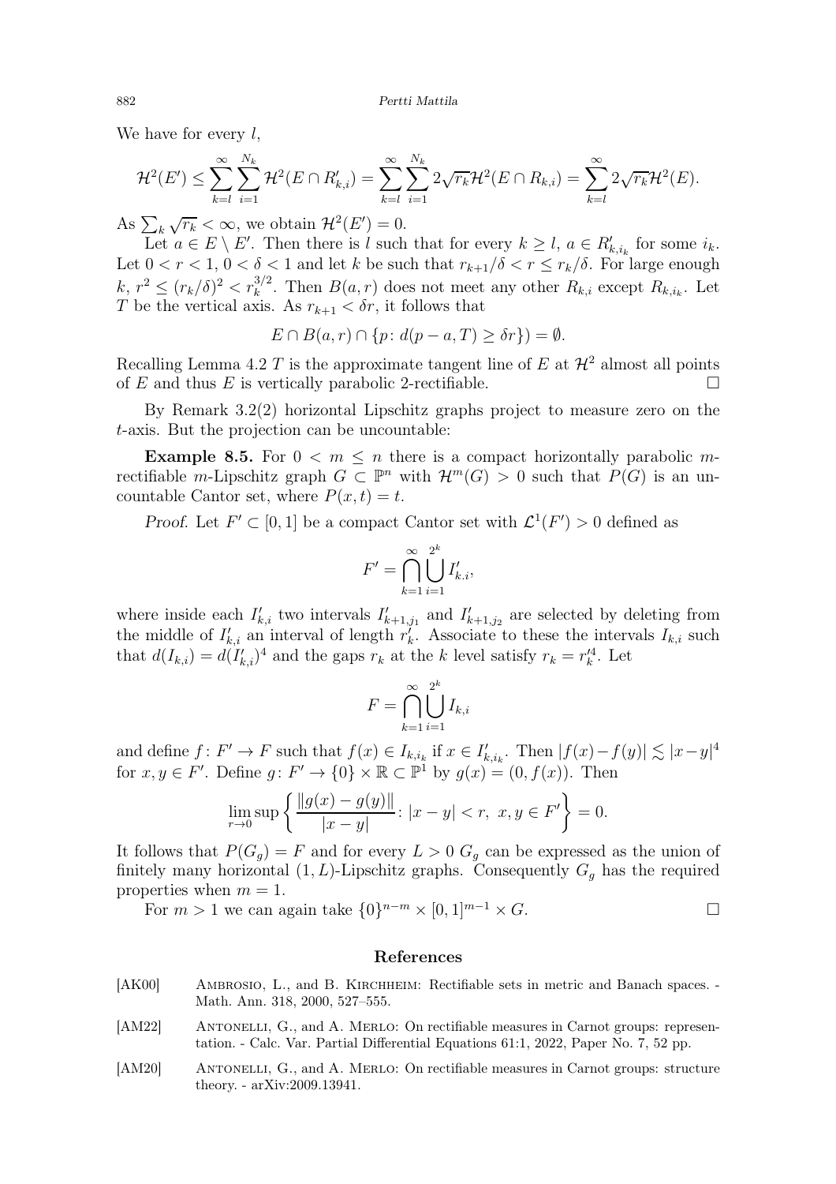We have for every $l$,

$$\mathcal{H}^2(E') \le \sum_{k=l}^{\infty}\sum_{i=1}^{N_k}\mathcal{H}^2(E\cap R'_{k,i}) = \sum_{k=l}^{\infty}\sum_{i=1}^{N_k} 2\sqrt{r_k}\mathcal{H}^2(E\cap R_{k,i}) = \sum_{k=l}^{\infty} 2\sqrt{r_k}\mathcal{H}^2(E).$$

As $\sum_k \sqrt{r_k} < \infty$, we obtain $\mathcal{H}^2(E') = 0$.

Let $a \in E\setminus E'$. Then there is $l$ such that for every $k\ge l$, $a\in R'_{k,i_k}$ for some $i_k$. Let $0<r<1$, $0<\delta<1$ and let $k$ be such that $r_{k+1}/\delta < r \le r_k/\delta$. For large enough $k$, $r^2 \le (r_k/\delta)^2 < r_k^{3/2}$. Then $B(a,r)$ does not meet any other $R_{k,i}$ except $R_{k,i_k}$. Let $T$ be the vertical axis. As $r_{k+1} < \delta r$, it follows that

$$E\cap B(a,r)\cap \{p\colon d(p-a,T)\ge \delta r\}) = \emptyset.$$

Recalling Lemma 4.2 $T$ is the approximate tangent line of $E$ at $\mathcal{H}^2$ almost all points of $E$ and thus $E$ is vertically parabolic 2-rectifiable. □

By Remark 3.2(2) horizontal Lipschitz graphs project to measure zero on the $t$-axis. But the projection can be uncountable:

**Example 8.5.** For $0 < m \le n$ there is a compact horizontally parabolic $m$-rectifiable $m$-Lipschitz graph $G\subset \mathbb{P}^n$ with $\mathcal{H}^m(G) > 0$ such that $P(G)$ is an uncountable Cantor set, where $P(x,t) = t$.

*Proof.* Let $F'\subset[0,1]$ be a compact Cantor set with $\mathcal{L}^1(F') > 0$ defined as

$$F' = \bigcap_{k=1}^{\infty}\bigcup_{i=1}^{2^k} I'_{k.i},$$

where inside each $I'_{k,i}$ two intervals $I'_{k+1,j_1}$ and $I'_{k+1,j_2}$ are selected by deleting from the middle of $I'_{k,i}$ an interval of length $r'_k$. Associate to these the intervals $I_{k,i}$ such that $d(I_{k,i}) = d(I'_{k,i})^4$ and the gaps $r_k$ at the $k$ level satisfy $r_k = r'^4_k$. Let

$$F = \bigcap_{k=1}^{\infty}\bigcup_{i=1}^{2^k} I_{k,i}$$

and define $f\colon F'\to F$ such that $f(x)\in I_{k,i_k}$ if $x\in I'_{k,i_k}$. Then $|f(x)-f(y)|\lesssim |x-y|^4$ for $x,y\in F'$. Define $g\colon F'\to\{0\}\times\mathbb{R}\subset\mathbb{P}^1$ by $g(x) = (0,f(x))$. Then

$$\lim_{r\to 0}\sup\left\{\frac{\|g(x)-g(y)\|}{|x-y|}\colon |x-y|<r,\ x,y\in F'\right\} = 0.$$

It follows that $P(G_g) = F$ and for every $L>0$ $G_g$ can be expressed as the union of finitely many horizontal $(1,L)$-Lipschitz graphs. Consequently $G_g$ has the required properties when $m=1$.

For $m>1$ we can again take $\{0\}^{n-m}\times[0,1]^{m-1}\times G$. □

## References

[AK00] Ambrosio, L., and B. Kirchheim: Rectifiable sets in metric and Banach spaces. - Math. Ann. 318, 2000, 527–555.

[AM22] Antonelli, G., and A. Merlo: On rectifiable measures in Carnot groups: representation. - Calc. Var. Partial Differential Equations 61:1, 2022, Paper No. 7, 52 pp.

[AM20] Antonelli, G., and A. Merlo: On rectifiable measures in Carnot groups: structure theory. - arXiv:2009.13941.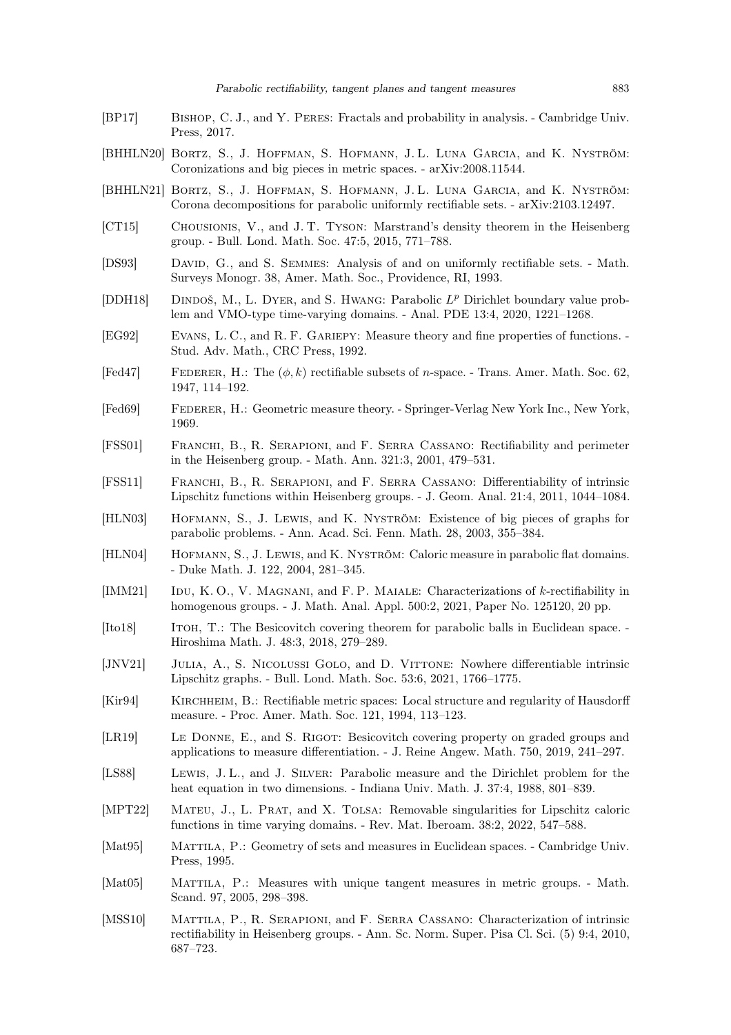- [BP17] Bishop, C. J., and Y. Peres: Fractals and probability in analysis. - Cambridge Univ. Press, 2017.
- [BHHLN20] Bortz, S., J. Hoffman, S. Hofmann, J. L. Luna Garcia, and K. Nyström: Coronizations and big pieces in metric spaces. - arXiv:2008.11544.
- [BHHLN21] Bortz, S., J. Hoffman, S. Hofmann, J. L. Luna Garcia, and K. Nyström: Corona decompositions for parabolic uniformly rectifiable sets. - arXiv:2103.12497.
- [CT15] Chousionis, V., and J. T. Tyson: Marstrand's density theorem in the Heisenberg group. - Bull. Lond. Math. Soc. 47:5, 2015, 771–788.
- [DS93] David, G., and S. Semmes: Analysis of and on uniformly rectifiable sets. - Math. Surveys Monogr. 38, Amer. Math. Soc., Providence, RI, 1993.
- [DDH18] Dindoš, M., L. Dyer, and S. Hwang: Parabolic $L^p$ Dirichlet boundary value problem and VMO-type time-varying domains. - Anal. PDE 13:4, 2020, 1221–1268.
- [EG92] Evans, L. C., and R. F. Gariepy: Measure theory and fine properties of functions. - Stud. Adv. Math., CRC Press, 1992.
- [Fed47] Federer, H.: The $(\phi, k)$ rectifiable subsets of $n$-space. - Trans. Amer. Math. Soc. 62, 1947, 114–192.
- [Fed69] Federer, H.: Geometric measure theory. - Springer-Verlag New York Inc., New York, 1969.
- [FSS01] Franchi, B., R. Serapioni, and F. Serra Cassano: Rectifiability and perimeter in the Heisenberg group. - Math. Ann. 321:3, 2001, 479–531.
- [FSS11] Franchi, B., R. Serapioni, and F. Serra Cassano: Differentiability of intrinsic Lipschitz functions within Heisenberg groups. - J. Geom. Anal. 21:4, 2011, 1044–1084.
- [HLN03] Hofmann, S., J. Lewis, and K. Nyström: Existence of big pieces of graphs for parabolic problems. - Ann. Acad. Sci. Fenn. Math. 28, 2003, 355–384.
- [HLN04] Hofmann, S., J. Lewis, and K. Nyström: Caloric measure in parabolic flat domains. - Duke Math. J. 122, 2004, 281–345.
- [IMM21] Idu, K. O., V. Magnani, and F. P. Maiale: Characterizations of $k$-rectifiability in homogenous groups. - J. Math. Anal. Appl. 500:2, 2021, Paper No. 125120, 20 pp.
- [Ito18] Itoh, T.: The Besicovitch covering theorem for parabolic balls in Euclidean space. - Hiroshima Math. J. 48:3, 2018, 279–289.
- [JNV21] Julia, A., S. Nicolussi Golo, and D. Vittone: Nowhere differentiable intrinsic Lipschitz graphs. - Bull. Lond. Math. Soc. 53:6, 2021, 1766–1775.
- [Kir94] Kirchheim, B.: Rectifiable metric spaces: Local structure and regularity of Hausdorff measure. - Proc. Amer. Math. Soc. 121, 1994, 113–123.
- [LR19] Le Donne, E., and S. Rigot: Besicovitch covering property on graded groups and applications to measure differentiation. - J. Reine Angew. Math. 750, 2019, 241–297.
- [LS88] Lewis, J. L., and J. Silver: Parabolic measure and the Dirichlet problem for the heat equation in two dimensions. - Indiana Univ. Math. J. 37:4, 1988, 801–839.
- [MPT22] Mateu, J., L. Prat, and X. Tolsa: Removable singularities for Lipschitz caloric functions in time varying domains. - Rev. Mat. Iberoam. 38:2, 2022, 547–588.
- [Mat95] Mattila, P.: Geometry of sets and measures in Euclidean spaces. - Cambridge Univ. Press, 1995.
- [Mat05] Mattila, P.: Measures with unique tangent measures in metric groups. - Math. Scand. 97, 2005, 298–398.
- [MSS10] Mattila, P., R. Serapioni, and F. Serra Cassano: Characterization of intrinsic rectifiability in Heisenberg groups. - Ann. Sc. Norm. Super. Pisa Cl. Sci. (5) 9:4, 2010, 687–723.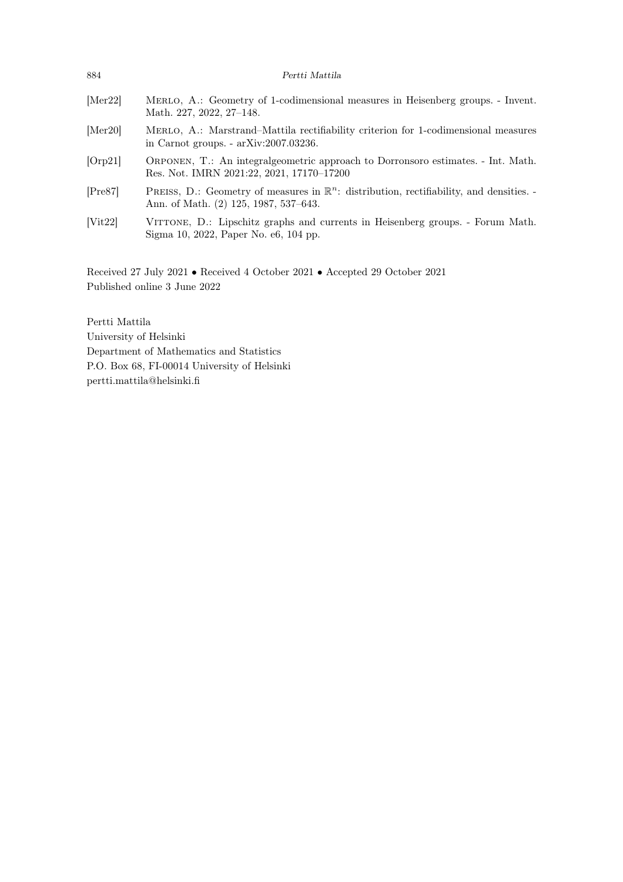[Mer22] Merlo, A.: Geometry of 1-codimensional measures in Heisenberg groups. - Invent. Math. 227, 2022, 27–148.

[Mer20] Merlo, A.: Marstrand–Mattila rectifiability criterion for 1-codimensional measures in Carnot groups. - arXiv:2007.03236.

[Orp21] Orponen, T.: An integralgeometric approach to Dorronsoro estimates. - Int. Math. Res. Not. IMRN 2021:22, 2021, 17170–17200

[Pre87] Preiss, D.: Geometry of measures in $\mathbb{R}^n$: distribution, rectifiability, and densities. - Ann. of Math. (2) 125, 1987, 537–643.

[Vit22] Vittone, D.: Lipschitz graphs and currents in Heisenberg groups. - Forum Math. Sigma 10, 2022, Paper No. e6, 104 pp.

Received 27 July 2021 • Received 4 October 2021 • Accepted 29 October 2021
Published online 3 June 2022

Pertti Mattila
University of Helsinki
Department of Mathematics and Statistics
P.O. Box 68, FI-00014 University of Helsinki
pertti.mattila@helsinki.fi